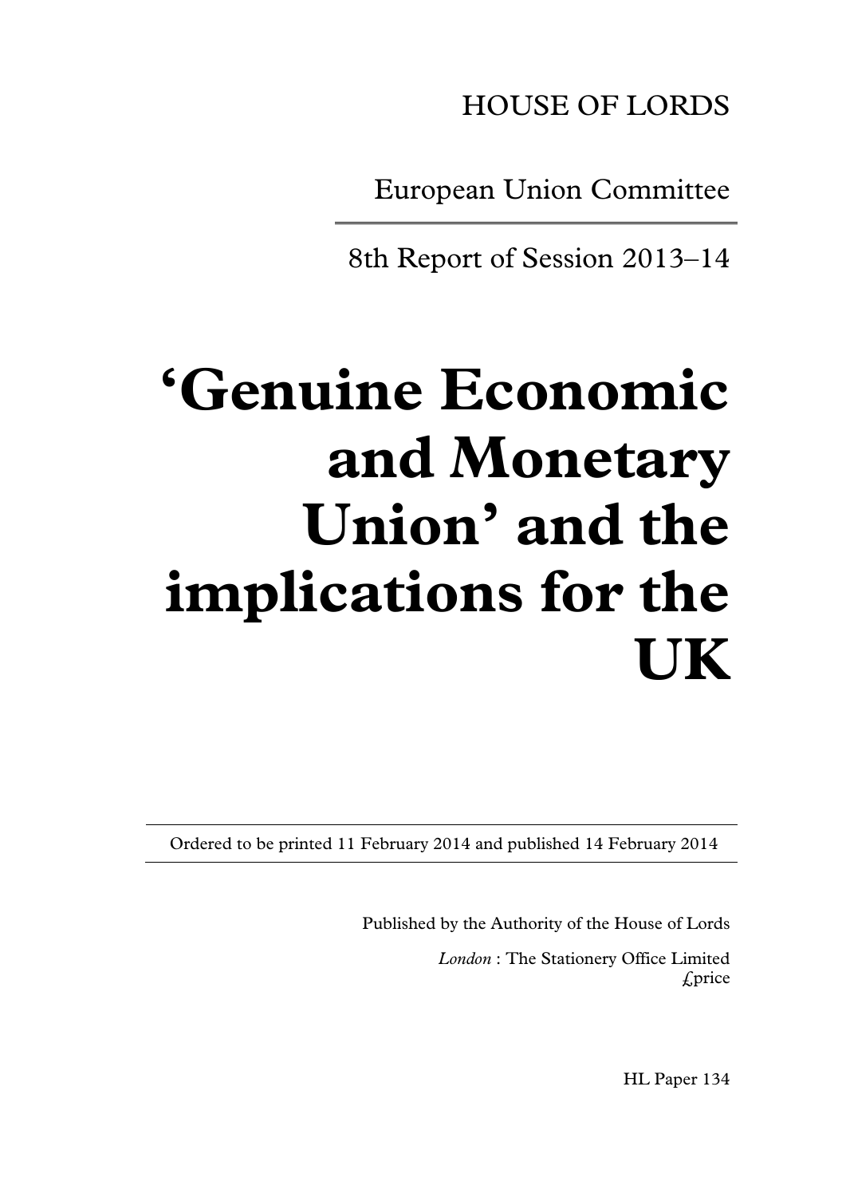HOUSE OF LORDS

European Union Committee

8th Report of Session 2013–14

# 'Genuine Economic and Monetary Union' and the implications for the UK

Ordered to be printed 11 February 2014 and published 14 February 2014

Published by the Authority of the House of Lords

*London* : The Stationery Office Limited
£price

HL Paper 134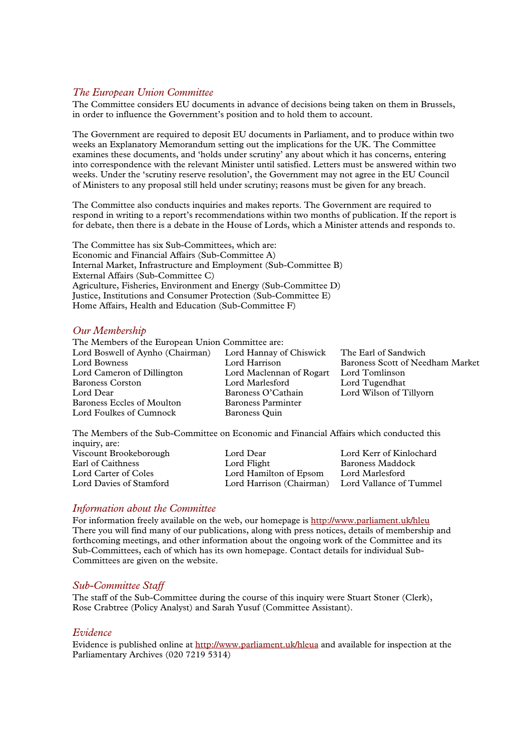## *The European Union Committee*

The Committee considers EU documents in advance of decisions being taken on them in Brussels, in order to influence the Government's position and to hold them to account.

The Government are required to deposit EU documents in Parliament, and to produce within two weeks an Explanatory Memorandum setting out the implications for the UK. The Committee examines these documents, and 'holds under scrutiny' any about which it has concerns, entering into correspondence with the relevant Minister until satisfied. Letters must be answered within two weeks. Under the 'scrutiny reserve resolution', the Government may not agree in the EU Council of Ministers to any proposal still held under scrutiny; reasons must be given for any breach.

The Committee also conducts inquiries and makes reports. The Government are required to respond in writing to a report's recommendations within two months of publication. If the report is for debate, then there is a debate in the House of Lords, which a Minister attends and responds to.

The Committee has six Sub-Committees, which are:
Economic and Financial Affairs (Sub-Committee A)
Internal Market, Infrastructure and Employment (Sub-Committee B)
External Affairs (Sub-Committee C)
Agriculture, Fisheries, Environment and Energy (Sub-Committee D)
Justice, Institutions and Consumer Protection (Sub-Committee E)
Home Affairs, Health and Education (Sub-Committee F)

## *Our Membership*

The Members of the European Union Committee are:

Lord Boswell of Aynho (Chairman)
Lord Bowness
Lord Cameron of Dillington
Baroness Corston
Lord Dear
Baroness Eccles of Moulton
Lord Foulkes of Cumnock
Lord Hannay of Chiswick
Lord Harrison
Lord Maclennan of Rogart
Lord Marlesford
Baroness O'Cathain
Baroness Parminter
Baroness Quin
The Earl of Sandwich
Baroness Scott of Needham Market
Lord Tomlinson
Lord Tugendhat
Lord Wilson of Tillyorn

The Members of the Sub-Committee on Economic and Financial Affairs which conducted this inquiry, are:

Viscount Brookeborough
Earl of Caithness
Lord Carter of Coles
Lord Davies of Stamford
Lord Dear
Lord Flight
Lord Hamilton of Epsom
Lord Harrison (Chairman)
Lord Kerr of Kinlochard
Baroness Maddock
Lord Marlesford
Lord Vallance of Tummel

## *Information about the Committee*

For information freely available on the web, our homepage is http://www.parliament.uk/hleu
There you will find many of our publications, along with press notices, details of membership and forthcoming meetings, and other information about the ongoing work of the Committee and its Sub-Committees, each of which has its own homepage. Contact details for individual Sub-Committees are given on the website.

## *Sub-Committee Staff*

The staff of the Sub-Committee during the course of this inquiry were Stuart Stoner (Clerk), Rose Crabtree (Policy Analyst) and Sarah Yusuf (Committee Assistant).

## *Evidence*

Evidence is published online at http://www.parliament.uk/hleua and available for inspection at the Parliamentary Archives (020 7219 5314)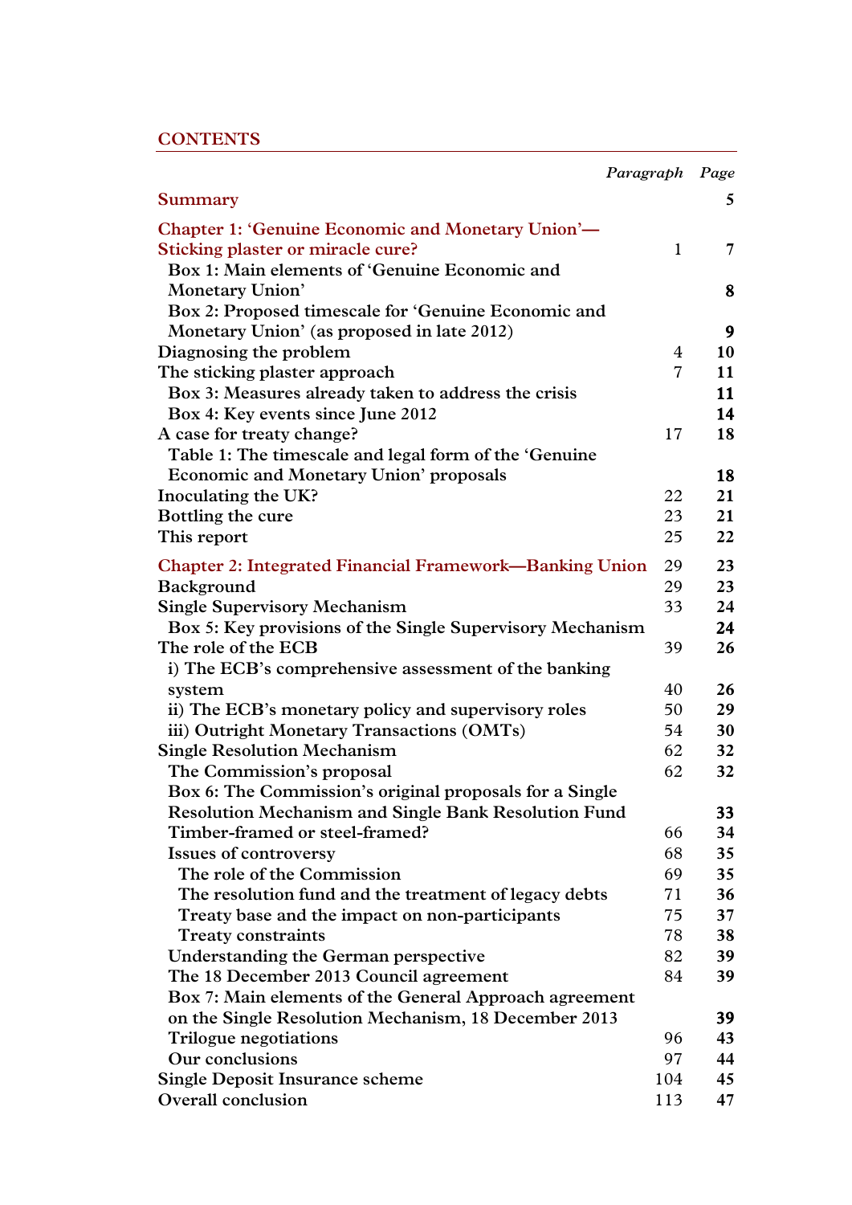# CONTENTS

| | Paragraph | Page |
|---|---|---|
| **Summary** | | **5** |
| **Chapter 1: 'Genuine Economic and Monetary Union'—Sticking plaster or miracle cure?** | 1 | **7** |
| Box 1: Main elements of 'Genuine Economic and Monetary Union' | | **8** |
| Box 2: Proposed timescale for 'Genuine Economic and Monetary Union' (as proposed in late 2012) | | **9** |
| Diagnosing the problem | 4 | **10** |
| The sticking plaster approach | 7 | **11** |
| Box 3: Measures already taken to address the crisis | | **11** |
| Box 4: Key events since June 2012 | | **14** |
| A case for treaty change? | 17 | **18** |
| Table 1: The timescale and legal form of the 'Genuine Economic and Monetary Union' proposals | | **18** |
| Inoculating the UK? | 22 | **21** |
| Bottling the cure | 23 | **21** |
| This report | 25 | **22** |
| **Chapter 2: Integrated Financial Framework—Banking Union** | 29 | **23** |
| Background | 29 | **23** |
| Single Supervisory Mechanism | 33 | **24** |
| Box 5: Key provisions of the Single Supervisory Mechanism | | **24** |
| The role of the ECB | 39 | **26** |
| i) The ECB's comprehensive assessment of the banking system | 40 | **26** |
| ii) The ECB's monetary policy and supervisory roles | 50 | **29** |
| iii) Outright Monetary Transactions (OMTs) | 54 | **30** |
| Single Resolution Mechanism | 62 | **32** |
| The Commission's proposal | 62 | **32** |
| Box 6: The Commission's original proposals for a Single Resolution Mechanism and Single Bank Resolution Fund | | **33** |
| Timber-framed or steel-framed? | 66 | **34** |
| Issues of controversy | 68 | **35** |
| The role of the Commission | 69 | **35** |
| The resolution fund and the treatment of legacy debts | 71 | **36** |
| Treaty base and the impact on non-participants | 75 | **37** |
| Treaty constraints | 78 | **38** |
| Understanding the German perspective | 82 | **39** |
| The 18 December 2013 Council agreement | 84 | **39** |
| Box 7: Main elements of the General Approach agreement on the Single Resolution Mechanism, 18 December 2013 | | **39** |
| Trilogue negotiations | 96 | **43** |
| Our conclusions | 97 | **44** |
| Single Deposit Insurance scheme | 104 | **45** |
| Overall conclusion | 113 | **47** |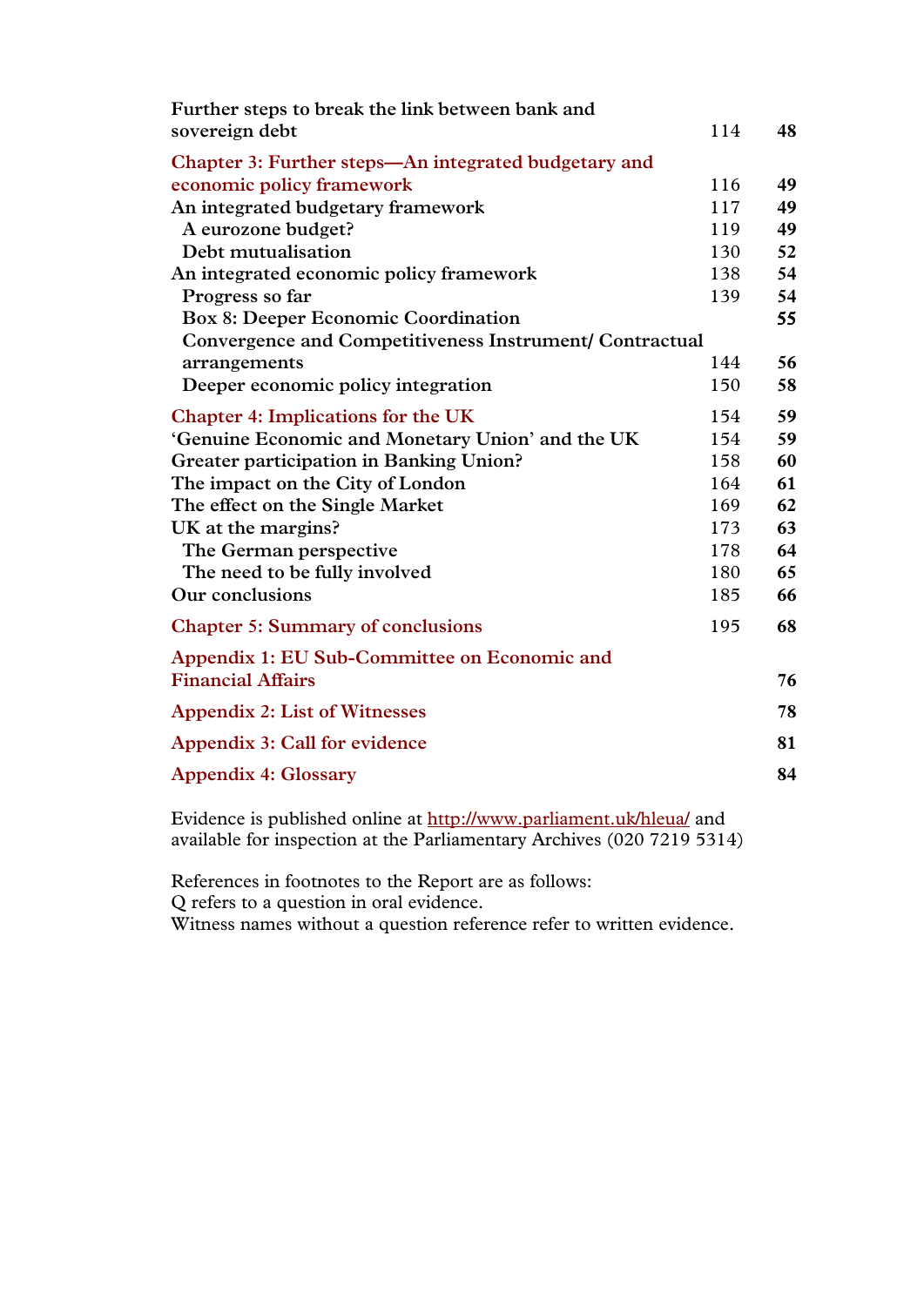| | Paragraph | Page |
|---|---|---|
| **Further steps to break the link between bank and sovereign debt** | 114 | **48** |
| **Chapter 3: Further steps—An integrated budgetary and economic policy framework** | 116 | **49** |
| **An integrated budgetary framework** | 117 | **49** |
| **A eurozone budget?** | 119 | **49** |
| **Debt mutualisation** | 130 | **52** |
| **An integrated economic policy framework** | 138 | **54** |
| **Progress so far** | 139 | **54** |
| **Box 8: Deeper Economic Coordination** | | **55** |
| **Convergence and Competitiveness Instrument/ Contractual arrangements** | 144 | **56** |
| **Deeper economic policy integration** | 150 | **58** |
| **Chapter 4: Implications for the UK** | 154 | **59** |
| **'Genuine Economic and Monetary Union' and the UK** | 154 | **59** |
| **Greater participation in Banking Union?** | 158 | **60** |
| **The impact on the City of London** | 164 | **61** |
| **The effect on the Single Market** | 169 | **62** |
| **UK at the margins?** | 173 | **63** |
| **The German perspective** | 178 | **64** |
| **The need to be fully involved** | 180 | **65** |
| **Our conclusions** | 185 | **66** |
| **Chapter 5: Summary of conclusions** | 195 | **68** |
| **Appendix 1: EU Sub-Committee on Economic and Financial Affairs** | | **76** |
| **Appendix 2: List of Witnesses** | | **78** |
| **Appendix 3: Call for evidence** | | **81** |
| **Appendix 4: Glossary** | | **84** |

Evidence is published online at http://www.parliament.uk/hleua/ and available for inspection at the Parliamentary Archives (020 7219 5314)

References in footnotes to the Report are as follows:
Q refers to a question in oral evidence.
Witness names without a question reference refer to written evidence.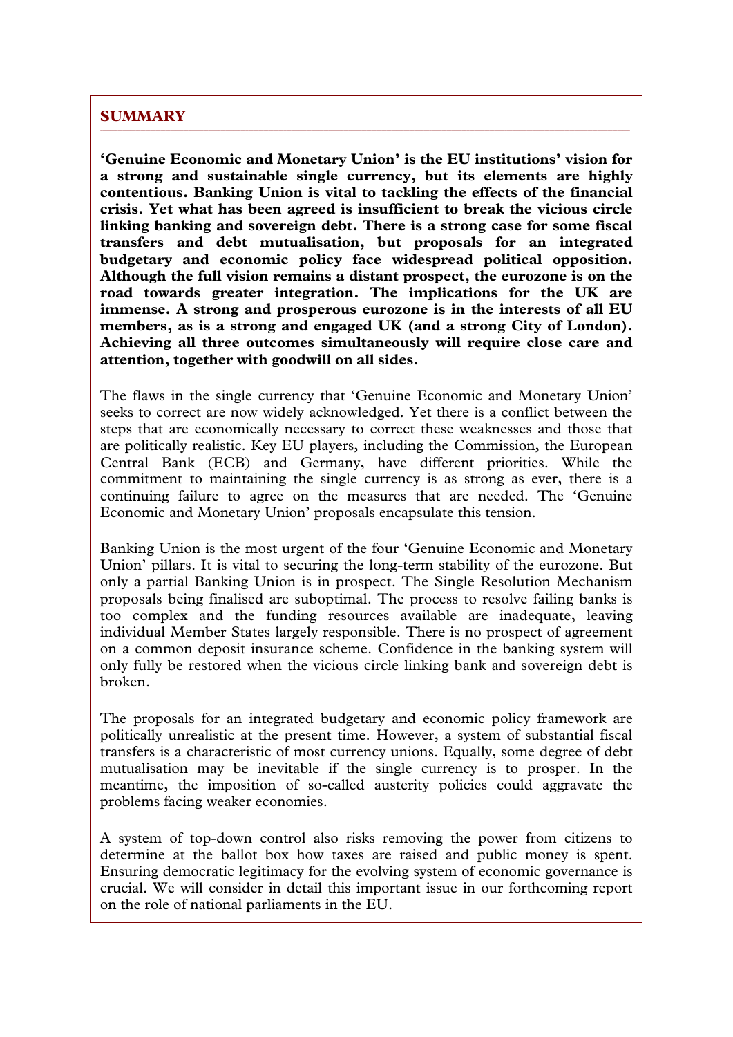## SUMMARY

**'Genuine Economic and Monetary Union' is the EU institutions' vision for a strong and sustainable single currency, but its elements are highly contentious. Banking Union is vital to tackling the effects of the financial crisis. Yet what has been agreed is insufficient to break the vicious circle linking banking and sovereign debt. There is a strong case for some fiscal transfers and debt mutualisation, but proposals for an integrated budgetary and economic policy face widespread political opposition. Although the full vision remains a distant prospect, the eurozone is on the road towards greater integration. The implications for the UK are immense. A strong and prosperous eurozone is in the interests of all EU members, as is a strong and engaged UK (and a strong City of London). Achieving all three outcomes simultaneously will require close care and attention, together with goodwill on all sides.**

The flaws in the single currency that 'Genuine Economic and Monetary Union' seeks to correct are now widely acknowledged. Yet there is a conflict between the steps that are economically necessary to correct these weaknesses and those that are politically realistic. Key EU players, including the Commission, the European Central Bank (ECB) and Germany, have different priorities. While the commitment to maintaining the single currency is as strong as ever, there is a continuing failure to agree on the measures that are needed. The 'Genuine Economic and Monetary Union' proposals encapsulate this tension.

Banking Union is the most urgent of the four 'Genuine Economic and Monetary Union' pillars. It is vital to securing the long-term stability of the eurozone. But only a partial Banking Union is in prospect. The Single Resolution Mechanism proposals being finalised are suboptimal. The process to resolve failing banks is too complex and the funding resources available are inadequate, leaving individual Member States largely responsible. There is no prospect of agreement on a common deposit insurance scheme. Confidence in the banking system will only fully be restored when the vicious circle linking bank and sovereign debt is broken.

The proposals for an integrated budgetary and economic policy framework are politically unrealistic at the present time. However, a system of substantial fiscal transfers is a characteristic of most currency unions. Equally, some degree of debt mutualisation may be inevitable if the single currency is to prosper. In the meantime, the imposition of so-called austerity policies could aggravate the problems facing weaker economies.

A system of top-down control also risks removing the power from citizens to determine at the ballot box how taxes are raised and public money is spent. Ensuring democratic legitimacy for the evolving system of economic governance is crucial. We will consider in detail this important issue in our forthcoming report on the role of national parliaments in the EU.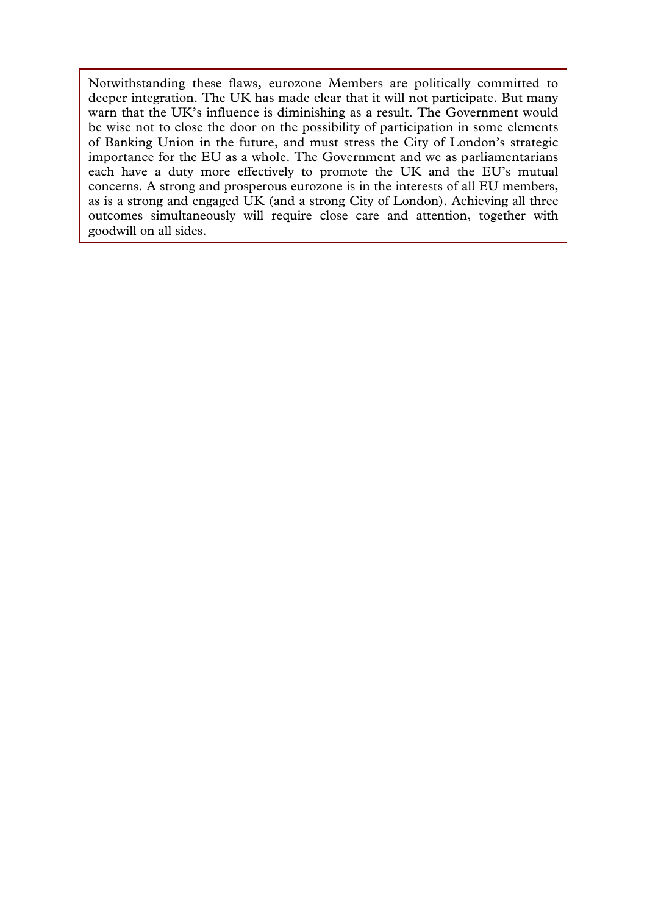Notwithstanding these flaws, eurozone Members are politically committed to deeper integration. The UK has made clear that it will not participate. But many warn that the UK's influence is diminishing as a result. The Government would be wise not to close the door on the possibility of participation in some elements of Banking Union in the future, and must stress the City of London's strategic importance for the EU as a whole. The Government and we as parliamentarians each have a duty more effectively to promote the UK and the EU's mutual concerns. A strong and prosperous eurozone is in the interests of all EU members, as is a strong and engaged UK (and a strong City of London). Achieving all three outcomes simultaneously will require close care and attention, together with goodwill on all sides.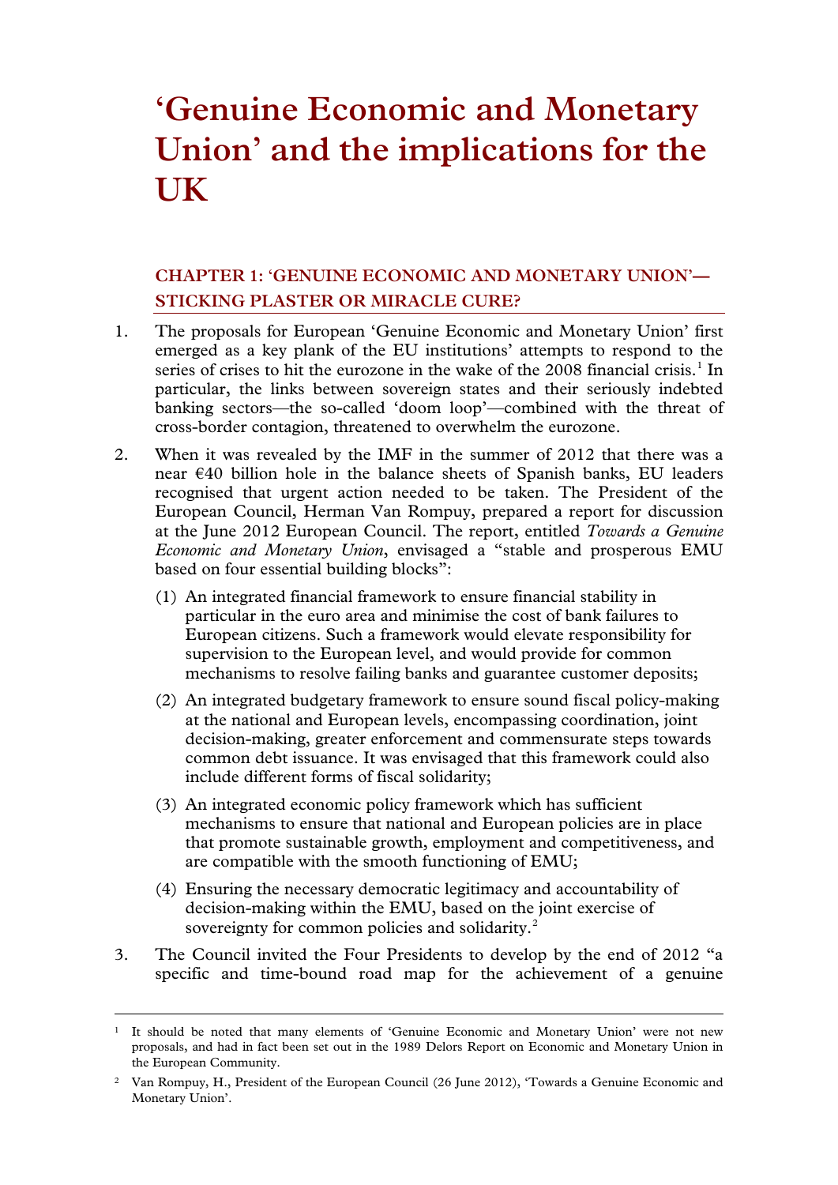# 'Genuine Economic and Monetary Union' and the implications for the UK

## CHAPTER 1: 'GENUINE ECONOMIC AND MONETARY UNION'—STICKING PLASTER OR MIRACLE CURE?

1. The proposals for European 'Genuine Economic and Monetary Union' first emerged as a key plank of the EU institutions' attempts to respond to the series of crises to hit the eurozone in the wake of the 2008 financial crisis.[1] In particular, the links between sovereign states and their seriously indebted banking sectors—the so-called 'doom loop'—combined with the threat of cross-border contagion, threatened to overwhelm the eurozone.

2. When it was revealed by the IMF in the summer of 2012 that there was a near €40 billion hole in the balance sheets of Spanish banks, EU leaders recognised that urgent action needed to be taken. The President of the European Council, Herman Van Rompuy, prepared a report for discussion at the June 2012 European Council. The report, entitled *Towards a Genuine Economic and Monetary Union*, envisaged a "stable and prosperous EMU based on four essential building blocks":

   (1) An integrated financial framework to ensure financial stability in particular in the euro area and minimise the cost of bank failures to European citizens. Such a framework would elevate responsibility for supervision to the European level, and would provide for common mechanisms to resolve failing banks and guarantee customer deposits;

   (2) An integrated budgetary framework to ensure sound fiscal policy-making at the national and European levels, encompassing coordination, joint decision-making, greater enforcement and commensurate steps towards common debt issuance. It was envisaged that this framework could also include different forms of fiscal solidarity;

   (3) An integrated economic policy framework which has sufficient mechanisms to ensure that national and European policies are in place that promote sustainable growth, employment and competitiveness, and are compatible with the smooth functioning of EMU;

   (4) Ensuring the necessary democratic legitimacy and accountability of decision-making within the EMU, based on the joint exercise of sovereignty for common policies and solidarity.[2]

3. The Council invited the Four Presidents to develop by the end of 2012 "a specific and time-bound road map for the achievement of a genuine

---

[1] It should be noted that many elements of 'Genuine Economic and Monetary Union' were not new proposals, and had in fact been set out in the 1989 Delors Report on Economic and Monetary Union in the European Community.

[2] Van Rompuy, H., President of the European Council (26 June 2012), 'Towards a Genuine Economic and Monetary Union'.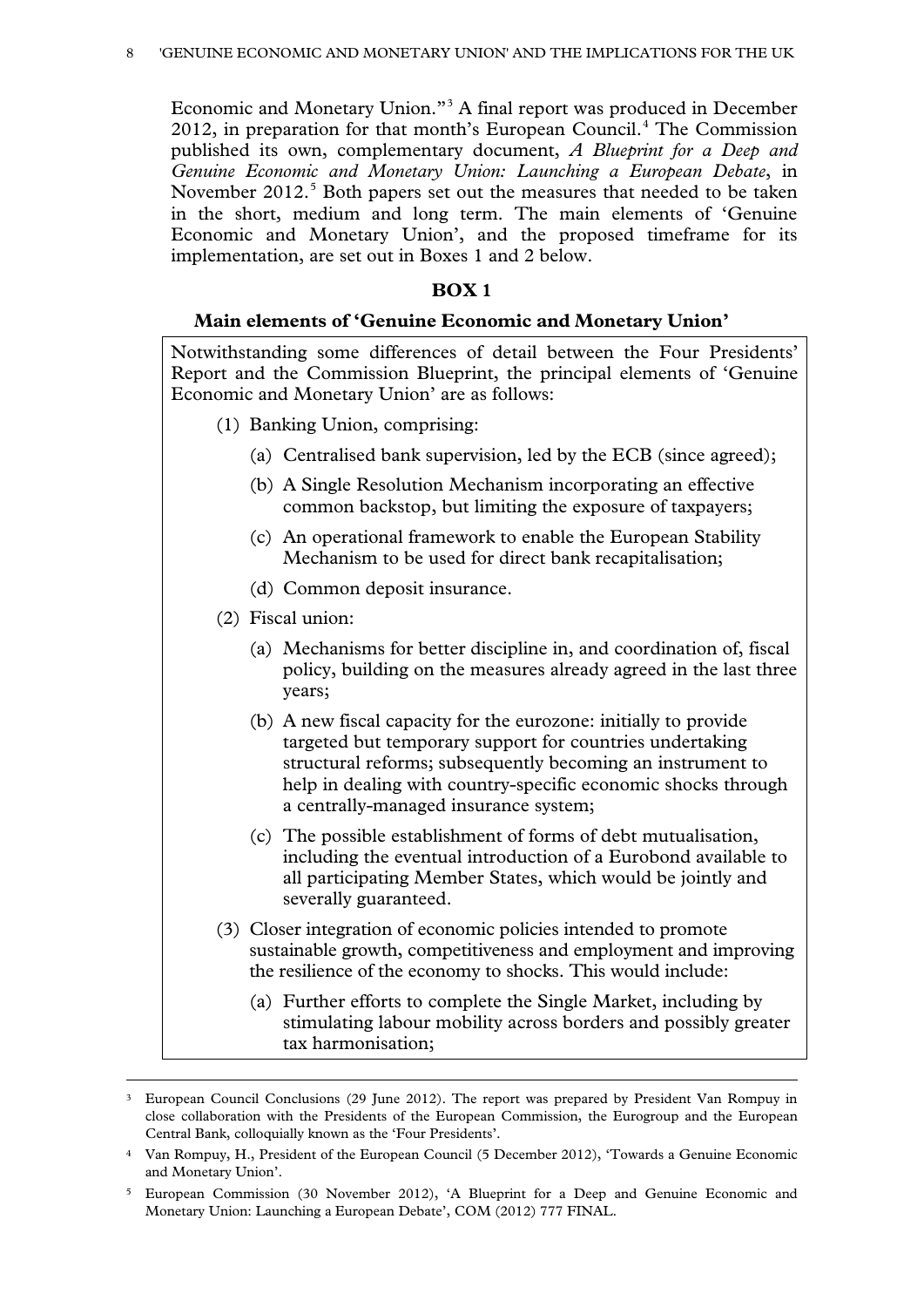Economic and Monetary Union."[3] A final report was produced in December 2012, in preparation for that month's European Council.[4] The Commission published its own, complementary document, *A Blueprint for a Deep and Genuine Economic and Monetary Union: Launching a European Debate*, in November 2012.[5] Both papers set out the measures that needed to be taken in the short, medium and long term. The main elements of 'Genuine Economic and Monetary Union', and the proposed timeframe for its implementation, are set out in Boxes 1 and 2 below.

**BOX 1**

**Main elements of 'Genuine Economic and Monetary Union'**

Notwithstanding some differences of detail between the Four Presidents' Report and the Commission Blueprint, the principal elements of 'Genuine Economic and Monetary Union' are as follows:

(1) Banking Union, comprising:

  (a) Centralised bank supervision, led by the ECB (since agreed);

  (b) A Single Resolution Mechanism incorporating an effective common backstop, but limiting the exposure of taxpayers;

  (c) An operational framework to enable the European Stability Mechanism to be used for direct bank recapitalisation;

  (d) Common deposit insurance.

(2) Fiscal union:

  (a) Mechanisms for better discipline in, and coordination of, fiscal policy, building on the measures already agreed in the last three years;

  (b) A new fiscal capacity for the eurozone: initially to provide targeted but temporary support for countries undertaking structural reforms; subsequently becoming an instrument to help in dealing with country-specific economic shocks through a centrally-managed insurance system;

  (c) The possible establishment of forms of debt mutualisation, including the eventual introduction of a Eurobond available to all participating Member States, which would be jointly and severally guaranteed.

(3) Closer integration of economic policies intended to promote sustainable growth, competitiveness and employment and improving the resilience of the economy to shocks. This would include:

  (a) Further efforts to complete the Single Market, including by stimulating labour mobility across borders and possibly greater tax harmonisation;

---

[3] European Council Conclusions (29 June 2012). The report was prepared by President Van Rompuy in close collaboration with the Presidents of the European Commission, the Eurogroup and the European Central Bank, colloquially known as the 'Four Presidents'.

[4] Van Rompuy, H., President of the European Council (5 December 2012), 'Towards a Genuine Economic and Monetary Union'.

[5] European Commission (30 November 2012), 'A Blueprint for a Deep and Genuine Economic and Monetary Union: Launching a European Debate', COM (2012) 777 FINAL.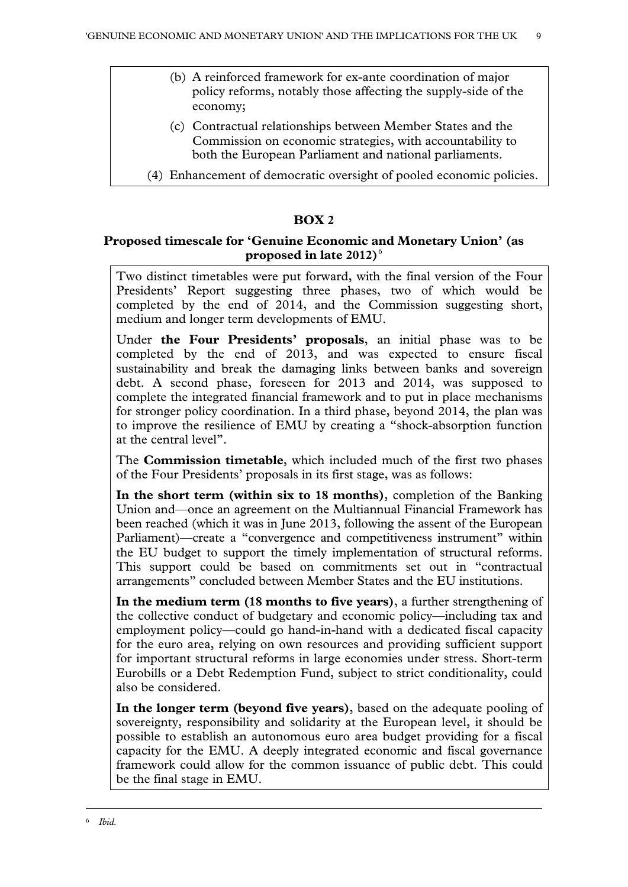(b) A reinforced framework for ex-ante coordination of major policy reforms, notably those affecting the supply-side of the economy;

(c) Contractual relationships between Member States and the Commission on economic strategies, with accountability to both the European Parliament and national parliaments.

(4) Enhancement of democratic oversight of pooled economic policies.

**BOX 2**

**Proposed timescale for 'Genuine Economic and Monetary Union' (as proposed in late 2012)**[6]

Two distinct timetables were put forward, with the final version of the Four Presidents' Report suggesting three phases, two of which would be completed by the end of 2014, and the Commission suggesting short, medium and longer term developments of EMU.

Under **the Four Presidents' proposals**, an initial phase was to be completed by the end of 2013, and was expected to ensure fiscal sustainability and break the damaging links between banks and sovereign debt. A second phase, foreseen for 2013 and 2014, was supposed to complete the integrated financial framework and to put in place mechanisms for stronger policy coordination. In a third phase, beyond 2014, the plan was to improve the resilience of EMU by creating a "shock-absorption function at the central level".

The **Commission timetable**, which included much of the first two phases of the Four Presidents' proposals in its first stage, was as follows:

**In the short term (within six to 18 months)**, completion of the Banking Union and—once an agreement on the Multiannual Financial Framework has been reached (which it was in June 2013, following the assent of the European Parliament)—create a "convergence and competitiveness instrument" within the EU budget to support the timely implementation of structural reforms. This support could be based on commitments set out in "contractual arrangements" concluded between Member States and the EU institutions.

**In the medium term (18 months to five years)**, a further strengthening of the collective conduct of budgetary and economic policy—including tax and employment policy—could go hand-in-hand with a dedicated fiscal capacity for the euro area, relying on own resources and providing sufficient support for important structural reforms in large economies under stress. Short-term Eurobills or a Debt Redemption Fund, subject to strict conditionality, could also be considered.

**In the longer term (beyond five years)**, based on the adequate pooling of sovereignty, responsibility and solidarity at the European level, it should be possible to establish an autonomous euro area budget providing for a fiscal capacity for the EMU. A deeply integrated economic and fiscal governance framework could allow for the common issuance of public debt. This could be the final stage in EMU.

---

[6] *Ibid.*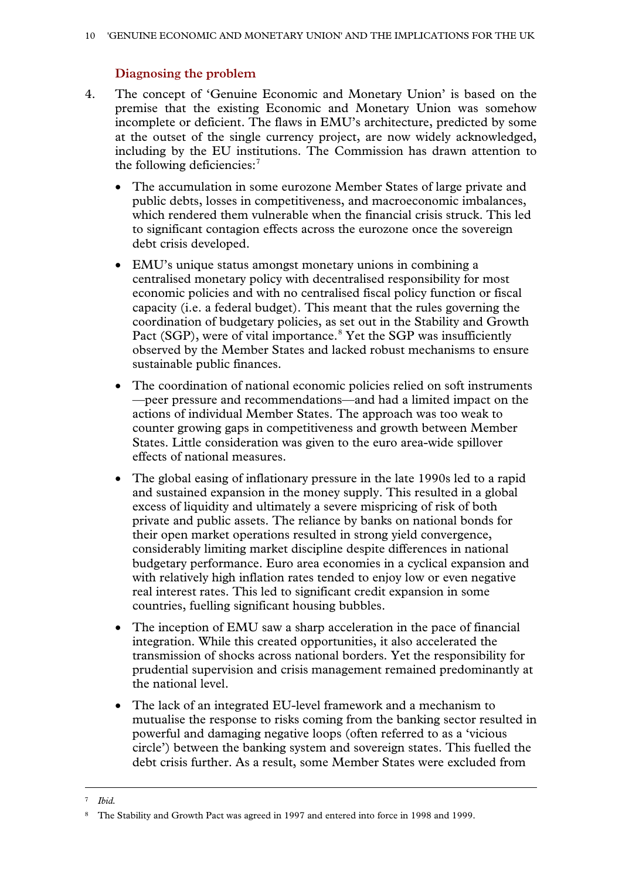### Diagnosing the problem

4. The concept of 'Genuine Economic and Monetary Union' is based on the premise that the existing Economic and Monetary Union was somehow incomplete or deficient. The flaws in EMU's architecture, predicted by some at the outset of the single currency project, are now widely acknowledged, including by the EU institutions. The Commission has drawn attention to the following deficiencies:[7]

   - The accumulation in some eurozone Member States of large private and public debts, losses in competitiveness, and macroeconomic imbalances, which rendered them vulnerable when the financial crisis struck. This led to significant contagion effects across the eurozone once the sovereign debt crisis developed.
   - EMU's unique status amongst monetary unions in combining a centralised monetary policy with decentralised responsibility for most economic policies and with no centralised fiscal policy function or fiscal capacity (i.e. a federal budget). This meant that the rules governing the coordination of budgetary policies, as set out in the Stability and Growth Pact (SGP), were of vital importance.[8] Yet the SGP was insufficiently observed by the Member States and lacked robust mechanisms to ensure sustainable public finances.
   - The coordination of national economic policies relied on soft instruments —peer pressure and recommendations—and had a limited impact on the actions of individual Member States. The approach was too weak to counter growing gaps in competitiveness and growth between Member States. Little consideration was given to the euro area-wide spillover effects of national measures.
   - The global easing of inflationary pressure in the late 1990s led to a rapid and sustained expansion in the money supply. This resulted in a global excess of liquidity and ultimately a severe mispricing of risk of both private and public assets. The reliance by banks on national bonds for their open market operations resulted in strong yield convergence, considerably limiting market discipline despite differences in national budgetary performance. Euro area economies in a cyclical expansion and with relatively high inflation rates tended to enjoy low or even negative real interest rates. This led to significant credit expansion in some countries, fuelling significant housing bubbles.
   - The inception of EMU saw a sharp acceleration in the pace of financial integration. While this created opportunities, it also accelerated the transmission of shocks across national borders. Yet the responsibility for prudential supervision and crisis management remained predominantly at the national level.
   - The lack of an integrated EU-level framework and a mechanism to mutualise the response to risks coming from the banking sector resulted in powerful and damaging negative loops (often referred to as a 'vicious circle') between the banking system and sovereign states. This fuelled the debt crisis further. As a result, some Member States were excluded from

---

[7] *Ibid.*

[8] The Stability and Growth Pact was agreed in 1997 and entered into force in 1998 and 1999.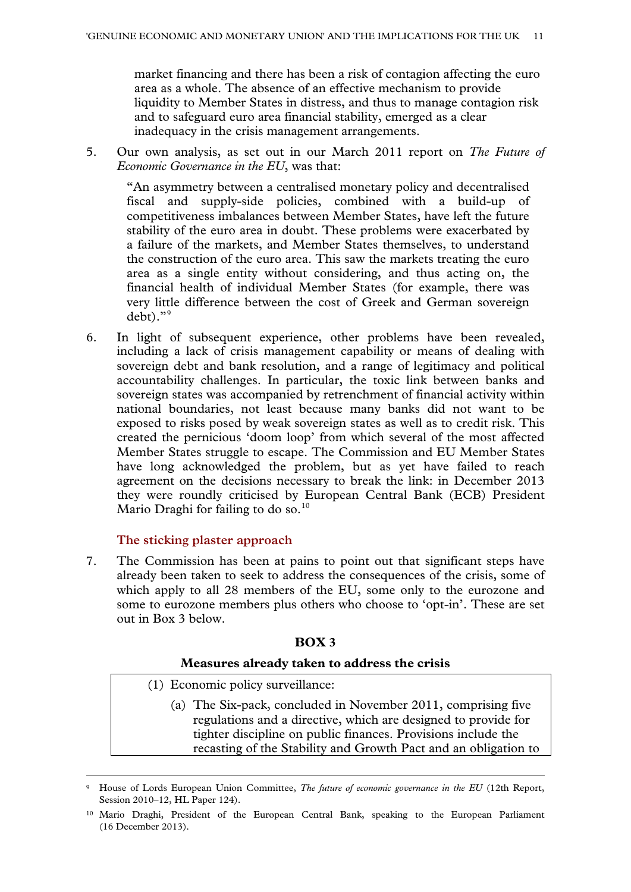market financing and there has been a risk of contagion affecting the euro area as a whole. The absence of an effective mechanism to provide liquidity to Member States in distress, and thus to manage contagion risk and to safeguard euro area financial stability, emerged as a clear inadequacy in the crisis management arrangements.

5. Our own analysis, as set out in our March 2011 report on *The Future of Economic Governance in the EU*, was that:

> "An asymmetry between a centralised monetary policy and decentralised fiscal and supply-side policies, combined with a build-up of competitiveness imbalances between Member States, have left the future stability of the euro area in doubt. These problems were exacerbated by a failure of the markets, and Member States themselves, to understand the construction of the euro area. This saw the markets treating the euro area as a single entity without considering, and thus acting on, the financial health of individual Member States (for example, there was very little difference between the cost of Greek and German sovereign debt)."[9]

6. In light of subsequent experience, other problems have been revealed, including a lack of crisis management capability or means of dealing with sovereign debt and bank resolution, and a range of legitimacy and political accountability challenges. In particular, the toxic link between banks and sovereign states was accompanied by retrenchment of financial activity within national boundaries, not least because many banks did not want to be exposed to risks posed by weak sovereign states as well as to credit risk. This created the pernicious 'doom loop' from which several of the most affected Member States struggle to escape. The Commission and EU Member States have long acknowledged the problem, but as yet have failed to reach agreement on the decisions necessary to break the link: in December 2013 they were roundly criticised by European Central Bank (ECB) President Mario Draghi for failing to do so.[10]

### The sticking plaster approach

7. The Commission has been at pains to point out that significant steps have already been taken to seek to address the consequences of the crisis, some of which apply to all 28 members of the EU, some only to the eurozone and some to eurozone members plus others who choose to 'opt-in'. These are set out in Box 3 below.

**BOX 3**

**Measures already taken to address the crisis**

(1) Economic policy surveillance:

(a) The Six-pack, concluded in November 2011, comprising five regulations and a directive, which are designed to provide for tighter discipline on public finances. Provisions include the recasting of the Stability and Growth Pact and an obligation to

---

[9] House of Lords European Union Committee, *The future of economic governance in the EU* (12th Report, Session 2010–12, HL Paper 124).

[10] Mario Draghi, President of the European Central Bank, speaking to the European Parliament (16 December 2013).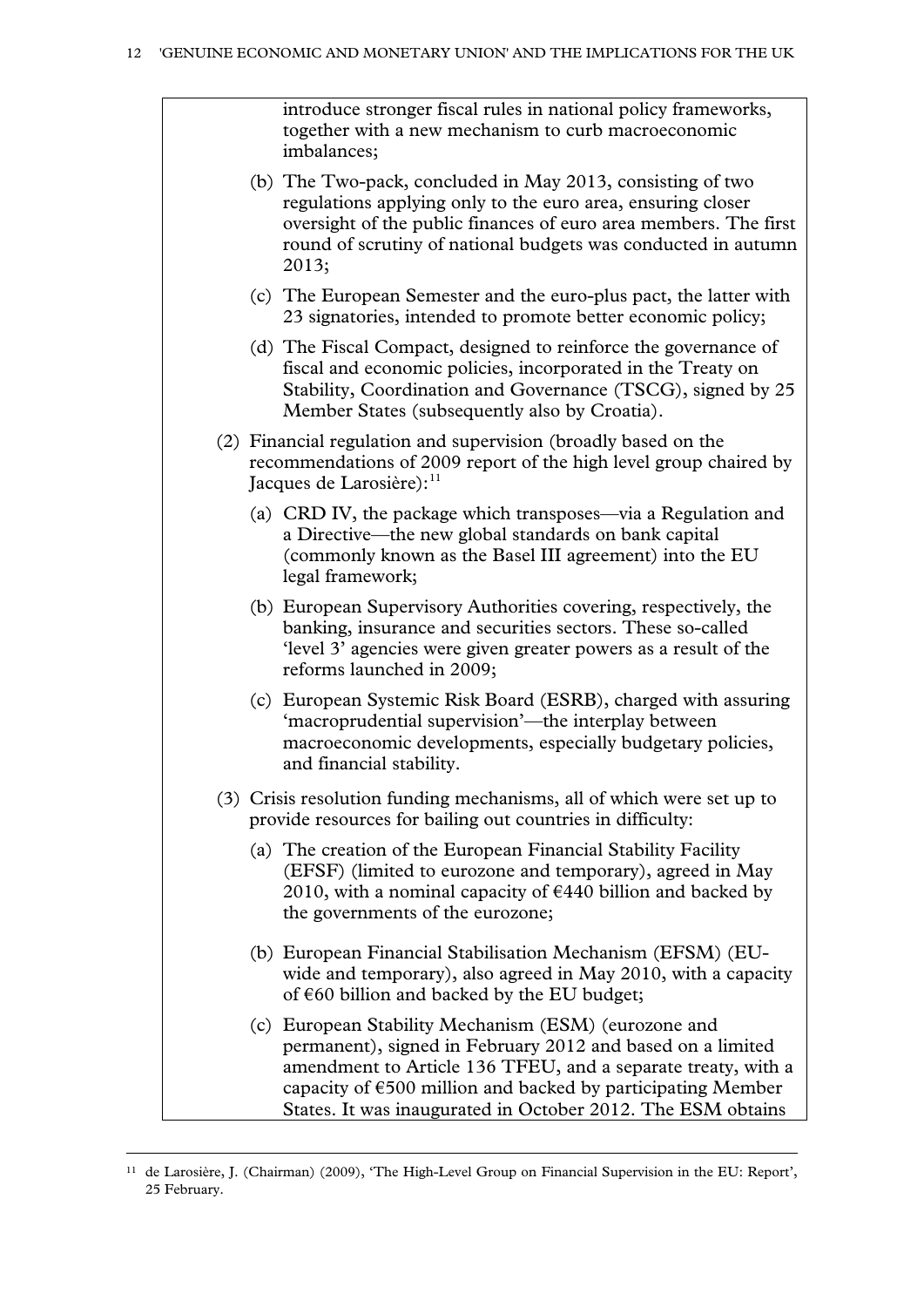introduce stronger fiscal rules in national policy frameworks, together with a new mechanism to curb macroeconomic imbalances;

(b) The Two-pack, concluded in May 2013, consisting of two regulations applying only to the euro area, ensuring closer oversight of the public finances of euro area members. The first round of scrutiny of national budgets was conducted in autumn 2013;

(c) The European Semester and the euro-plus pact, the latter with 23 signatories, intended to promote better economic policy;

(d) The Fiscal Compact, designed to reinforce the governance of fiscal and economic policies, incorporated in the Treaty on Stability, Coordination and Governance (TSCG), signed by 25 Member States (subsequently also by Croatia).

(2) Financial regulation and supervision (broadly based on the recommendations of 2009 report of the high level group chaired by Jacques de Larosière):[11]

(a) CRD IV, the package which transposes—via a Regulation and a Directive—the new global standards on bank capital (commonly known as the Basel III agreement) into the EU legal framework;

(b) European Supervisory Authorities covering, respectively, the banking, insurance and securities sectors. These so-called 'level 3' agencies were given greater powers as a result of the reforms launched in 2009;

(c) European Systemic Risk Board (ESRB), charged with assuring 'macroprudential supervision'—the interplay between macroeconomic developments, especially budgetary policies, and financial stability.

(3) Crisis resolution funding mechanisms, all of which were set up to provide resources for bailing out countries in difficulty:

(a) The creation of the European Financial Stability Facility (EFSF) (limited to eurozone and temporary), agreed in May 2010, with a nominal capacity of €440 billion and backed by the governments of the eurozone;

(b) European Financial Stabilisation Mechanism (EFSM) (EU-wide and temporary), also agreed in May 2010, with a capacity of €60 billion and backed by the EU budget;

(c) European Stability Mechanism (ESM) (eurozone and permanent), signed in February 2012 and based on a limited amendment to Article 136 TFEU, and a separate treaty, with a capacity of €500 million and backed by participating Member States. It was inaugurated in October 2012. The ESM obtains

[11] de Larosière, J. (Chairman) (2009), 'The High-Level Group on Financial Supervision in the EU: Report', 25 February.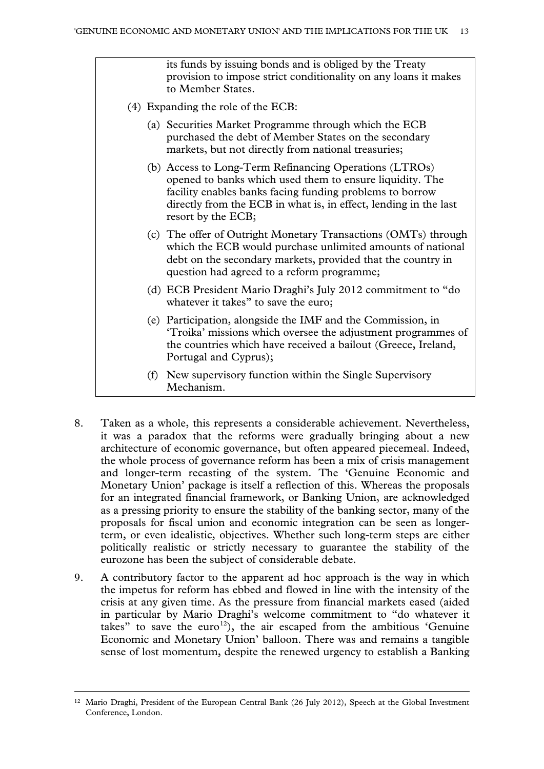its funds by issuing bonds and is obliged by the Treaty provision to impose strict conditionality on any loans it makes to Member States.

(4) Expanding the role of the ECB:

(a) Securities Market Programme through which the ECB purchased the debt of Member States on the secondary markets, but not directly from national treasuries;

(b) Access to Long-Term Refinancing Operations (LTROs) opened to banks which used them to ensure liquidity. The facility enables banks facing funding problems to borrow directly from the ECB in what is, in effect, lending in the last resort by the ECB;

(c) The offer of Outright Monetary Transactions (OMTs) through which the ECB would purchase unlimited amounts of national debt on the secondary markets, provided that the country in question had agreed to a reform programme;

(d) ECB President Mario Draghi's July 2012 commitment to "do whatever it takes" to save the euro;

(e) Participation, alongside the IMF and the Commission, in 'Troika' missions which oversee the adjustment programmes of the countries which have received a bailout (Greece, Ireland, Portugal and Cyprus);

(f) New supervisory function within the Single Supervisory Mechanism.

8. Taken as a whole, this represents a considerable achievement. Nevertheless, it was a paradox that the reforms were gradually bringing about a new architecture of economic governance, but often appeared piecemeal. Indeed, the whole process of governance reform has been a mix of crisis management and longer-term recasting of the system. The 'Genuine Economic and Monetary Union' package is itself a reflection of this. Whereas the proposals for an integrated financial framework, or Banking Union, are acknowledged as a pressing priority to ensure the stability of the banking sector, many of the proposals for fiscal union and economic integration can be seen as longer-term, or even idealistic, objectives. Whether such long-term steps are either politically realistic or strictly necessary to guarantee the stability of the eurozone has been the subject of considerable debate.

9. A contributory factor to the apparent ad hoc approach is the way in which the impetus for reform has ebbed and flowed in line with the intensity of the crisis at any given time. As the pressure from financial markets eased (aided in particular by Mario Draghi's welcome commitment to "do whatever it takes" to save the euro[12]), the air escaped from the ambitious 'Genuine Economic and Monetary Union' balloon. There was and remains a tangible sense of lost momentum, despite the renewed urgency to establish a Banking

[12] Mario Draghi, President of the European Central Bank (26 July 2012), Speech at the Global Investment Conference, London.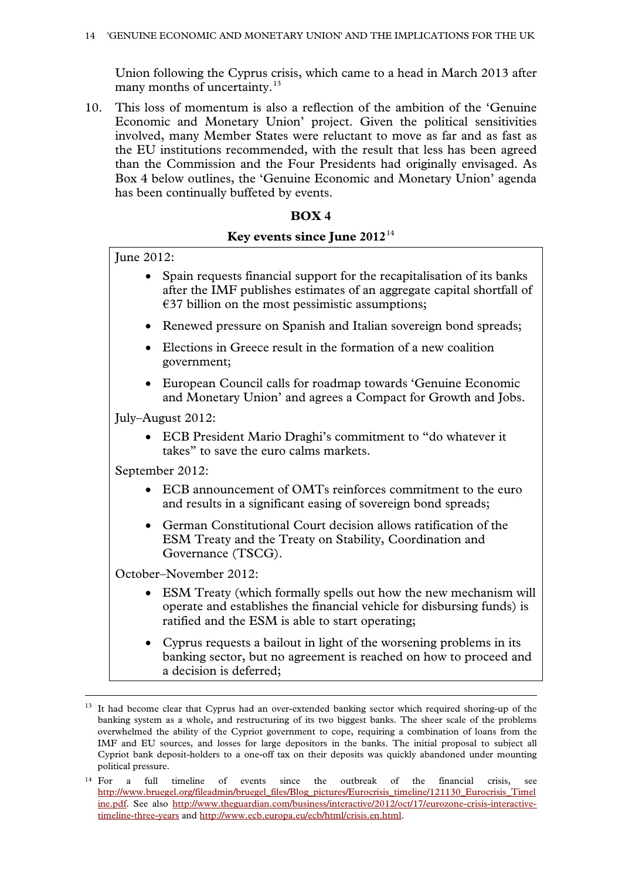Union following the Cyprus crisis, which came to a head in March 2013 after many months of uncertainty.[13]

10. This loss of momentum is also a reflection of the ambition of the 'Genuine Economic and Monetary Union' project. Given the political sensitivities involved, many Member States were reluctant to move as far and as fast as the EU institutions recommended, with the result that less has been agreed than the Commission and the Four Presidents had originally envisaged. As Box 4 below outlines, the 'Genuine Economic and Monetary Union' agenda has been continually buffeted by events.

**BOX 4**

**Key events since June 2012**[14]

June 2012:

- Spain requests financial support for the recapitalisation of its banks after the IMF publishes estimates of an aggregate capital shortfall of €37 billion on the most pessimistic assumptions;
- Renewed pressure on Spanish and Italian sovereign bond spreads;
- Elections in Greece result in the formation of a new coalition government;
- European Council calls for roadmap towards 'Genuine Economic and Monetary Union' and agrees a Compact for Growth and Jobs.

July–August 2012:

- ECB President Mario Draghi's commitment to "do whatever it takes" to save the euro calms markets.

September 2012:

- ECB announcement of OMTs reinforces commitment to the euro and results in a significant easing of sovereign bond spreads;
- German Constitutional Court decision allows ratification of the ESM Treaty and the Treaty on Stability, Coordination and Governance (TSCG).

October–November 2012:

- ESM Treaty (which formally spells out how the new mechanism will operate and establishes the financial vehicle for disbursing funds) is ratified and the ESM is able to start operating;
- Cyprus requests a bailout in light of the worsening problems in its banking sector, but no agreement is reached on how to proceed and a decision is deferred;

---

[13] It had become clear that Cyprus had an over-extended banking sector which required shoring-up of the banking system as a whole, and restructuring of its two biggest banks. The sheer scale of the problems overwhelmed the ability of the Cypriot government to cope, requiring a combination of loans from the IMF and EU sources, and losses for large depositors in the banks. The initial proposal to subject all Cypriot bank deposit-holders to a one-off tax on their deposits was quickly abandoned under mounting political pressure.

[14] For a full timeline of events since the outbreak of the financial crisis, see http://www.bruegel.org/fileadmin/bruegel_files/Blog_pictures/Eurocrisis_timeline/121130_Eurocrisis_Timeline.pdf. See also http://www.theguardian.com/business/interactive/2012/oct/17/eurozone-crisis-interactive-timeline-three-years and http://www.ecb.europa.eu/ecb/html/crisis.en.html.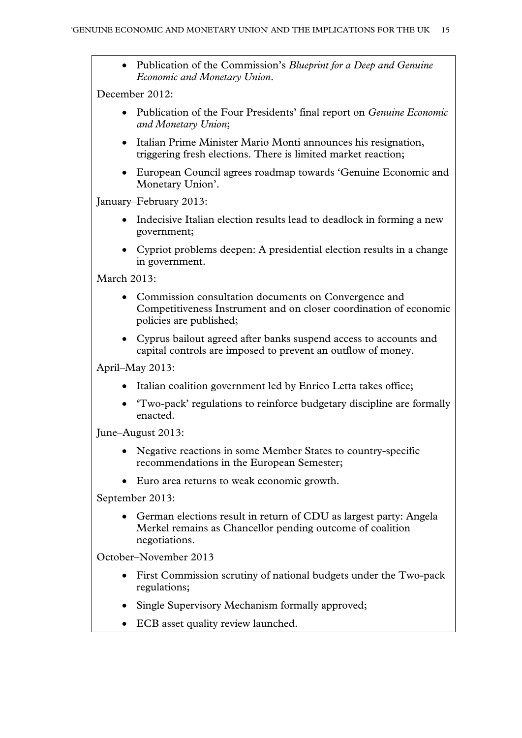- Publication of the Commission's *Blueprint for a Deep and Genuine Economic and Monetary Union*.

December 2012:

- Publication of the Four Presidents' final report on *Genuine Economic and Monetary Union*;
- Italian Prime Minister Mario Monti announces his resignation, triggering fresh elections. There is limited market reaction;
- European Council agrees roadmap towards 'Genuine Economic and Monetary Union'.

January–February 2013:

- Indecisive Italian election results lead to deadlock in forming a new government;
- Cypriot problems deepen: A presidential election results in a change in government.

March 2013:

- Commission consultation documents on Convergence and Competitiveness Instrument and on closer coordination of economic policies are published;
- Cyprus bailout agreed after banks suspend access to accounts and capital controls are imposed to prevent an outflow of money.

April–May 2013:

- Italian coalition government led by Enrico Letta takes office;
- 'Two-pack' regulations to reinforce budgetary discipline are formally enacted.

June–August 2013:

- Negative reactions in some Member States to country-specific recommendations in the European Semester;
- Euro area returns to weak economic growth.

September 2013:

- German elections result in return of CDU as largest party: Angela Merkel remains as Chancellor pending outcome of coalition negotiations.

October–November 2013

- First Commission scrutiny of national budgets under the Two-pack regulations;
- Single Supervisory Mechanism formally approved;
- ECB asset quality review launched.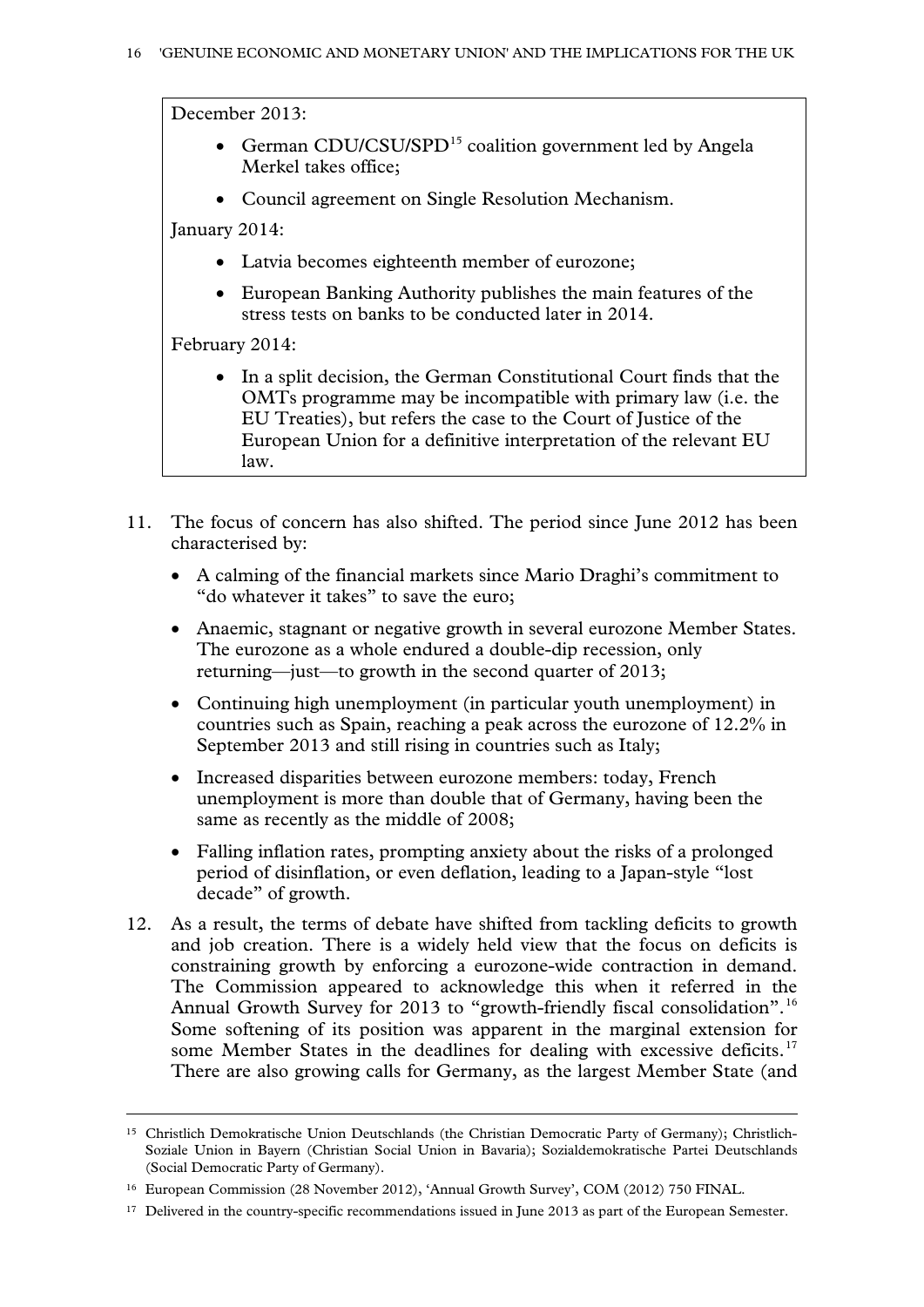December 2013:

- German CDU/CSU/SPD[15] coalition government led by Angela Merkel takes office;
- Council agreement on Single Resolution Mechanism.

January 2014:

- Latvia becomes eighteenth member of eurozone;
- European Banking Authority publishes the main features of the stress tests on banks to be conducted later in 2014.

February 2014:

- In a split decision, the German Constitutional Court finds that the OMTs programme may be incompatible with primary law (i.e. the EU Treaties), but refers the case to the Court of Justice of the European Union for a definitive interpretation of the relevant EU law.

11. The focus of concern has also shifted. The period since June 2012 has been characterised by:

    - A calming of the financial markets since Mario Draghi's commitment to "do whatever it takes" to save the euro;
    - Anaemic, stagnant or negative growth in several eurozone Member States. The eurozone as a whole endured a double-dip recession, only returning—just—to growth in the second quarter of 2013;
    - Continuing high unemployment (in particular youth unemployment) in countries such as Spain, reaching a peak across the eurozone of 12.2% in September 2013 and still rising in countries such as Italy;
    - Increased disparities between eurozone members: today, French unemployment is more than double that of Germany, having been the same as recently as the middle of 2008;
    - Falling inflation rates, prompting anxiety about the risks of a prolonged period of disinflation, or even deflation, leading to a Japan-style "lost decade" of growth.

12. As a result, the terms of debate have shifted from tackling deficits to growth and job creation. There is a widely held view that the focus on deficits is constraining growth by enforcing a eurozone-wide contraction in demand. The Commission appeared to acknowledge this when it referred in the Annual Growth Survey for 2013 to "growth-friendly fiscal consolidation".[16] Some softening of its position was apparent in the marginal extension for some Member States in the deadlines for dealing with excessive deficits.[17] There are also growing calls for Germany, as the largest Member State (and

---

[15] Christlich Demokratische Union Deutschlands (the Christian Democratic Party of Germany); Christlich-Soziale Union in Bayern (Christian Social Union in Bavaria); Sozialdemokratische Partei Deutschlands (Social Democratic Party of Germany).

[16] European Commission (28 November 2012), 'Annual Growth Survey', COM (2012) 750 FINAL.

[17] Delivered in the country-specific recommendations issued in June 2013 as part of the European Semester.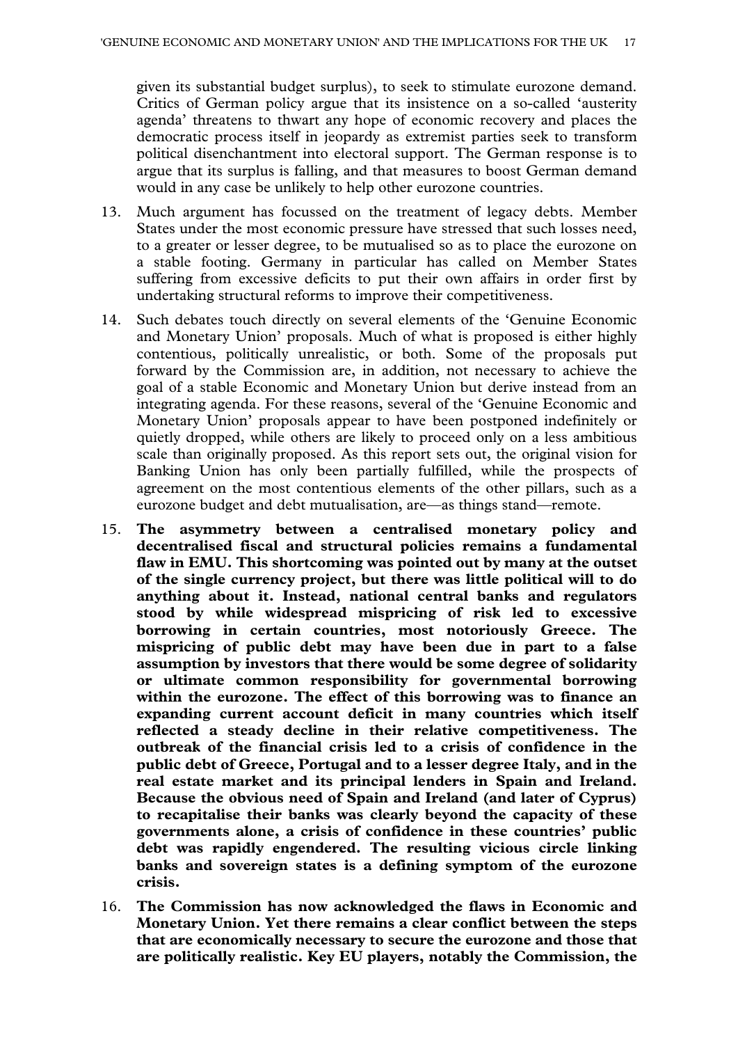given its substantial budget surplus), to seek to stimulate eurozone demand. Critics of German policy argue that its insistence on a so-called 'austerity agenda' threatens to thwart any hope of economic recovery and places the democratic process itself in jeopardy as extremist parties seek to transform political disenchantment into electoral support. The German response is to argue that its surplus is falling, and that measures to boost German demand would in any case be unlikely to help other eurozone countries.

13. Much argument has focussed on the treatment of legacy debts. Member States under the most economic pressure have stressed that such losses need, to a greater or lesser degree, to be mutualised so as to place the eurozone on a stable footing. Germany in particular has called on Member States suffering from excessive deficits to put their own affairs in order first by undertaking structural reforms to improve their competitiveness.

14. Such debates touch directly on several elements of the 'Genuine Economic and Monetary Union' proposals. Much of what is proposed is either highly contentious, politically unrealistic, or both. Some of the proposals put forward by the Commission are, in addition, not necessary to achieve the goal of a stable Economic and Monetary Union but derive instead from an integrating agenda. For these reasons, several of the 'Genuine Economic and Monetary Union' proposals appear to have been postponed indefinitely or quietly dropped, while others are likely to proceed only on a less ambitious scale than originally proposed. As this report sets out, the original vision for Banking Union has only been partially fulfilled, while the prospects of agreement on the most contentious elements of the other pillars, such as a eurozone budget and debt mutualisation, are—as things stand—remote.

15. **The asymmetry between a centralised monetary policy and decentralised fiscal and structural policies remains a fundamental flaw in EMU. This shortcoming was pointed out by many at the outset of the single currency project, but there was little political will to do anything about it. Instead, national central banks and regulators stood by while widespread mispricing of risk led to excessive borrowing in certain countries, most notoriously Greece. The mispricing of public debt may have been due in part to a false assumption by investors that there would be some degree of solidarity or ultimate common responsibility for governmental borrowing within the eurozone. The effect of this borrowing was to finance an expanding current account deficit in many countries which itself reflected a steady decline in their relative competitiveness. The outbreak of the financial crisis led to a crisis of confidence in the public debt of Greece, Portugal and to a lesser degree Italy, and in the real estate market and its principal lenders in Spain and Ireland. Because the obvious need of Spain and Ireland (and later of Cyprus) to recapitalise their banks was clearly beyond the capacity of these governments alone, a crisis of confidence in these countries' public debt was rapidly engendered. The resulting vicious circle linking banks and sovereign states is a defining symptom of the eurozone crisis.**

16. **The Commission has now acknowledged the flaws in Economic and Monetary Union. Yet there remains a clear conflict between the steps that are economically necessary to secure the eurozone and those that are politically realistic. Key EU players, notably the Commission, the**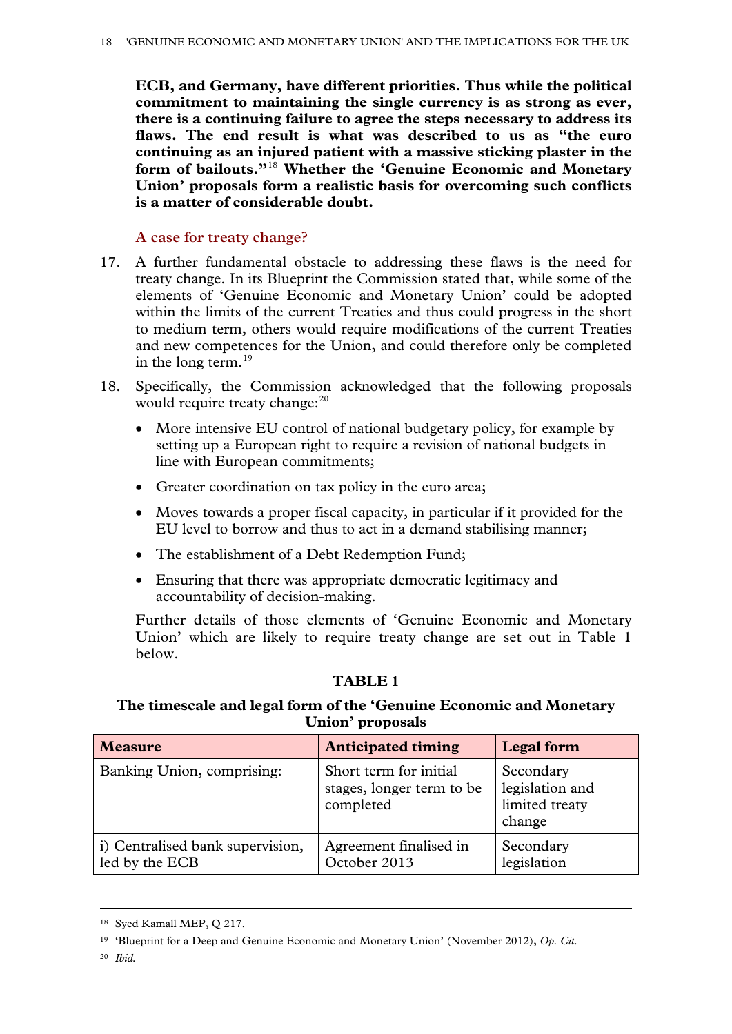**ECB, and Germany, have different priorities. Thus while the political commitment to maintaining the single currency is as strong as ever, there is a continuing failure to agree the steps necessary to address its flaws. The end result is what was described to us as "the euro continuing as an injured patient with a massive sticking plaster in the form of bailouts."[18] Whether the 'Genuine Economic and Monetary Union' proposals form a realistic basis for overcoming such conflicts is a matter of considerable doubt.**

### A case for treaty change?

17. A further fundamental obstacle to addressing these flaws is the need for treaty change. In its Blueprint the Commission stated that, while some of the elements of 'Genuine Economic and Monetary Union' could be adopted within the limits of the current Treaties and thus could progress in the short to medium term, others would require modifications of the current Treaties and new competences for the Union, and could therefore only be completed in the long term.[19]

18. Specifically, the Commission acknowledged that the following proposals would require treaty change:[20]

    - More intensive EU control of national budgetary policy, for example by setting up a European right to require a revision of national budgets in line with European commitments;
    - Greater coordination on tax policy in the euro area;
    - Moves towards a proper fiscal capacity, in particular if it provided for the EU level to borrow and thus to act in a demand stabilising manner;
    - The establishment of a Debt Redemption Fund;
    - Ensuring that there was appropriate democratic legitimacy and accountability of decision-making.

    Further details of those elements of 'Genuine Economic and Monetary Union' which are likely to require treaty change are set out in Table 1 below.

**TABLE 1**

**The timescale and legal form of the 'Genuine Economic and Monetary Union' proposals**

| Measure | Anticipated timing | Legal form |
|---|---|---|
| Banking Union, comprising: | Short term for initial stages, longer term to be completed | Secondary legislation and limited treaty change |
| i) Centralised bank supervision, led by the ECB | Agreement finalised in October 2013 | Secondary legislation |

[18] Syed Kamall MEP, Q 217.

[19] 'Blueprint for a Deep and Genuine Economic and Monetary Union' (November 2012), *Op. Cit.*

[20] *Ibid.*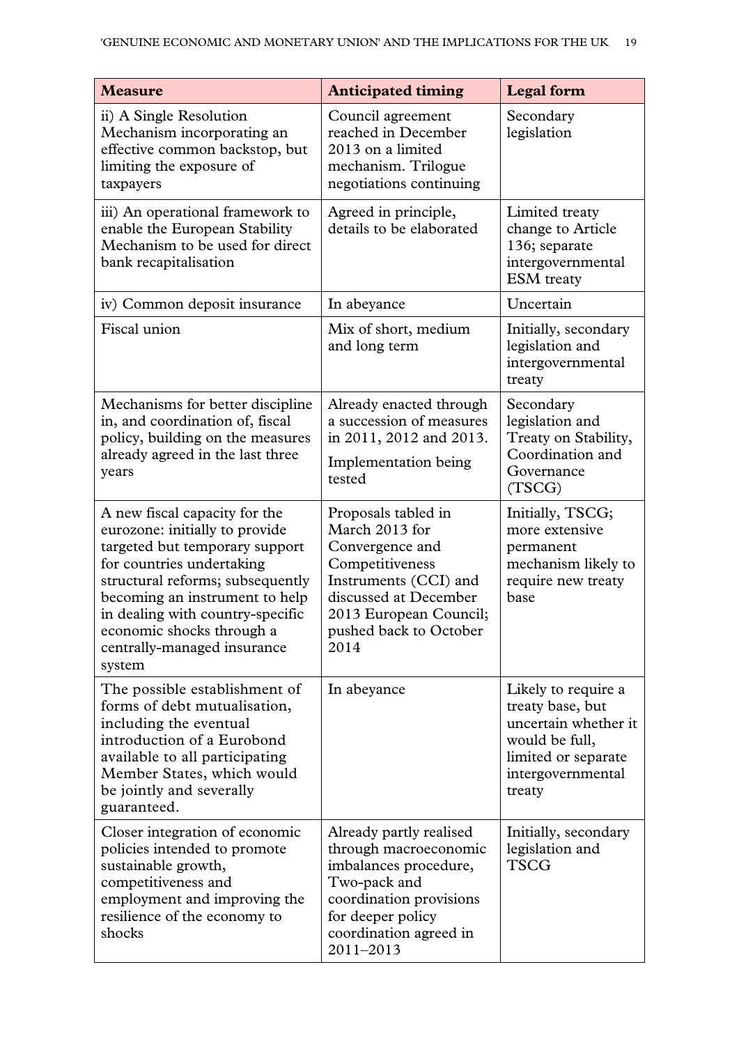| Measure | Anticipated timing | Legal form |
| --- | --- | --- |
| ii) A Single Resolution Mechanism incorporating an effective common backstop, but limiting the exposure of taxpayers | Council agreement reached in December 2013 on a limited mechanism. Trilogue negotiations continuing | Secondary legislation |
| iii) An operational framework to enable the European Stability Mechanism to be used for direct bank recapitalisation | Agreed in principle, details to be elaborated | Limited treaty change to Article 136; separate intergovernmental ESM treaty |
| iv) Common deposit insurance | In abeyance | Uncertain |
| Fiscal union | Mix of short, medium and long term | Initially, secondary legislation and intergovernmental treaty |
| Mechanisms for better discipline in, and coordination of, fiscal policy, building on the measures already agreed in the last three years | Already enacted through a succession of measures in 2011, 2012 and 2013. Implementation being tested | Secondary legislation and Treaty on Stability, Coordination and Governance (TSCG) |
| A new fiscal capacity for the eurozone: initially to provide targeted but temporary support for countries undertaking structural reforms; subsequently becoming an instrument to help in dealing with country-specific economic shocks through a centrally-managed insurance system | Proposals tabled in March 2013 for Convergence and Competitiveness Instruments (CCI) and discussed at December 2013 European Council; pushed back to October 2014 | Initially, TSCG; more extensive permanent mechanism likely to require new treaty base |
| The possible establishment of forms of debt mutualisation, including the eventual introduction of a Eurobond available to all participating Member States, which would be jointly and severally guaranteed. | In abeyance | Likely to require a treaty base, but uncertain whether it would be full, limited or separate intergovernmental treaty |
| Closer integration of economic policies intended to promote sustainable growth, competitiveness and employment and improving the resilience of the economy to shocks | Already partly realised through macroeconomic imbalances procedure, Two-pack and coordination provisions for deeper policy coordination agreed in 2011–2013 | Initially, secondary legislation and TSCG |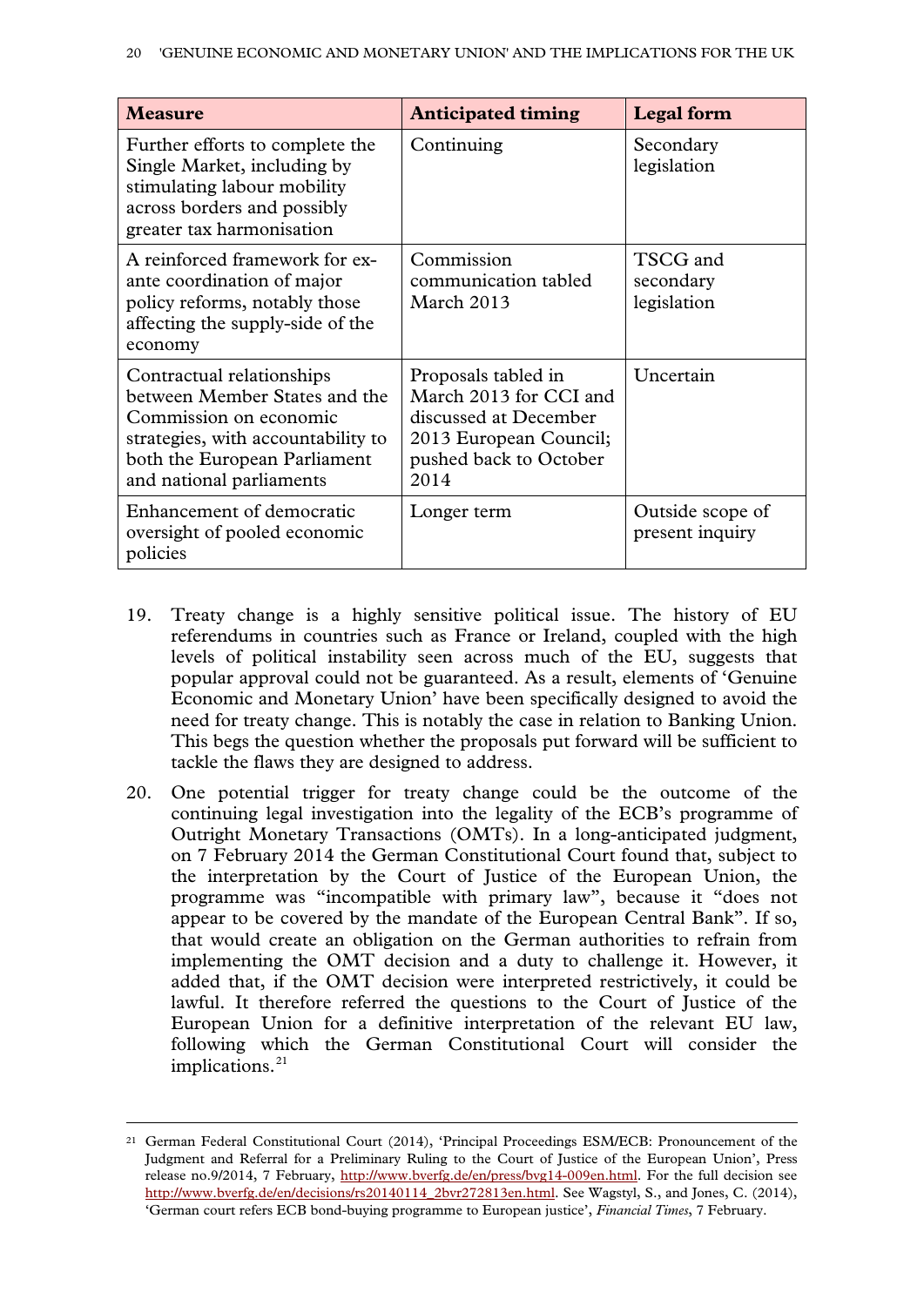| Measure | Anticipated timing | Legal form |
|---|---|---|
| Further efforts to complete the Single Market, including by stimulating labour mobility across borders and possibly greater tax harmonisation | Continuing | Secondary legislation |
| A reinforced framework for ex-ante coordination of major policy reforms, notably those affecting the supply-side of the economy | Commission communication tabled March 2013 | TSCG and secondary legislation |
| Contractual relationships between Member States and the Commission on economic strategies, with accountability to both the European Parliament and national parliaments | Proposals tabled in March 2013 for CCI and discussed at December 2013 European Council; pushed back to October 2014 | Uncertain |
| Enhancement of democratic oversight of pooled economic policies | Longer term | Outside scope of present inquiry |

19. Treaty change is a highly sensitive political issue. The history of EU referendums in countries such as France or Ireland, coupled with the high levels of political instability seen across much of the EU, suggests that popular approval could not be guaranteed. As a result, elements of 'Genuine Economic and Monetary Union' have been specifically designed to avoid the need for treaty change. This is notably the case in relation to Banking Union. This begs the question whether the proposals put forward will be sufficient to tackle the flaws they are designed to address.

20. One potential trigger for treaty change could be the outcome of the continuing legal investigation into the legality of the ECB's programme of Outright Monetary Transactions (OMTs). In a long-anticipated judgment, on 7 February 2014 the German Constitutional Court found that, subject to the interpretation by the Court of Justice of the European Union, the programme was "incompatible with primary law", because it "does not appear to be covered by the mandate of the European Central Bank". If so, that would create an obligation on the German authorities to refrain from implementing the OMT decision and a duty to challenge it. However, it added that, if the OMT decision were interpreted restrictively, it could be lawful. It therefore referred the questions to the Court of Justice of the European Union for a definitive interpretation of the relevant EU law, following which the German Constitutional Court will consider the implications.[21]

[21] German Federal Constitutional Court (2014), 'Principal Proceedings ESM/ECB: Pronouncement of the Judgment and Referral for a Preliminary Ruling to the Court of Justice of the European Union', Press release no.9/2014, 7 February, http://www.bverfg.de/en/press/bvg14-009en.html. For the full decision see http://www.bverfg.de/en/decisions/rs20140114_2bvr272813en.html. See Wagstyl, S., and Jones, C. (2014), 'German court refers ECB bond-buying programme to European justice', *Financial Times*, 7 February.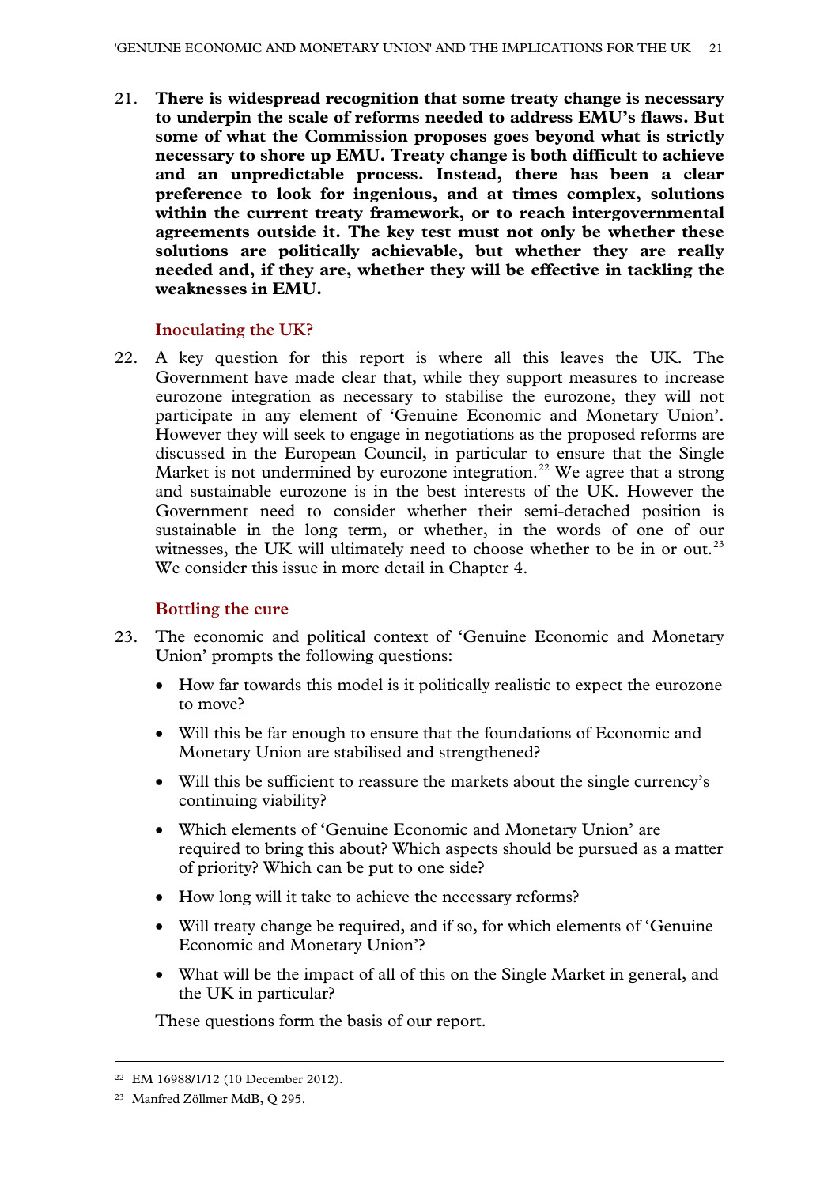21. **There is widespread recognition that some treaty change is necessary to underpin the scale of reforms needed to address EMU's flaws. But some of what the Commission proposes goes beyond what is strictly necessary to shore up EMU. Treaty change is both difficult to achieve and an unpredictable process. Instead, there has been a clear preference to look for ingenious, and at times complex, solutions within the current treaty framework, or to reach intergovernmental agreements outside it. The key test must not only be whether these solutions are politically achievable, but whether they are really needed and, if they are, whether they will be effective in tackling the weaknesses in EMU.**

### Inoculating the UK?

22. A key question for this report is where all this leaves the UK. The Government have made clear that, while they support measures to increase eurozone integration as necessary to stabilise the eurozone, they will not participate in any element of 'Genuine Economic and Monetary Union'. However they will seek to engage in negotiations as the proposed reforms are discussed in the European Council, in particular to ensure that the Single Market is not undermined by eurozone integration.[22] We agree that a strong and sustainable eurozone is in the best interests of the UK. However the Government need to consider whether their semi-detached position is sustainable in the long term, or whether, in the words of one of our witnesses, the UK will ultimately need to choose whether to be in or out.[23] We consider this issue in more detail in Chapter 4.

### Bottling the cure

23. The economic and political context of 'Genuine Economic and Monetary Union' prompts the following questions:

- How far towards this model is it politically realistic to expect the eurozone to move?
- Will this be far enough to ensure that the foundations of Economic and Monetary Union are stabilised and strengthened?
- Will this be sufficient to reassure the markets about the single currency's continuing viability?
- Which elements of 'Genuine Economic and Monetary Union' are required to bring this about? Which aspects should be pursued as a matter of priority? Which can be put to one side?
- How long will it take to achieve the necessary reforms?
- Will treaty change be required, and if so, for which elements of 'Genuine Economic and Monetary Union'?
- What will be the impact of all of this on the Single Market in general, and the UK in particular?

These questions form the basis of our report.

---

[22] EM 16988/1/12 (10 December 2012).

[23] Manfred Zöllmer MdB, Q 295.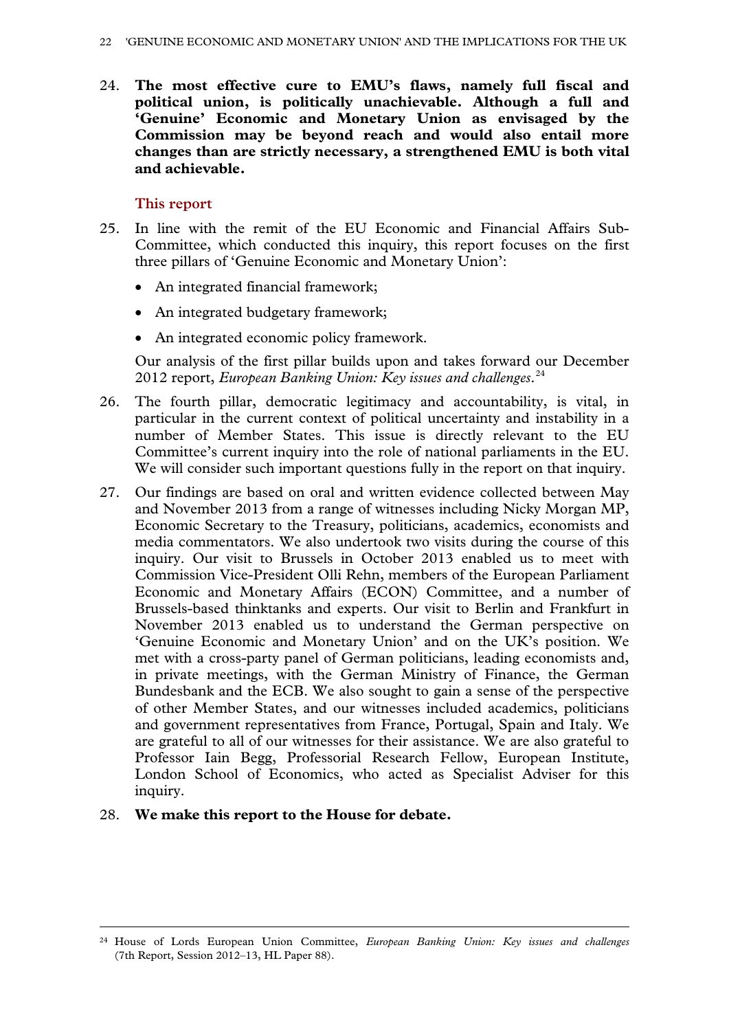24. **The most effective cure to EMU's flaws, namely full fiscal and political union, is politically unachievable. Although a full and 'Genuine' Economic and Monetary Union as envisaged by the Commission may be beyond reach and would also entail more changes than are strictly necessary, a strengthened EMU is both vital and achievable.**

### This report

25. In line with the remit of the EU Economic and Financial Affairs Sub-Committee, which conducted this inquiry, this report focuses on the first three pillars of 'Genuine Economic and Monetary Union':

    - An integrated financial framework;
    - An integrated budgetary framework;
    - An integrated economic policy framework.

    Our analysis of the first pillar builds upon and takes forward our December 2012 report, *European Banking Union: Key issues and challenges*.[24]

26. The fourth pillar, democratic legitimacy and accountability, is vital, in particular in the current context of political uncertainty and instability in a number of Member States. This issue is directly relevant to the EU Committee's current inquiry into the role of national parliaments in the EU. We will consider such important questions fully in the report on that inquiry.

27. Our findings are based on oral and written evidence collected between May and November 2013 from a range of witnesses including Nicky Morgan MP, Economic Secretary to the Treasury, politicians, academics, economists and media commentators. We also undertook two visits during the course of this inquiry. Our visit to Brussels in October 2013 enabled us to meet with Commission Vice-President Olli Rehn, members of the European Parliament Economic and Monetary Affairs (ECON) Committee, and a number of Brussels-based thinktanks and experts. Our visit to Berlin and Frankfurt in November 2013 enabled us to understand the German perspective on 'Genuine Economic and Monetary Union' and on the UK's position. We met with a cross-party panel of German politicians, leading economists and, in private meetings, with the German Ministry of Finance, the German Bundesbank and the ECB. We also sought to gain a sense of the perspective of other Member States, and our witnesses included academics, politicians and government representatives from France, Portugal, Spain and Italy. We are grateful to all of our witnesses for their assistance. We are also grateful to Professor Iain Begg, Professorial Research Fellow, European Institute, London School of Economics, who acted as Specialist Adviser for this inquiry.

28. **We make this report to the House for debate.**

---

[24] House of Lords European Union Committee, *European Banking Union: Key issues and challenges* (7th Report, Session 2012–13, HL Paper 88).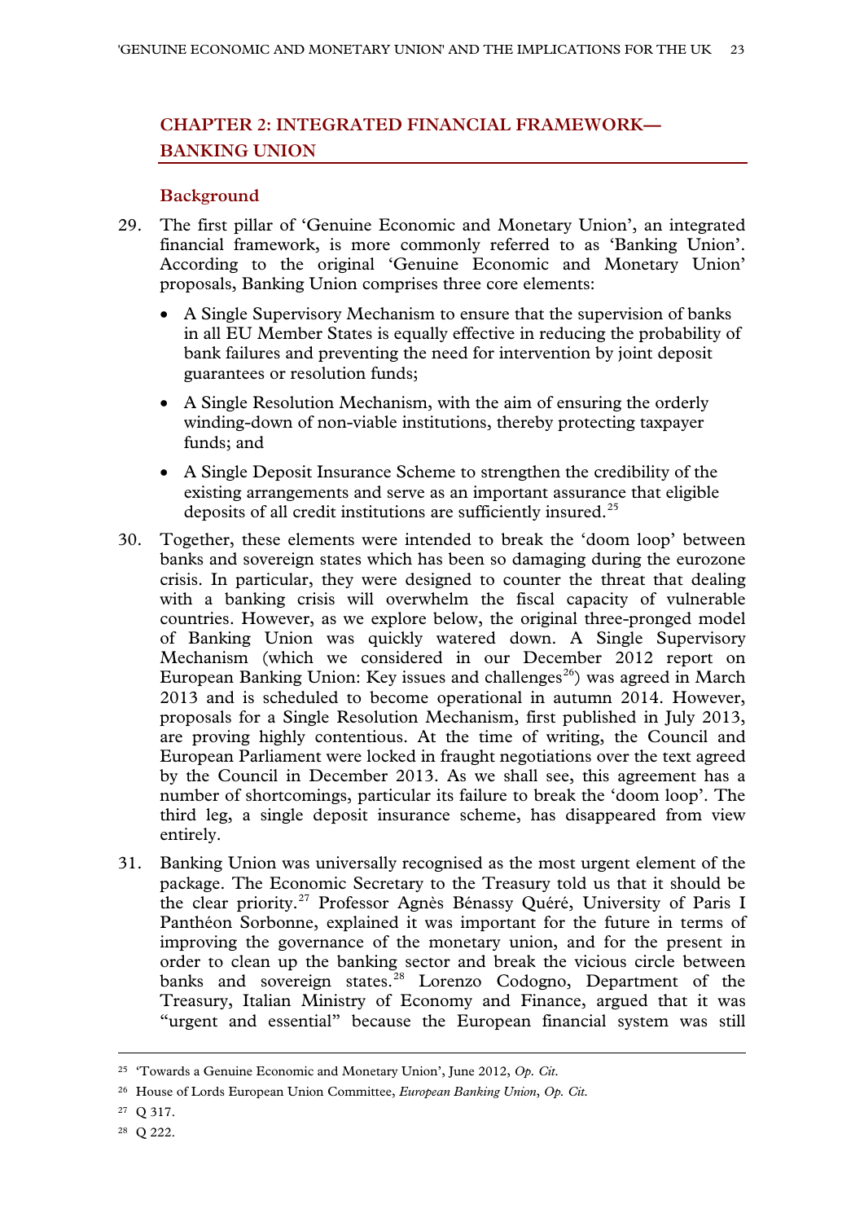## CHAPTER 2: INTEGRATED FINANCIAL FRAMEWORK—BANKING UNION

### Background

29. The first pillar of 'Genuine Economic and Monetary Union', an integrated financial framework, is more commonly referred to as 'Banking Union'. According to the original 'Genuine Economic and Monetary Union' proposals, Banking Union comprises three core elements:

    - A Single Supervisory Mechanism to ensure that the supervision of banks in all EU Member States is equally effective in reducing the probability of bank failures and preventing the need for intervention by joint deposit guarantees or resolution funds;
    - A Single Resolution Mechanism, with the aim of ensuring the orderly winding-down of non-viable institutions, thereby protecting taxpayer funds; and
    - A Single Deposit Insurance Scheme to strengthen the credibility of the existing arrangements and serve as an important assurance that eligible deposits of all credit institutions are sufficiently insured.[25]

30. Together, these elements were intended to break the 'doom loop' between banks and sovereign states which has been so damaging during the eurozone crisis. In particular, they were designed to counter the threat that dealing with a banking crisis will overwhelm the fiscal capacity of vulnerable countries. However, as we explore below, the original three-pronged model of Banking Union was quickly watered down. A Single Supervisory Mechanism (which we considered in our December 2012 report on European Banking Union: Key issues and challenges[26]) was agreed in March 2013 and is scheduled to become operational in autumn 2014. However, proposals for a Single Resolution Mechanism, first published in July 2013, are proving highly contentious. At the time of writing, the Council and European Parliament were locked in fraught negotiations over the text agreed by the Council in December 2013. As we shall see, this agreement has a number of shortcomings, particular its failure to break the 'doom loop'. The third leg, a single deposit insurance scheme, has disappeared from view entirely.

31. Banking Union was universally recognised as the most urgent element of the package. The Economic Secretary to the Treasury told us that it should be the clear priority.[27] Professor Agnès Bénassy Quéré, University of Paris I Panthéon Sorbonne, explained it was important for the future in terms of improving the governance of the monetary union, and for the present in order to clean up the banking sector and break the vicious circle between banks and sovereign states.[28] Lorenzo Codogno, Department of the Treasury, Italian Ministry of Economy and Finance, argued that it was "urgent and essential" because the European financial system was still

---

[25] 'Towards a Genuine Economic and Monetary Union', June 2012, *Op. Cit.*

[26] House of Lords European Union Committee, *European Banking Union*, *Op. Cit.*

[27] Q 317.

[28] Q 222.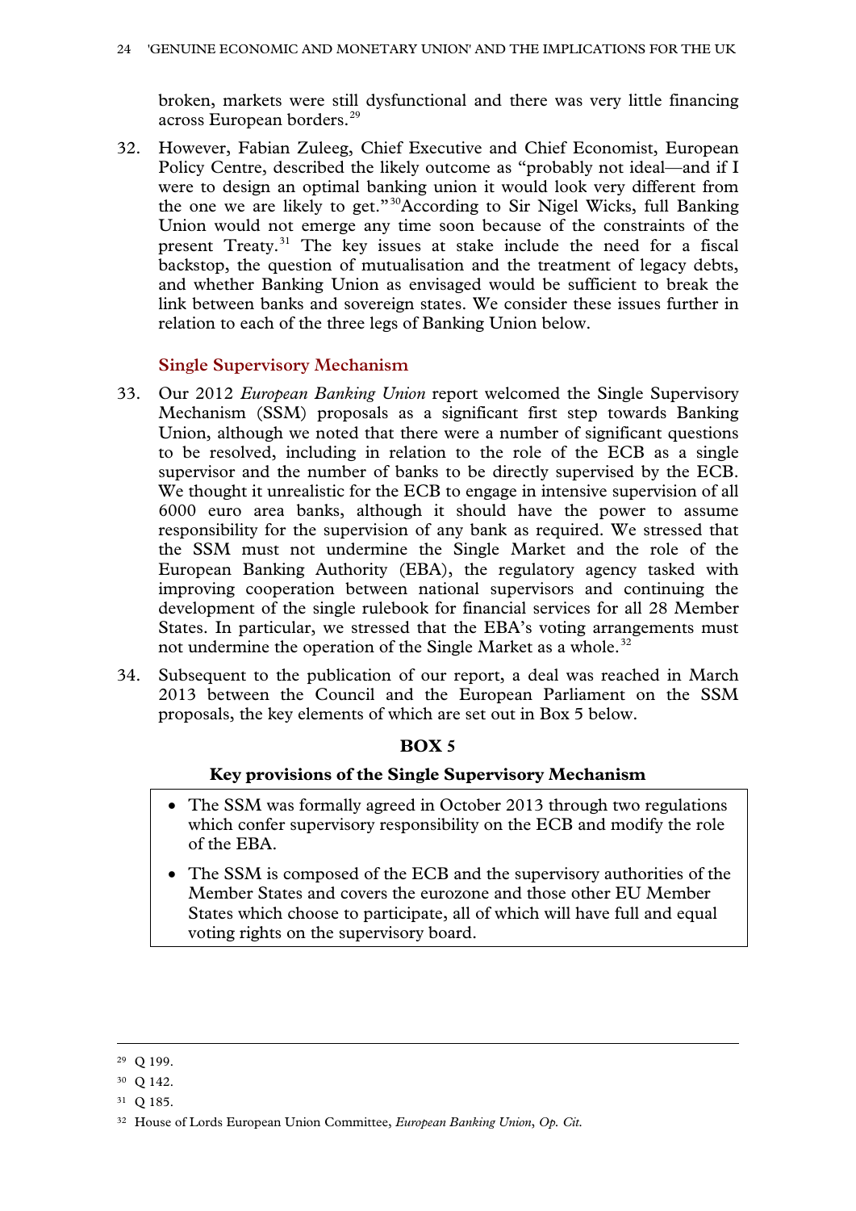broken, markets were still dysfunctional and there was very little financing across European borders.[29]

32. However, Fabian Zuleeg, Chief Executive and Chief Economist, European Policy Centre, described the likely outcome as "probably not ideal—and if I were to design an optimal banking union it would look very different from the one we are likely to get."[30] According to Sir Nigel Wicks, full Banking Union would not emerge any time soon because of the constraints of the present Treaty.[31] The key issues at stake include the need for a fiscal backstop, the question of mutualisation and the treatment of legacy debts, and whether Banking Union as envisaged would be sufficient to break the link between banks and sovereign states. We consider these issues further in relation to each of the three legs of Banking Union below.

### Single Supervisory Mechanism

33. Our 2012 *European Banking Union* report welcomed the Single Supervisory Mechanism (SSM) proposals as a significant first step towards Banking Union, although we noted that there were a number of significant questions to be resolved, including in relation to the role of the ECB as a single supervisor and the number of banks to be directly supervised by the ECB. We thought it unrealistic for the ECB to engage in intensive supervision of all 6000 euro area banks, although it should have the power to assume responsibility for the supervision of any bank as required. We stressed that the SSM must not undermine the Single Market and the role of the European Banking Authority (EBA), the regulatory agency tasked with improving cooperation between national supervisors and continuing the development of the single rulebook for financial services for all 28 Member States. In particular, we stressed that the EBA's voting arrangements must not undermine the operation of the Single Market as a whole.[32]

34. Subsequent to the publication of our report, a deal was reached in March 2013 between the Council and the European Parliament on the SSM proposals, the key elements of which are set out in Box 5 below.

**BOX 5**

**Key provisions of the Single Supervisory Mechanism**

- The SSM was formally agreed in October 2013 through two regulations which confer supervisory responsibility on the ECB and modify the role of the EBA.
- The SSM is composed of the ECB and the supervisory authorities of the Member States and covers the eurozone and those other EU Member States which choose to participate, all of which will have full and equal voting rights on the supervisory board.

---

[29] Q 199.

[30] Q 142.

[31] Q 185.

[32] House of Lords European Union Committee, *European Banking Union*, *Op. Cit.*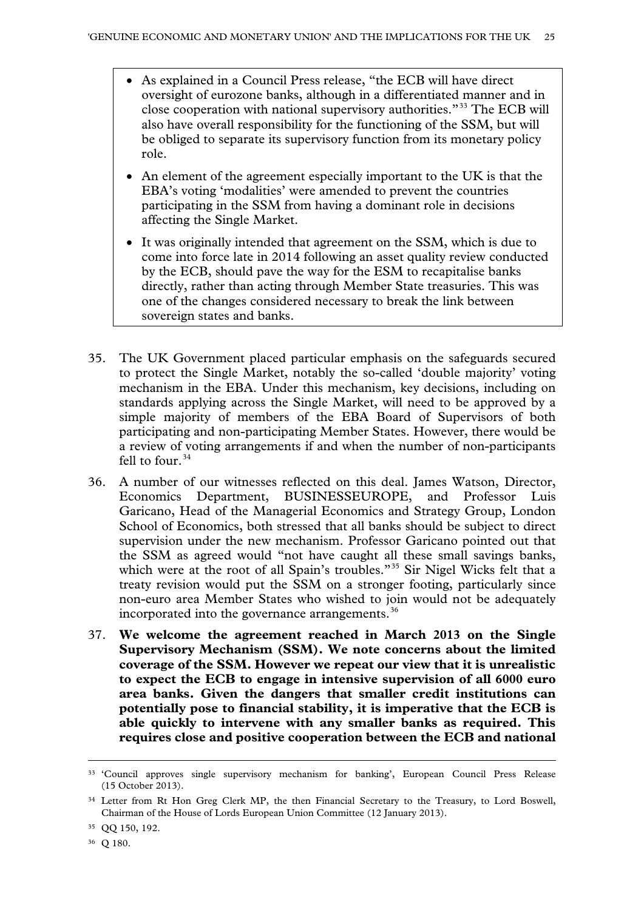- As explained in a Council Press release, "the ECB will have direct oversight of eurozone banks, although in a differentiated manner and in close cooperation with national supervisory authorities."[33] The ECB will also have overall responsibility for the functioning of the SSM, but will be obliged to separate its supervisory function from its monetary policy role.
- An element of the agreement especially important to the UK is that the EBA's voting 'modalities' were amended to prevent the countries participating in the SSM from having a dominant role in decisions affecting the Single Market.
- It was originally intended that agreement on the SSM, which is due to come into force late in 2014 following an asset quality review conducted by the ECB, should pave the way for the ESM to recapitalise banks directly, rather than acting through Member State treasuries. This was one of the changes considered necessary to break the link between sovereign states and banks.

35. The UK Government placed particular emphasis on the safeguards secured to protect the Single Market, notably the so-called 'double majority' voting mechanism in the EBA. Under this mechanism, key decisions, including on standards applying across the Single Market, will need to be approved by a simple majority of members of the EBA Board of Supervisors of both participating and non-participating Member States. However, there would be a review of voting arrangements if and when the number of non-participants fell to four.[34]

36. A number of our witnesses reflected on this deal. James Watson, Director, Economics Department, BUSINESSEUROPE, and Professor Luis Garicano, Head of the Managerial Economics and Strategy Group, London School of Economics, both stressed that all banks should be subject to direct supervision under the new mechanism. Professor Garicano pointed out that the SSM as agreed would "not have caught all these small savings banks, which were at the root of all Spain's troubles."[35] Sir Nigel Wicks felt that a treaty revision would put the SSM on a stronger footing, particularly since non-euro area Member States who wished to join would not be adequately incorporated into the governance arrangements.[36]

37. **We welcome the agreement reached in March 2013 on the Single Supervisory Mechanism (SSM). We note concerns about the limited coverage of the SSM. However we repeat our view that it is unrealistic to expect the ECB to engage in intensive supervision of all 6000 euro area banks. Given the dangers that smaller credit institutions can potentially pose to financial stability, it is imperative that the ECB is able quickly to intervene with any smaller banks as required. This requires close and positive cooperation between the ECB and national**

[33] 'Council approves single supervisory mechanism for banking', European Council Press Release (15 October 2013).

[34] Letter from Rt Hon Greg Clerk MP, the then Financial Secretary to the Treasury, to Lord Boswell, Chairman of the House of Lords European Union Committee (12 January 2013).

[35] QQ 150, 192.

[36] Q 180.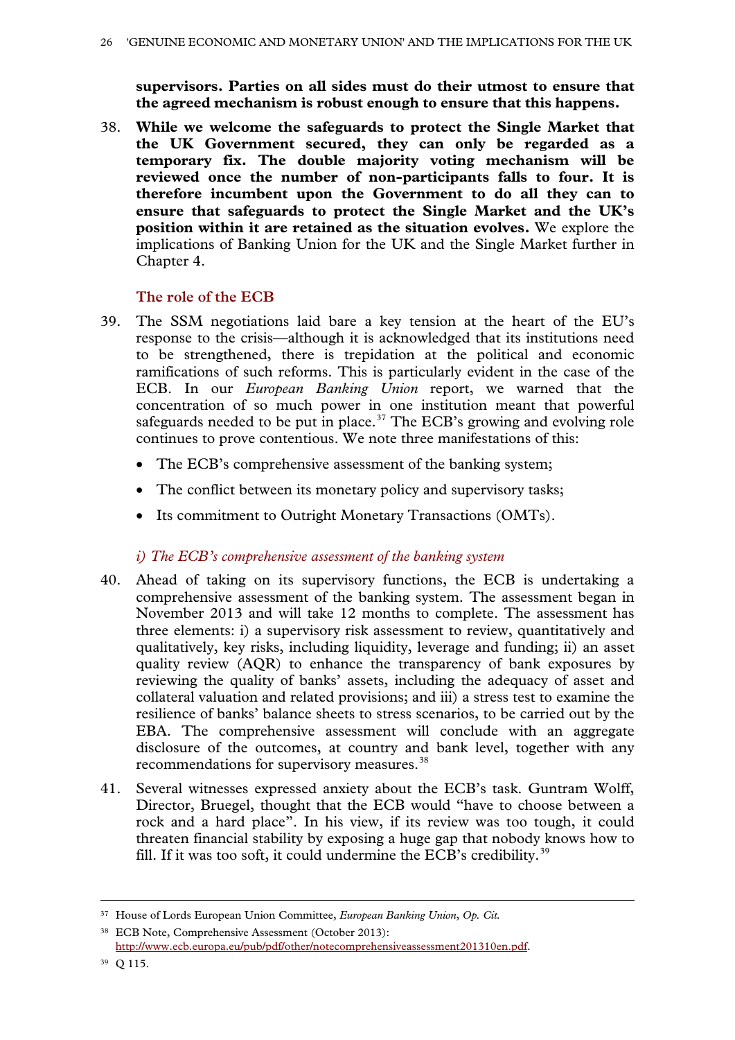**supervisors. Parties on all sides must do their utmost to ensure that the agreed mechanism is robust enough to ensure that this happens.**

38. **While we welcome the safeguards to protect the Single Market that the UK Government secured, they can only be regarded as a temporary fix. The double majority voting mechanism will be reviewed once the number of non-participants falls to four. It is therefore incumbent upon the Government to do all they can to ensure that safeguards to protect the Single Market and the UK's position within it are retained as the situation evolves.** We explore the implications of Banking Union for the UK and the Single Market further in Chapter 4.

### The role of the ECB

39. The SSM negotiations laid bare a key tension at the heart of the EU's response to the crisis—although it is acknowledged that its institutions need to be strengthened, there is trepidation at the political and economic ramifications of such reforms. This is particularly evident in the case of the ECB. In our *European Banking Union* report, we warned that the concentration of so much power in one institution meant that powerful safeguards needed to be put in place.[37] The ECB's growing and evolving role continues to prove contentious. We note three manifestations of this:

- The ECB's comprehensive assessment of the banking system;
- The conflict between its monetary policy and supervisory tasks;
- Its commitment to Outright Monetary Transactions (OMTs).

#### *i) The ECB's comprehensive assessment of the banking system*

40. Ahead of taking on its supervisory functions, the ECB is undertaking a comprehensive assessment of the banking system. The assessment began in November 2013 and will take 12 months to complete. The assessment has three elements: i) a supervisory risk assessment to review, quantitatively and qualitatively, key risks, including liquidity, leverage and funding; ii) an asset quality review (AQR) to enhance the transparency of bank exposures by reviewing the quality of banks' assets, including the adequacy of asset and collateral valuation and related provisions; and iii) a stress test to examine the resilience of banks' balance sheets to stress scenarios, to be carried out by the EBA. The comprehensive assessment will conclude with an aggregate disclosure of the outcomes, at country and bank level, together with any recommendations for supervisory measures.[38]

41. Several witnesses expressed anxiety about the ECB's task. Guntram Wolff, Director, Bruegel, thought that the ECB would "have to choose between a rock and a hard place". In his view, if its review was too tough, it could threaten financial stability by exposing a huge gap that nobody knows how to fill. If it was too soft, it could undermine the ECB's credibility.[39]

---

[37] House of Lords European Union Committee, *European Banking Union*, *Op. Cit.*

[38] ECB Note, Comprehensive Assessment (October 2013): http://www.ecb.europa.eu/pub/pdf/other/notecomprehensiveassessment201310en.pdf.

[39] Q 115.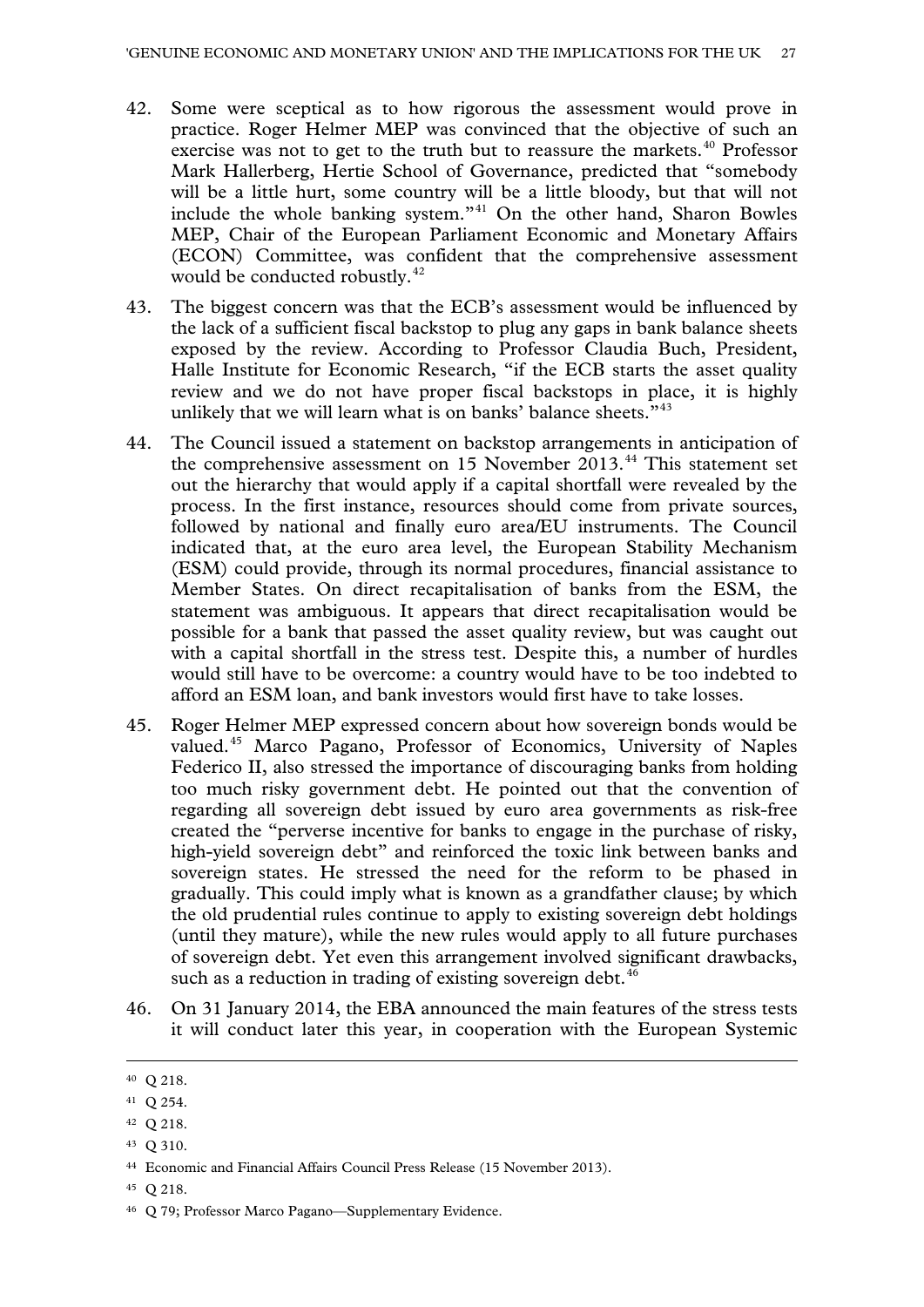42. Some were sceptical as to how rigorous the assessment would prove in practice. Roger Helmer MEP was convinced that the objective of such an exercise was not to get to the truth but to reassure the markets.[40] Professor Mark Hallerberg, Hertie School of Governance, predicted that "somebody will be a little hurt, some country will be a little bloody, but that will not include the whole banking system."[41] On the other hand, Sharon Bowles MEP, Chair of the European Parliament Economic and Monetary Affairs (ECON) Committee, was confident that the comprehensive assessment would be conducted robustly.[42]

43. The biggest concern was that the ECB's assessment would be influenced by the lack of a sufficient fiscal backstop to plug any gaps in bank balance sheets exposed by the review. According to Professor Claudia Buch, President, Halle Institute for Economic Research, "if the ECB starts the asset quality review and we do not have proper fiscal backstops in place, it is highly unlikely that we will learn what is on banks' balance sheets."[43]

44. The Council issued a statement on backstop arrangements in anticipation of the comprehensive assessment on 15 November 2013.[44] This statement set out the hierarchy that would apply if a capital shortfall were revealed by the process. In the first instance, resources should come from private sources, followed by national and finally euro area/EU instruments. The Council indicated that, at the euro area level, the European Stability Mechanism (ESM) could provide, through its normal procedures, financial assistance to Member States. On direct recapitalisation of banks from the ESM, the statement was ambiguous. It appears that direct recapitalisation would be possible for a bank that passed the asset quality review, but was caught out with a capital shortfall in the stress test. Despite this, a number of hurdles would still have to be overcome: a country would have to be too indebted to afford an ESM loan, and bank investors would first have to take losses.

45. Roger Helmer MEP expressed concern about how sovereign bonds would be valued.[45] Marco Pagano, Professor of Economics, University of Naples Federico II, also stressed the importance of discouraging banks from holding too much risky government debt. He pointed out that the convention of regarding all sovereign debt issued by euro area governments as risk-free created the "perverse incentive for banks to engage in the purchase of risky, high-yield sovereign debt" and reinforced the toxic link between banks and sovereign states. He stressed the need for the reform to be phased in gradually. This could imply what is known as a grandfather clause; by which the old prudential rules continue to apply to existing sovereign debt holdings (until they mature), while the new rules would apply to all future purchases of sovereign debt. Yet even this arrangement involved significant drawbacks, such as a reduction in trading of existing sovereign debt.[46]

46. On 31 January 2014, the EBA announced the main features of the stress tests it will conduct later this year, in cooperation with the European Systemic

---

[40] Q 218.

[41] Q 254.

[42] Q 218.

[43] Q 310.

[44] Economic and Financial Affairs Council Press Release (15 November 2013).

[45] Q 218.

[46] Q 79; Professor Marco Pagano—Supplementary Evidence.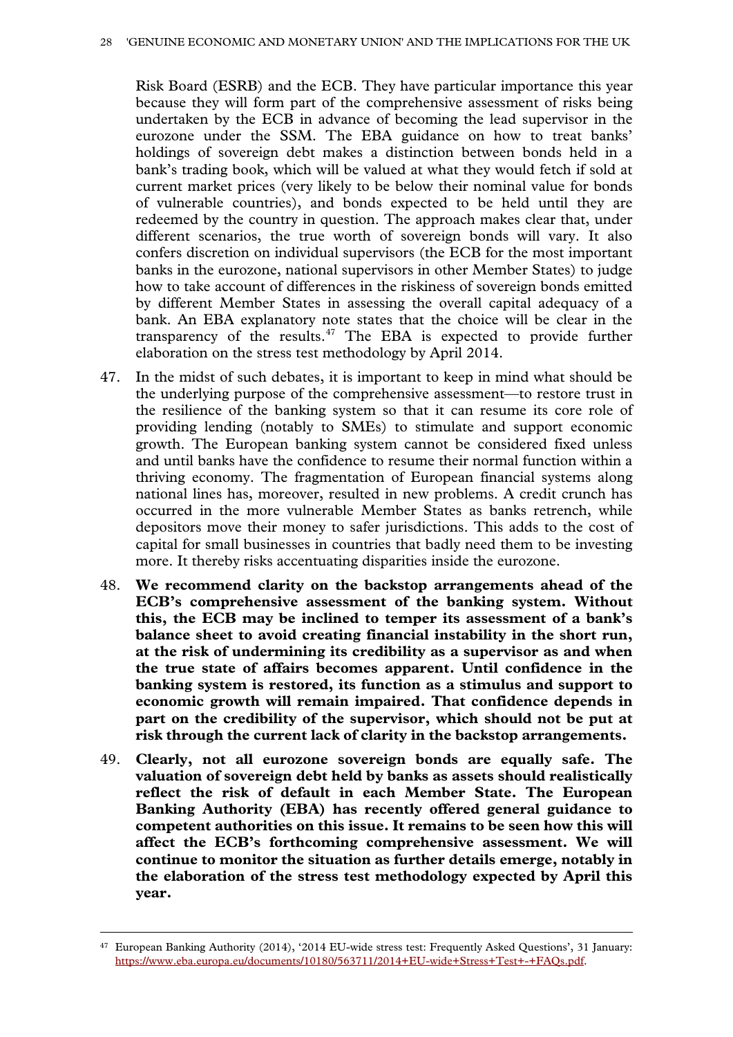Risk Board (ESRB) and the ECB. They have particular importance this year because they will form part of the comprehensive assessment of risks being undertaken by the ECB in advance of becoming the lead supervisor in the eurozone under the SSM. The EBA guidance on how to treat banks' holdings of sovereign debt makes a distinction between bonds held in a bank's trading book, which will be valued at what they would fetch if sold at current market prices (very likely to be below their nominal value for bonds of vulnerable countries), and bonds expected to be held until they are redeemed by the country in question. The approach makes clear that, under different scenarios, the true worth of sovereign bonds will vary. It also confers discretion on individual supervisors (the ECB for the most important banks in the eurozone, national supervisors in other Member States) to judge how to take account of differences in the riskiness of sovereign bonds emitted by different Member States in assessing the overall capital adequacy of a bank. An EBA explanatory note states that the choice will be clear in the transparency of the results.[47] The EBA is expected to provide further elaboration on the stress test methodology by April 2014.

47. In the midst of such debates, it is important to keep in mind what should be the underlying purpose of the comprehensive assessment—to restore trust in the resilience of the banking system so that it can resume its core role of providing lending (notably to SMEs) to stimulate and support economic growth. The European banking system cannot be considered fixed unless and until banks have the confidence to resume their normal function within a thriving economy. The fragmentation of European financial systems along national lines has, moreover, resulted in new problems. A credit crunch has occurred in the more vulnerable Member States as banks retrench, while depositors move their money to safer jurisdictions. This adds to the cost of capital for small businesses in countries that badly need them to be investing more. It thereby risks accentuating disparities inside the eurozone.

48. **We recommend clarity on the backstop arrangements ahead of the ECB's comprehensive assessment of the banking system. Without this, the ECB may be inclined to temper its assessment of a bank's balance sheet to avoid creating financial instability in the short run, at the risk of undermining its credibility as a supervisor as and when the true state of affairs becomes apparent. Until confidence in the banking system is restored, its function as a stimulus and support to economic growth will remain impaired. That confidence depends in part on the credibility of the supervisor, which should not be put at risk through the current lack of clarity in the backstop arrangements.**

49. **Clearly, not all eurozone sovereign bonds are equally safe. The valuation of sovereign debt held by banks as assets should realistically reflect the risk of default in each Member State. The European Banking Authority (EBA) has recently offered general guidance to competent authorities on this issue. It remains to be seen how this will affect the ECB's forthcoming comprehensive assessment. We will continue to monitor the situation as further details emerge, notably in the elaboration of the stress test methodology expected by April this year.**

---

[47] European Banking Authority (2014), '2014 EU-wide stress test: Frequently Asked Questions', 31 January: https://www.eba.europa.eu/documents/10180/563711/2014+EU-wide+Stress+Test+-+FAQs.pdf.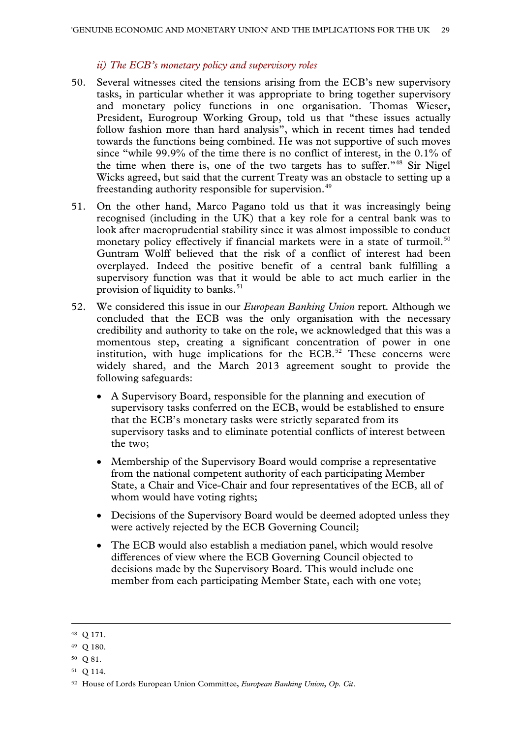### *ii) The ECB's monetary policy and supervisory roles*

50. Several witnesses cited the tensions arising from the ECB's new supervisory tasks, in particular whether it was appropriate to bring together supervisory and monetary policy functions in one organisation. Thomas Wieser, President, Eurogroup Working Group, told us that "these issues actually follow fashion more than hard analysis", which in recent times had tended towards the functions being combined. He was not supportive of such moves since "while 99.9% of the time there is no conflict of interest, in the 0.1% of the time when there is, one of the two targets has to suffer."[48] Sir Nigel Wicks agreed, but said that the current Treaty was an obstacle to setting up a freestanding authority responsible for supervision.[49]

51. On the other hand, Marco Pagano told us that it was increasingly being recognised (including in the UK) that a key role for a central bank was to look after macroprudential stability since it was almost impossible to conduct monetary policy effectively if financial markets were in a state of turmoil.[50] Guntram Wolff believed that the risk of a conflict of interest had been overplayed. Indeed the positive benefit of a central bank fulfilling a supervisory function was that it would be able to act much earlier in the provision of liquidity to banks.[51]

52. We considered this issue in our *European Banking Union* report. Although we concluded that the ECB was the only organisation with the necessary credibility and authority to take on the role, we acknowledged that this was a momentous step, creating a significant concentration of power in one institution, with huge implications for the ECB.[52] These concerns were widely shared, and the March 2013 agreement sought to provide the following safeguards:

    - A Supervisory Board, responsible for the planning and execution of supervisory tasks conferred on the ECB, would be established to ensure that the ECB's monetary tasks were strictly separated from its supervisory tasks and to eliminate potential conflicts of interest between the two;
    - Membership of the Supervisory Board would comprise a representative from the national competent authority of each participating Member State, a Chair and Vice-Chair and four representatives of the ECB, all of whom would have voting rights;
    - Decisions of the Supervisory Board would be deemed adopted unless they were actively rejected by the ECB Governing Council;
    - The ECB would also establish a mediation panel, which would resolve differences of view where the ECB Governing Council objected to decisions made by the Supervisory Board. This would include one member from each participating Member State, each with one vote;

---

[48] Q 171.

[49] Q 180.

[50] Q 81.

[51] Q 114.

[52] House of Lords European Union Committee, *European Banking Union*, *Op. Cit*.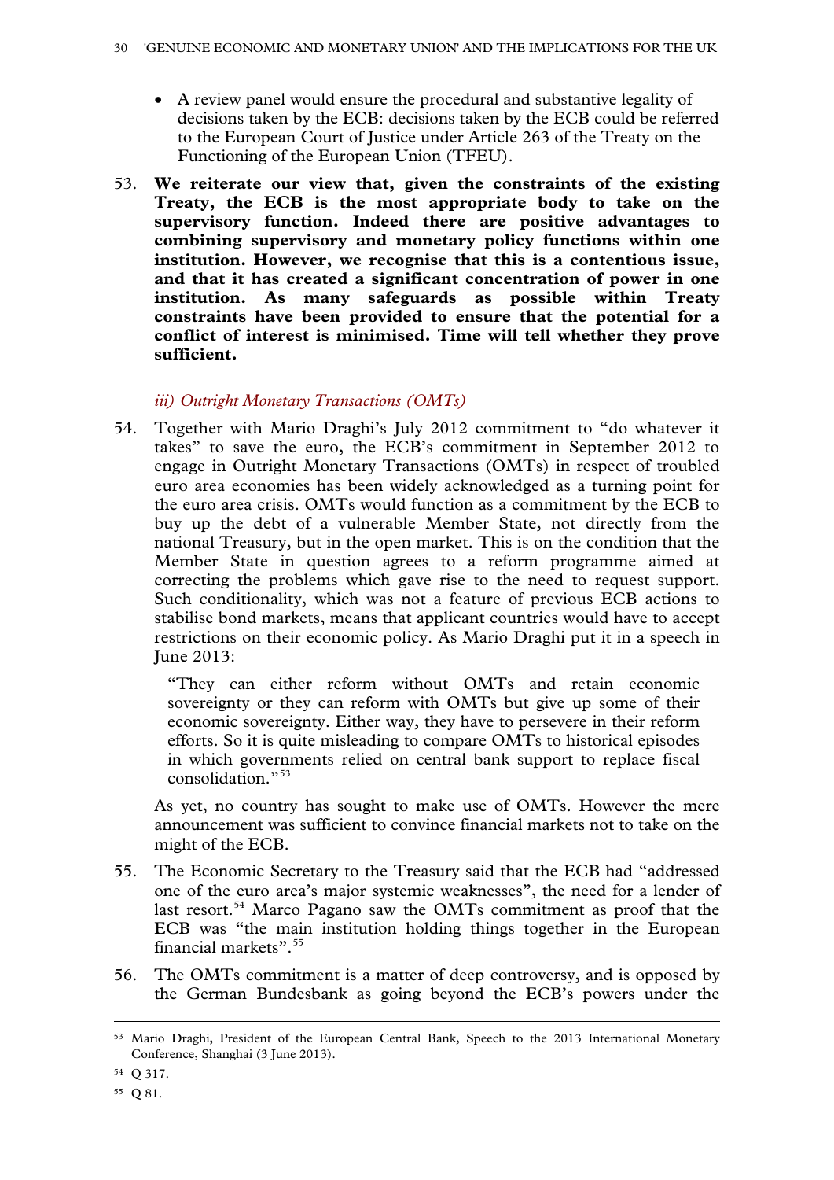- A review panel would ensure the procedural and substantive legality of decisions taken by the ECB: decisions taken by the ECB could be referred to the European Court of Justice under Article 263 of the Treaty on the Functioning of the European Union (TFEU).

53. **We reiterate our view that, given the constraints of the existing Treaty, the ECB is the most appropriate body to take on the supervisory function. Indeed there are positive advantages to combining supervisory and monetary policy functions within one institution. However, we recognise that this is a contentious issue, and that it has created a significant concentration of power in one institution. As many safeguards as possible within Treaty constraints have been provided to ensure that the potential for a conflict of interest is minimised. Time will tell whether they prove sufficient.**

*iii) Outright Monetary Transactions (OMTs)*

54. Together with Mario Draghi's July 2012 commitment to "do whatever it takes" to save the euro, the ECB's commitment in September 2012 to engage in Outright Monetary Transactions (OMTs) in respect of troubled euro area economies has been widely acknowledged as a turning point for the euro area crisis. OMTs would function as a commitment by the ECB to buy up the debt of a vulnerable Member State, not directly from the national Treasury, but in the open market. This is on the condition that the Member State in question agrees to a reform programme aimed at correcting the problems which gave rise to the need to request support. Such conditionality, which was not a feature of previous ECB actions to stabilise bond markets, means that applicant countries would have to accept restrictions on their economic policy. As Mario Draghi put it in a speech in June 2013:

> "They can either reform without OMTs and retain economic sovereignty or they can reform with OMTs but give up some of their economic sovereignty. Either way, they have to persevere in their reform efforts. So it is quite misleading to compare OMTs to historical episodes in which governments relied on central bank support to replace fiscal consolidation."[53]

As yet, no country has sought to make use of OMTs. However the mere announcement was sufficient to convince financial markets not to take on the might of the ECB.

55. The Economic Secretary to the Treasury said that the ECB had "addressed one of the euro area's major systemic weaknesses", the need for a lender of last resort.[54] Marco Pagano saw the OMTs commitment as proof that the ECB was "the main institution holding things together in the European financial markets".[55]

56. The OMTs commitment is a matter of deep controversy, and is opposed by the German Bundesbank as going beyond the ECB's powers under the

---

[53] Mario Draghi, President of the European Central Bank, Speech to the 2013 International Monetary Conference, Shanghai (3 June 2013).

[54] Q 317.

[55] Q 81.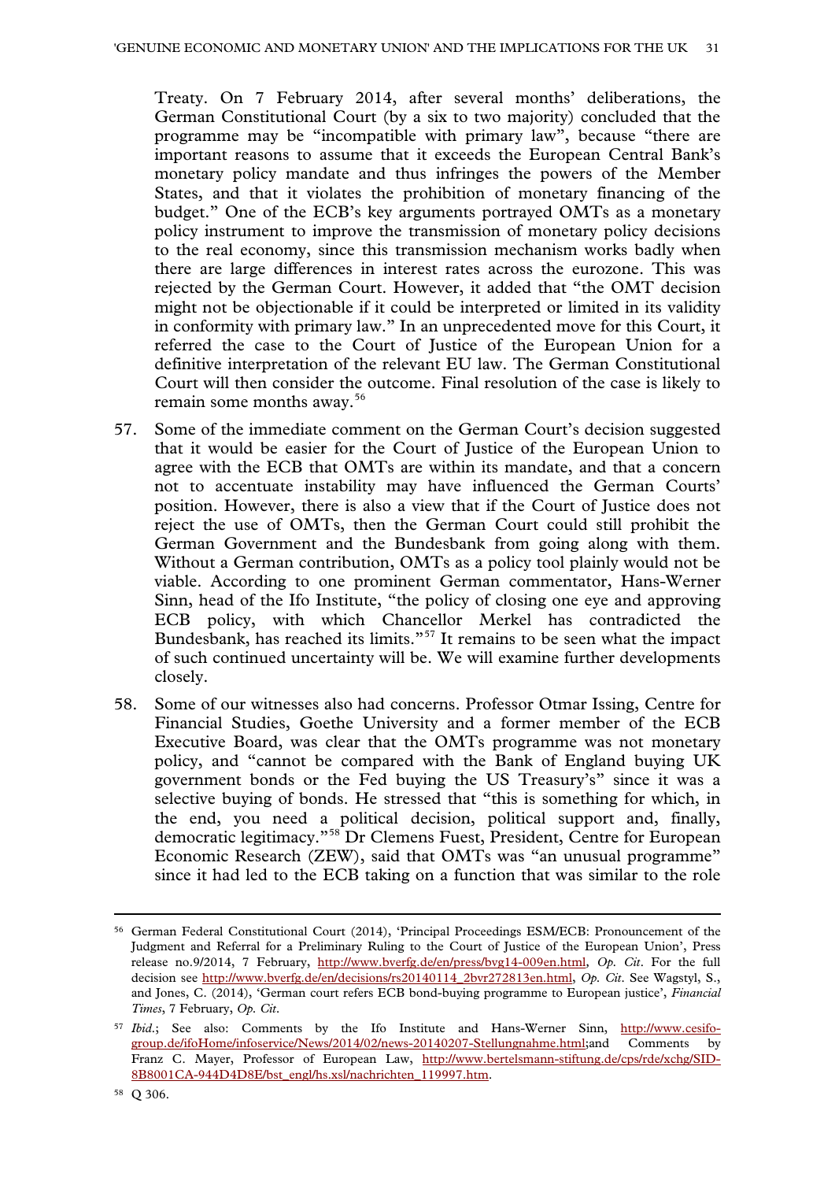Treaty. On 7 February 2014, after several months' deliberations, the German Constitutional Court (by a six to two majority) concluded that the programme may be "incompatible with primary law", because "there are important reasons to assume that it exceeds the European Central Bank's monetary policy mandate and thus infringes the powers of the Member States, and that it violates the prohibition of monetary financing of the budget." One of the ECB's key arguments portrayed OMTs as a monetary policy instrument to improve the transmission of monetary policy decisions to the real economy, since this transmission mechanism works badly when there are large differences in interest rates across the eurozone. This was rejected by the German Court. However, it added that "the OMT decision might not be objectionable if it could be interpreted or limited in its validity in conformity with primary law." In an unprecedented move for this Court, it referred the case to the Court of Justice of the European Union for a definitive interpretation of the relevant EU law. The German Constitutional Court will then consider the outcome. Final resolution of the case is likely to remain some months away.[56]

57. Some of the immediate comment on the German Court's decision suggested that it would be easier for the Court of Justice of the European Union to agree with the ECB that OMTs are within its mandate, and that a concern not to accentuate instability may have influenced the German Courts' position. However, there is also a view that if the Court of Justice does not reject the use of OMTs, then the German Court could still prohibit the German Government and the Bundesbank from going along with them. Without a German contribution, OMTs as a policy tool plainly would not be viable. According to one prominent German commentator, Hans-Werner Sinn, head of the Ifo Institute, "the policy of closing one eye and approving ECB policy, with which Chancellor Merkel has contradicted the Bundesbank, has reached its limits."[57] It remains to be seen what the impact of such continued uncertainty will be. We will examine further developments closely.

58. Some of our witnesses also had concerns. Professor Otmar Issing, Centre for Financial Studies, Goethe University and a former member of the ECB Executive Board, was clear that the OMTs programme was not monetary policy, and "cannot be compared with the Bank of England buying UK government bonds or the Fed buying the US Treasury's" since it was a selective buying of bonds. He stressed that "this is something for which, in the end, you need a political decision, political support and, finally, democratic legitimacy."[58] Dr Clemens Fuest, President, Centre for European Economic Research (ZEW), said that OMTs was "an unusual programme" since it had led to the ECB taking on a function that was similar to the role

---

[56] German Federal Constitutional Court (2014), 'Principal Proceedings ESM/ECB: Pronouncement of the Judgment and Referral for a Preliminary Ruling to the Court of Justice of the European Union', Press release no.9/2014, 7 February, http://www.bverfg.de/en/press/bvg14-009en.html, *Op. Cit*. For the full decision see http://www.bverfg.de/en/decisions/rs20140114_2bvr272813en.html, *Op. Cit*. See Wagstyl, S., and Jones, C. (2014), 'German court refers ECB bond-buying programme to European justice', *Financial Times*, 7 February, *Op. Cit*.

[57] *Ibid*.; See also: Comments by the Ifo Institute and Hans-Werner Sinn, http://www.cesifo-group.de/ifoHome/infoservice/News/2014/02/news-20140207-Stellungnahme.html;and Comments by Franz C. Mayer, Professor of European Law, http://www.bertelsmann-stiftung.de/cps/rde/xchg/SID-8B8001CA-944D4D8E/bst_engl/hs.xsl/nachrichten_119997.htm.

[58] Q 306.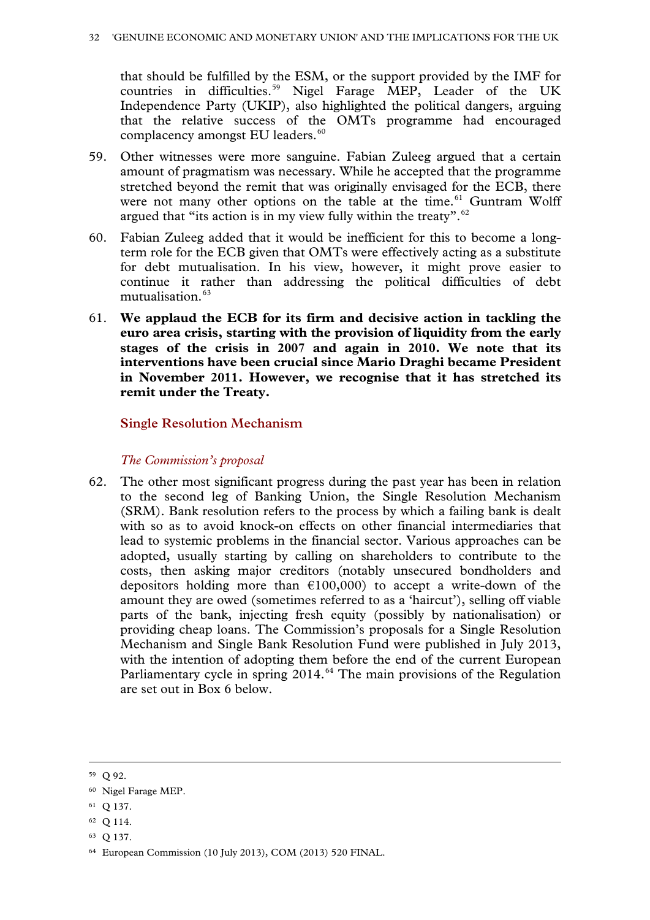that should be fulfilled by the ESM, or the support provided by the IMF for countries in difficulties.[59] Nigel Farage MEP, Leader of the UK Independence Party (UKIP), also highlighted the political dangers, arguing that the relative success of the OMTs programme had encouraged complacency amongst EU leaders.[60]

59. Other witnesses were more sanguine. Fabian Zuleeg argued that a certain amount of pragmatism was necessary. While he accepted that the programme stretched beyond the remit that was originally envisaged for the ECB, there were not many other options on the table at the time.[61] Guntram Wolff argued that "its action is in my view fully within the treaty".[62]

60. Fabian Zuleeg added that it would be inefficient for this to become a long-term role for the ECB given that OMTs were effectively acting as a substitute for debt mutualisation. In his view, however, it might prove easier to continue it rather than addressing the political difficulties of debt mutualisation.[63]

61. **We applaud the ECB for its firm and decisive action in tackling the euro area crisis, starting with the provision of liquidity from the early stages of the crisis in 2007 and again in 2010. We note that its interventions have been crucial since Mario Draghi became President in November 2011. However, we recognise that it has stretched its remit under the Treaty.**

## Single Resolution Mechanism

### *The Commission's proposal*

62. The other most significant progress during the past year has been in relation to the second leg of Banking Union, the Single Resolution Mechanism (SRM). Bank resolution refers to the process by which a failing bank is dealt with so as to avoid knock-on effects on other financial intermediaries that lead to systemic problems in the financial sector. Various approaches can be adopted, usually starting by calling on shareholders to contribute to the costs, then asking major creditors (notably unsecured bondholders and depositors holding more than €100,000) to accept a write-down of the amount they are owed (sometimes referred to as a 'haircut'), selling off viable parts of the bank, injecting fresh equity (possibly by nationalisation) or providing cheap loans. The Commission's proposals for a Single Resolution Mechanism and Single Bank Resolution Fund were published in July 2013, with the intention of adopting them before the end of the current European Parliamentary cycle in spring 2014.[64] The main provisions of the Regulation are set out in Box 6 below.

---

[59] Q 92.

[60] Nigel Farage MEP.

[61] Q 137.

[62] Q 114.

[63] Q 137.

[64] European Commission (10 July 2013), COM (2013) 520 FINAL.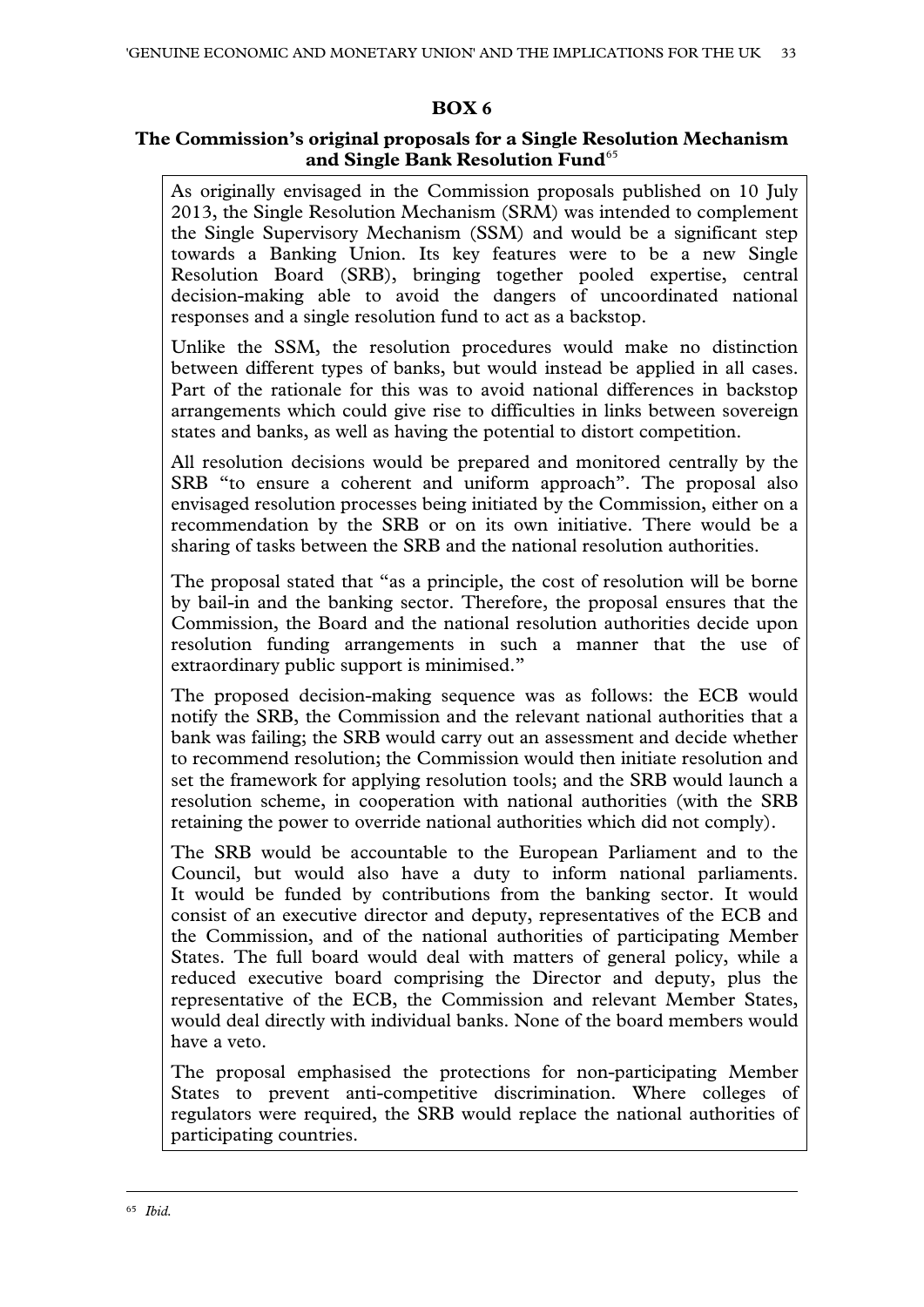**BOX 6**

**The Commission's original proposals for a Single Resolution Mechanism and Single Bank Resolution Fund**[65]

As originally envisaged in the Commission proposals published on 10 July 2013, the Single Resolution Mechanism (SRM) was intended to complement the Single Supervisory Mechanism (SSM) and would be a significant step towards a Banking Union. Its key features were to be a new Single Resolution Board (SRB), bringing together pooled expertise, central decision-making able to avoid the dangers of uncoordinated national responses and a single resolution fund to act as a backstop.

Unlike the SSM, the resolution procedures would make no distinction between different types of banks, but would instead be applied in all cases. Part of the rationale for this was to avoid national differences in backstop arrangements which could give rise to difficulties in links between sovereign states and banks, as well as having the potential to distort competition.

All resolution decisions would be prepared and monitored centrally by the SRB "to ensure a coherent and uniform approach". The proposal also envisaged resolution processes being initiated by the Commission, either on a recommendation by the SRB or on its own initiative. There would be a sharing of tasks between the SRB and the national resolution authorities.

The proposal stated that "as a principle, the cost of resolution will be borne by bail-in and the banking sector. Therefore, the proposal ensures that the Commission, the Board and the national resolution authorities decide upon resolution funding arrangements in such a manner that the use of extraordinary public support is minimised."

The proposed decision-making sequence was as follows: the ECB would notify the SRB, the Commission and the relevant national authorities that a bank was failing; the SRB would carry out an assessment and decide whether to recommend resolution; the Commission would then initiate resolution and set the framework for applying resolution tools; and the SRB would launch a resolution scheme, in cooperation with national authorities (with the SRB retaining the power to override national authorities which did not comply).

The SRB would be accountable to the European Parliament and to the Council, but would also have a duty to inform national parliaments. It would be funded by contributions from the banking sector. It would consist of an executive director and deputy, representatives of the ECB and the Commission, and of the national authorities of participating Member States. The full board would deal with matters of general policy, while a reduced executive board comprising the Director and deputy, plus the representative of the ECB, the Commission and relevant Member States, would deal directly with individual banks. None of the board members would have a veto.

The proposal emphasised the protections for non-participating Member States to prevent anti-competitive discrimination. Where colleges of regulators were required, the SRB would replace the national authorities of participating countries.

---

[65] *Ibid.*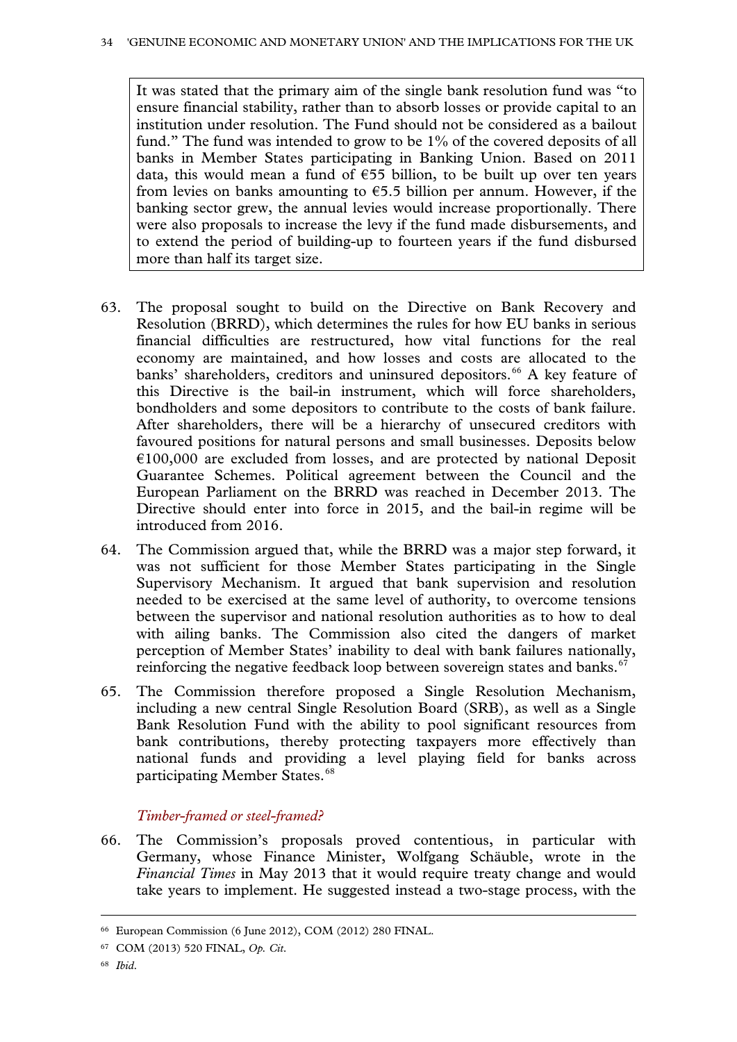> It was stated that the primary aim of the single bank resolution fund was "to ensure financial stability, rather than to absorb losses or provide capital to an institution under resolution. The Fund should not be considered as a bailout fund." The fund was intended to grow to be 1% of the covered deposits of all banks in Member States participating in Banking Union. Based on 2011 data, this would mean a fund of €55 billion, to be built up over ten years from levies on banks amounting to €5.5 billion per annum. However, if the banking sector grew, the annual levies would increase proportionally. There were also proposals to increase the levy if the fund made disbursements, and to extend the period of building-up to fourteen years if the fund disbursed more than half its target size.

63. The proposal sought to build on the Directive on Bank Recovery and Resolution (BRRD), which determines the rules for how EU banks in serious financial difficulties are restructured, how vital functions for the real economy are maintained, and how losses and costs are allocated to the banks' shareholders, creditors and uninsured depositors.[66] A key feature of this Directive is the bail-in instrument, which will force shareholders, bondholders and some depositors to contribute to the costs of bank failure. After shareholders, there will be a hierarchy of unsecured creditors with favoured positions for natural persons and small businesses. Deposits below €100,000 are excluded from losses, and are protected by national Deposit Guarantee Schemes. Political agreement between the Council and the European Parliament on the BRRD was reached in December 2013. The Directive should enter into force in 2015, and the bail-in regime will be introduced from 2016.

64. The Commission argued that, while the BRRD was a major step forward, it was not sufficient for those Member States participating in the Single Supervisory Mechanism. It argued that bank supervision and resolution needed to be exercised at the same level of authority, to overcome tensions between the supervisor and national resolution authorities as to how to deal with ailing banks. The Commission also cited the dangers of market perception of Member States' inability to deal with bank failures nationally, reinforcing the negative feedback loop between sovereign states and banks.[67]

65. The Commission therefore proposed a Single Resolution Mechanism, including a new central Single Resolution Board (SRB), as well as a Single Bank Resolution Fund with the ability to pool significant resources from bank contributions, thereby protecting taxpayers more effectively than national funds and providing a level playing field for banks across participating Member States.[68]

### *Timber-framed or steel-framed?*

66. The Commission's proposals proved contentious, in particular with Germany, whose Finance Minister, Wolfgang Schäuble, wrote in the *Financial Times* in May 2013 that it would require treaty change and would take years to implement. He suggested instead a two-stage process, with the

---

[66] European Commission (6 June 2012), COM (2012) 280 FINAL.

[67] COM (2013) 520 FINAL, *Op. Cit.*

[68] *Ibid.*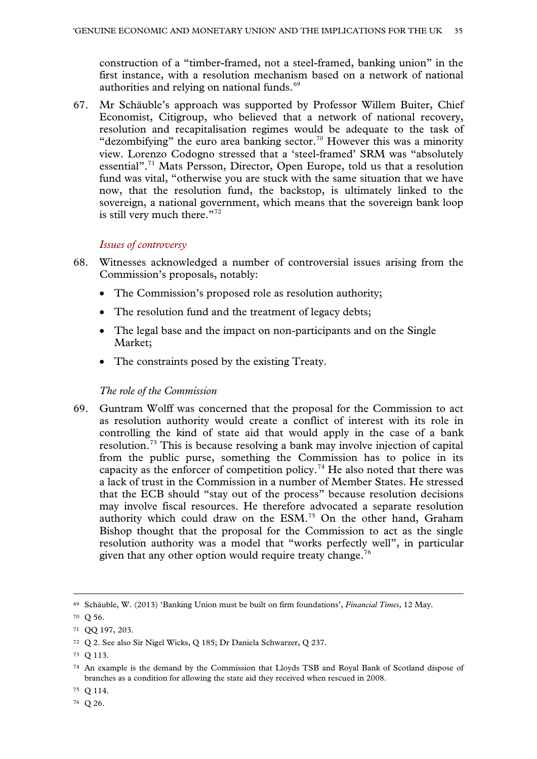construction of a "timber-framed, not a steel-framed, banking union" in the first instance, with a resolution mechanism based on a network of national authorities and relying on national funds.[69]

67. Mr Schäuble's approach was supported by Professor Willem Buiter, Chief Economist, Citigroup, who believed that a network of national recovery, resolution and recapitalisation regimes would be adequate to the task of "dezombifying" the euro area banking sector.[70] However this was a minority view. Lorenzo Codogno stressed that a 'steel-framed' SRM was "absolutely essential".[71] Mats Persson, Director, Open Europe, told us that a resolution fund was vital, "otherwise you are stuck with the same situation that we have now, that the resolution fund, the backstop, is ultimately linked to the sovereign, a national government, which means that the sovereign bank loop is still very much there."[72]

### *Issues of controversy*

68. Witnesses acknowledged a number of controversial issues arising from the Commission's proposals, notably:

- The Commission's proposed role as resolution authority;
- The resolution fund and the treatment of legacy debts;
- The legal base and the impact on non-participants and on the Single Market;
- The constraints posed by the existing Treaty.

#### *The role of the Commission*

69. Guntram Wolff was concerned that the proposal for the Commission to act as resolution authority would create a conflict of interest with its role in controlling the kind of state aid that would apply in the case of a bank resolution.[73] This is because resolving a bank may involve injection of capital from the public purse, something the Commission has to police in its capacity as the enforcer of competition policy.[74] He also noted that there was a lack of trust in the Commission in a number of Member States. He stressed that the ECB should "stay out of the process" because resolution decisions may involve fiscal resources. He therefore advocated a separate resolution authority which could draw on the ESM.[75] On the other hand, Graham Bishop thought that the proposal for the Commission to act as the single resolution authority was a model that "works perfectly well", in particular given that any other option would require treaty change.[76]

---

[69] Schäuble, W. (2013) 'Banking Union must be built on firm foundations', *Financial Times*, 12 May.

[70] Q 56.

[71] QQ 197, 203.

[72] Q 2. See also Sir Nigel Wicks, Q 185; Dr Daniela Schwarzer, Q 237.

[73] Q 113.

[74] An example is the demand by the Commission that Lloyds TSB and Royal Bank of Scotland dispose of branches as a condition for allowing the state aid they received when rescued in 2008.

[75] Q 114.

[76] Q 26.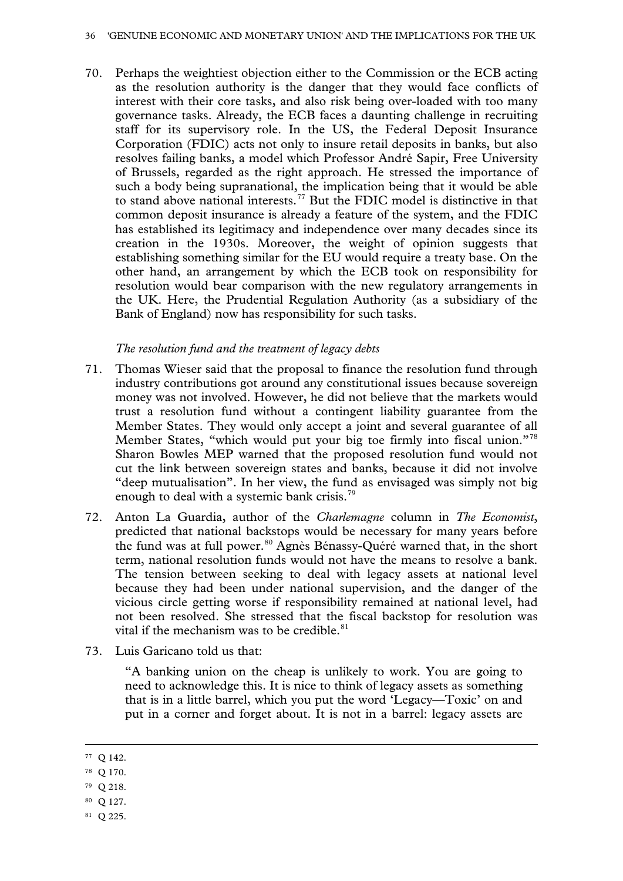70. Perhaps the weightiest objection either to the Commission or the ECB acting as the resolution authority is the danger that they would face conflicts of interest with their core tasks, and also risk being over-loaded with too many governance tasks. Already, the ECB faces a daunting challenge in recruiting staff for its supervisory role. In the US, the Federal Deposit Insurance Corporation (FDIC) acts not only to insure retail deposits in banks, but also resolves failing banks, a model which Professor André Sapir, Free University of Brussels, regarded as the right approach. He stressed the importance of such a body being supranational, the implication being that it would be able to stand above national interests.[77] But the FDIC model is distinctive in that common deposit insurance is already a feature of the system, and the FDIC has established its legitimacy and independence over many decades since its creation in the 1930s. Moreover, the weight of opinion suggests that establishing something similar for the EU would require a treaty base. On the other hand, an arrangement by which the ECB took on responsibility for resolution would bear comparison with the new regulatory arrangements in the UK. Here, the Prudential Regulation Authority (as a subsidiary of the Bank of England) now has responsibility for such tasks.

*The resolution fund and the treatment of legacy debts*

71. Thomas Wieser said that the proposal to finance the resolution fund through industry contributions got around any constitutional issues because sovereign money was not involved. However, he did not believe that the markets would trust a resolution fund without a contingent liability guarantee from the Member States. They would only accept a joint and several guarantee of all Member States, "which would put your big toe firmly into fiscal union."[78] Sharon Bowles MEP warned that the proposed resolution fund would not cut the link between sovereign states and banks, because it did not involve "deep mutualisation". In her view, the fund as envisaged was simply not big enough to deal with a systemic bank crisis.[79]

72. Anton La Guardia, author of the *Charlemagne* column in *The Economist*, predicted that national backstops would be necessary for many years before the fund was at full power.[80] Agnès Bénassy-Quéré warned that, in the short term, national resolution funds would not have the means to resolve a bank. The tension between seeking to deal with legacy assets at national level because they had been under national supervision, and the danger of the vicious circle getting worse if responsibility remained at national level, had not been resolved. She stressed that the fiscal backstop for resolution was vital if the mechanism was to be credible.[81]

73. Luis Garicano told us that:

> "A banking union on the cheap is unlikely to work. You are going to need to acknowledge this. It is nice to think of legacy assets as something that is in a little barrel, which you put the word 'Legacy—Toxic' on and put in a corner and forget about. It is not in a barrel: legacy assets are

---

77 Q 142.

78 Q 170.

79 Q 218.

80 Q 127.

81 Q 225.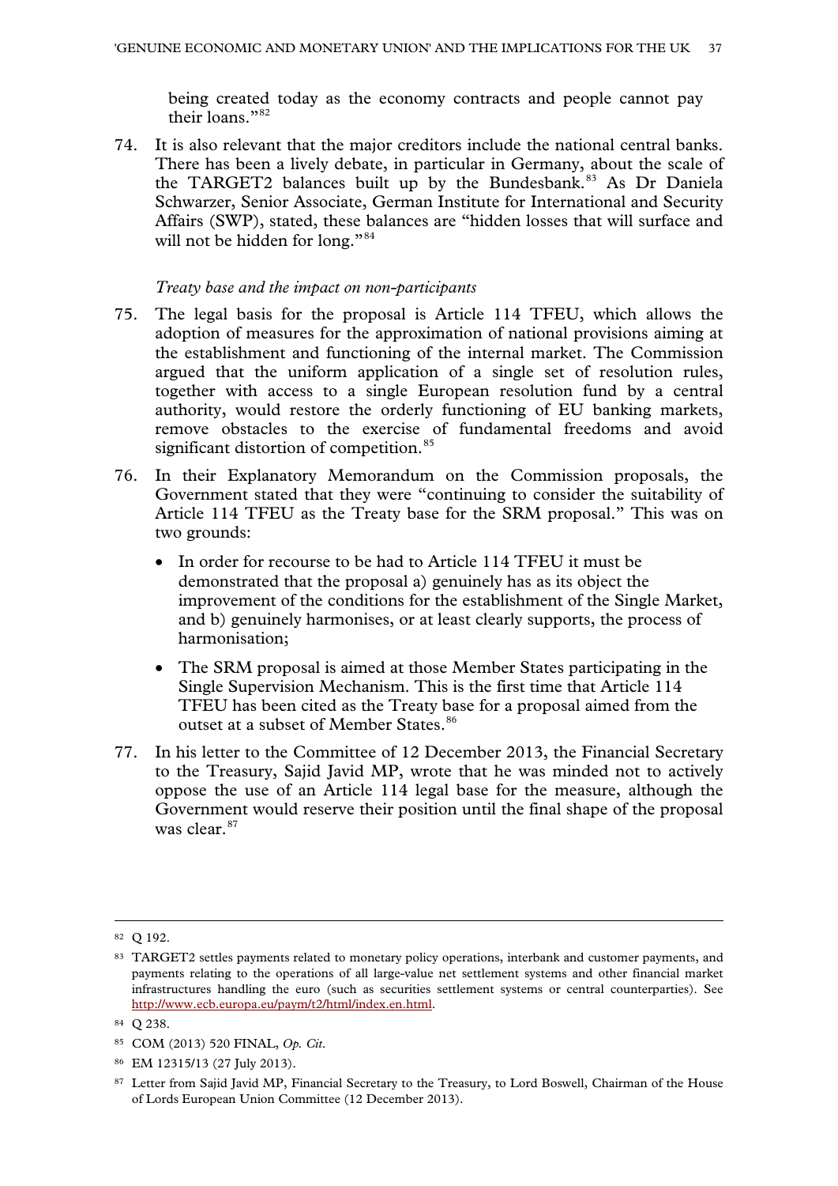being created today as the economy contracts and people cannot pay their loans."[82]

74. It is also relevant that the major creditors include the national central banks. There has been a lively debate, in particular in Germany, about the scale of the TARGET2 balances built up by the Bundesbank.[83] As Dr Daniela Schwarzer, Senior Associate, German Institute for International and Security Affairs (SWP), stated, these balances are "hidden losses that will surface and will not be hidden for long."[84]

*Treaty base and the impact on non-participants*

75. The legal basis for the proposal is Article 114 TFEU, which allows the adoption of measures for the approximation of national provisions aiming at the establishment and functioning of the internal market. The Commission argued that the uniform application of a single set of resolution rules, together with access to a single European resolution fund by a central authority, would restore the orderly functioning of EU banking markets, remove obstacles to the exercise of fundamental freedoms and avoid significant distortion of competition.[85]

76. In their Explanatory Memorandum on the Commission proposals, the Government stated that they were "continuing to consider the suitability of Article 114 TFEU as the Treaty base for the SRM proposal." This was on two grounds:

    - In order for recourse to be had to Article 114 TFEU it must be demonstrated that the proposal a) genuinely has as its object the improvement of the conditions for the establishment of the Single Market, and b) genuinely harmonises, or at least clearly supports, the process of harmonisation;
    - The SRM proposal is aimed at those Member States participating in the Single Supervision Mechanism. This is the first time that Article 114 TFEU has been cited as the Treaty base for a proposal aimed from the outset at a subset of Member States.[86]

77. In his letter to the Committee of 12 December 2013, the Financial Secretary to the Treasury, Sajid Javid MP, wrote that he was minded not to actively oppose the use of an Article 114 legal base for the measure, although the Government would reserve their position until the final shape of the proposal was clear.[87]

---

[82] Q 192.

[83] TARGET2 settles payments related to monetary policy operations, interbank and customer payments, and payments relating to the operations of all large-value net settlement systems and other financial market infrastructures handling the euro (such as securities settlement systems or central counterparties). See http://www.ecb.europa.eu/paym/t2/html/index.en.html.

[84] Q 238.

[85] COM (2013) 520 FINAL, *Op. Cit*.

[86] EM 12315/13 (27 July 2013).

[87] Letter from Sajid Javid MP, Financial Secretary to the Treasury, to Lord Boswell, Chairman of the House of Lords European Union Committee (12 December 2013).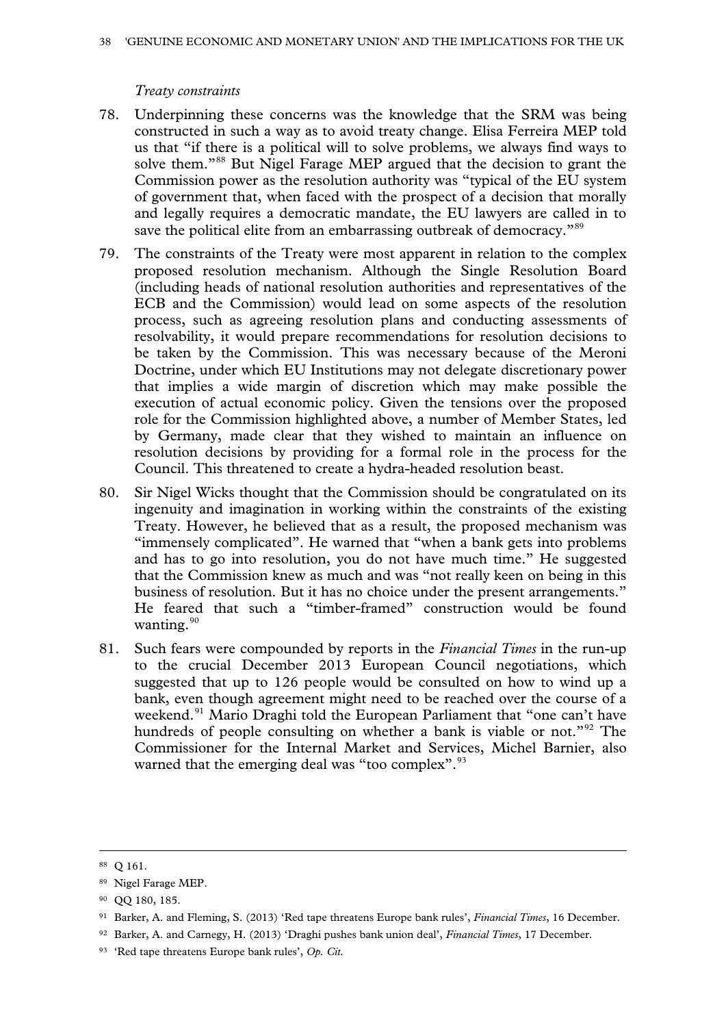*Treaty constraints*

78. Underpinning these concerns was the knowledge that the SRM was being constructed in such a way as to avoid treaty change. Elisa Ferreira MEP told us that "if there is a political will to solve problems, we always find ways to solve them."[88] But Nigel Farage MEP argued that the decision to grant the Commission power as the resolution authority was "typical of the EU system of government that, when faced with the prospect of a decision that morally and legally requires a democratic mandate, the EU lawyers are called in to save the political elite from an embarrassing outbreak of democracy."[89]

79. The constraints of the Treaty were most apparent in relation to the complex proposed resolution mechanism. Although the Single Resolution Board (including heads of national resolution authorities and representatives of the ECB and the Commission) would lead on some aspects of the resolution process, such as agreeing resolution plans and conducting assessments of resolvability, it would prepare recommendations for resolution decisions to be taken by the Commission. This was necessary because of the Meroni Doctrine, under which EU Institutions may not delegate discretionary power that implies a wide margin of discretion which may make possible the execution of actual economic policy. Given the tensions over the proposed role for the Commission highlighted above, a number of Member States, led by Germany, made clear that they wished to maintain an influence on resolution decisions by providing for a formal role in the process for the Council. This threatened to create a hydra-headed resolution beast.

80. Sir Nigel Wicks thought that the Commission should be congratulated on its ingenuity and imagination in working within the constraints of the existing Treaty. However, he believed that as a result, the proposed mechanism was "immensely complicated". He warned that "when a bank gets into problems and has to go into resolution, you do not have much time." He suggested that the Commission knew as much and was "not really keen on being in this business of resolution. But it has no choice under the present arrangements." He feared that such a "timber-framed" construction would be found wanting.[90]

81. Such fears were compounded by reports in the *Financial Times* in the run-up to the crucial December 2013 European Council negotiations, which suggested that up to 126 people would be consulted on how to wind up a bank, even though agreement might need to be reached over the course of a weekend.[91] Mario Draghi told the European Parliament that "one can't have hundreds of people consulting on whether a bank is viable or not."[92] The Commissioner for the Internal Market and Services, Michel Barnier, also warned that the emerging deal was "too complex".[93]

---

[88] Q 161.

[89] Nigel Farage MEP.

[90] QQ 180, 185.

[91] Barker, A. and Fleming, S. (2013) 'Red tape threatens Europe bank rules', *Financial Times*, 16 December.

[92] Barker, A. and Carnegy, H. (2013) 'Draghi pushes bank union deal', *Financial Times*, 17 December.

[93] 'Red tape threatens Europe bank rules', *Op. Cit.*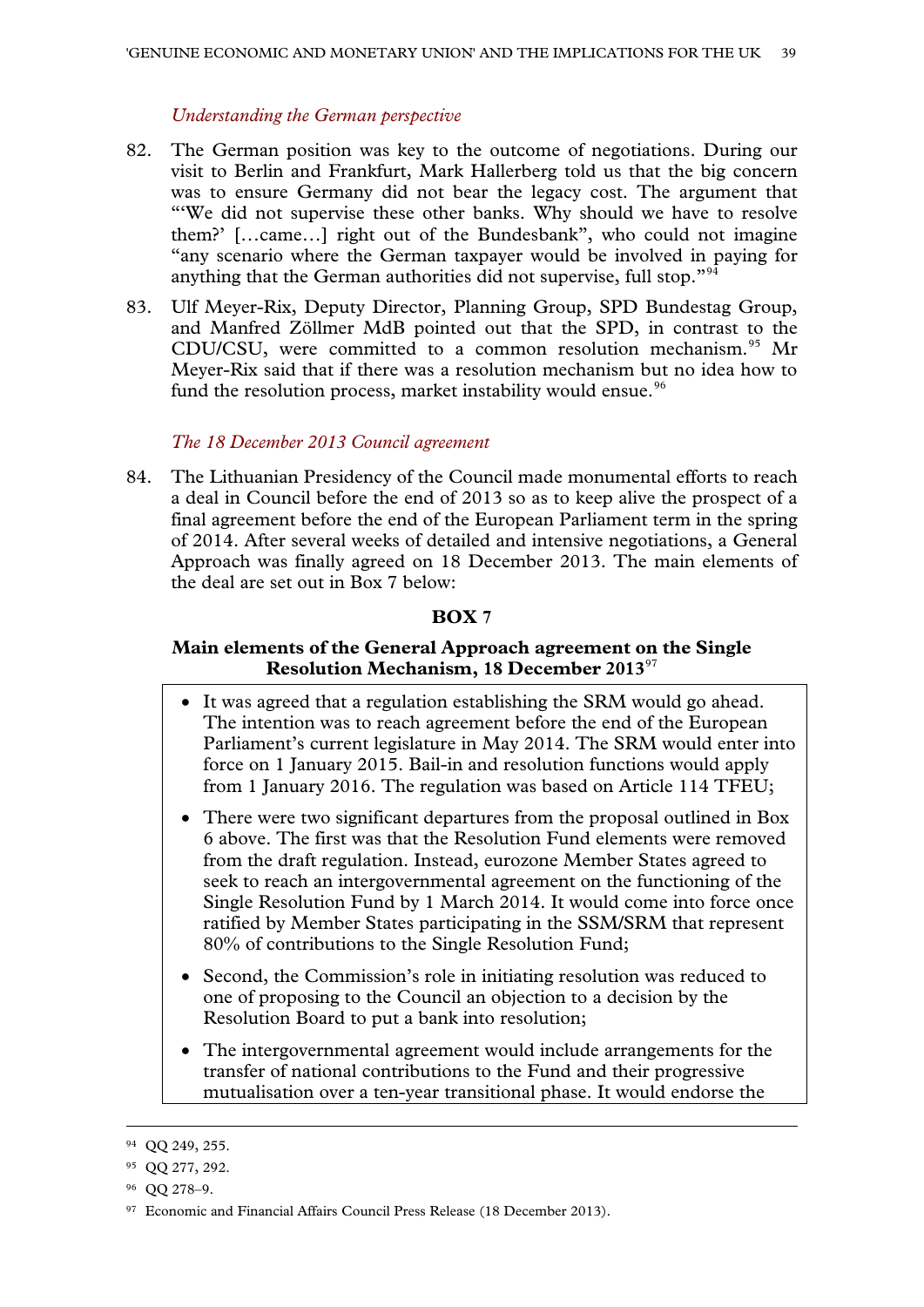*Understanding the German perspective*

82. The German position was key to the outcome of negotiations. During our visit to Berlin and Frankfurt, Mark Hallerberg told us that the big concern was to ensure Germany did not bear the legacy cost. The argument that "'We did not supervise these other banks. Why should we have to resolve them?' […came…] right out of the Bundesbank", who could not imagine "any scenario where the German taxpayer would be involved in paying for anything that the German authorities did not supervise, full stop."[94]

83. Ulf Meyer-Rix, Deputy Director, Planning Group, SPD Bundestag Group, and Manfred Zöllmer MdB pointed out that the SPD, in contrast to the CDU/CSU, were committed to a common resolution mechanism.[95] Mr Meyer-Rix said that if there was a resolution mechanism but no idea how to fund the resolution process, market instability would ensue.[96]

*The 18 December 2013 Council agreement*

84. The Lithuanian Presidency of the Council made monumental efforts to reach a deal in Council before the end of 2013 so as to keep alive the prospect of a final agreement before the end of the European Parliament term in the spring of 2014. After several weeks of detailed and intensive negotiations, a General Approach was finally agreed on 18 December 2013. The main elements of the deal are set out in Box 7 below:

**BOX 7**

**Main elements of the General Approach agreement on the Single Resolution Mechanism, 18 December 2013**[97]

- It was agreed that a regulation establishing the SRM would go ahead. The intention was to reach agreement before the end of the European Parliament's current legislature in May 2014. The SRM would enter into force on 1 January 2015. Bail-in and resolution functions would apply from 1 January 2016. The regulation was based on Article 114 TFEU;
- There were two significant departures from the proposal outlined in Box 6 above. The first was that the Resolution Fund elements were removed from the draft regulation. Instead, eurozone Member States agreed to seek to reach an intergovernmental agreement on the functioning of the Single Resolution Fund by 1 March 2014. It would come into force once ratified by Member States participating in the SSM/SRM that represent 80% of contributions to the Single Resolution Fund;
- Second, the Commission's role in initiating resolution was reduced to one of proposing to the Council an objection to a decision by the Resolution Board to put a bank into resolution;
- The intergovernmental agreement would include arrangements for the transfer of national contributions to the Fund and their progressive mutualisation over a ten-year transitional phase. It would endorse the

[94] QQ 249, 255.

[95] QQ 277, 292.

[96] QQ 278–9.

[97] Economic and Financial Affairs Council Press Release (18 December 2013).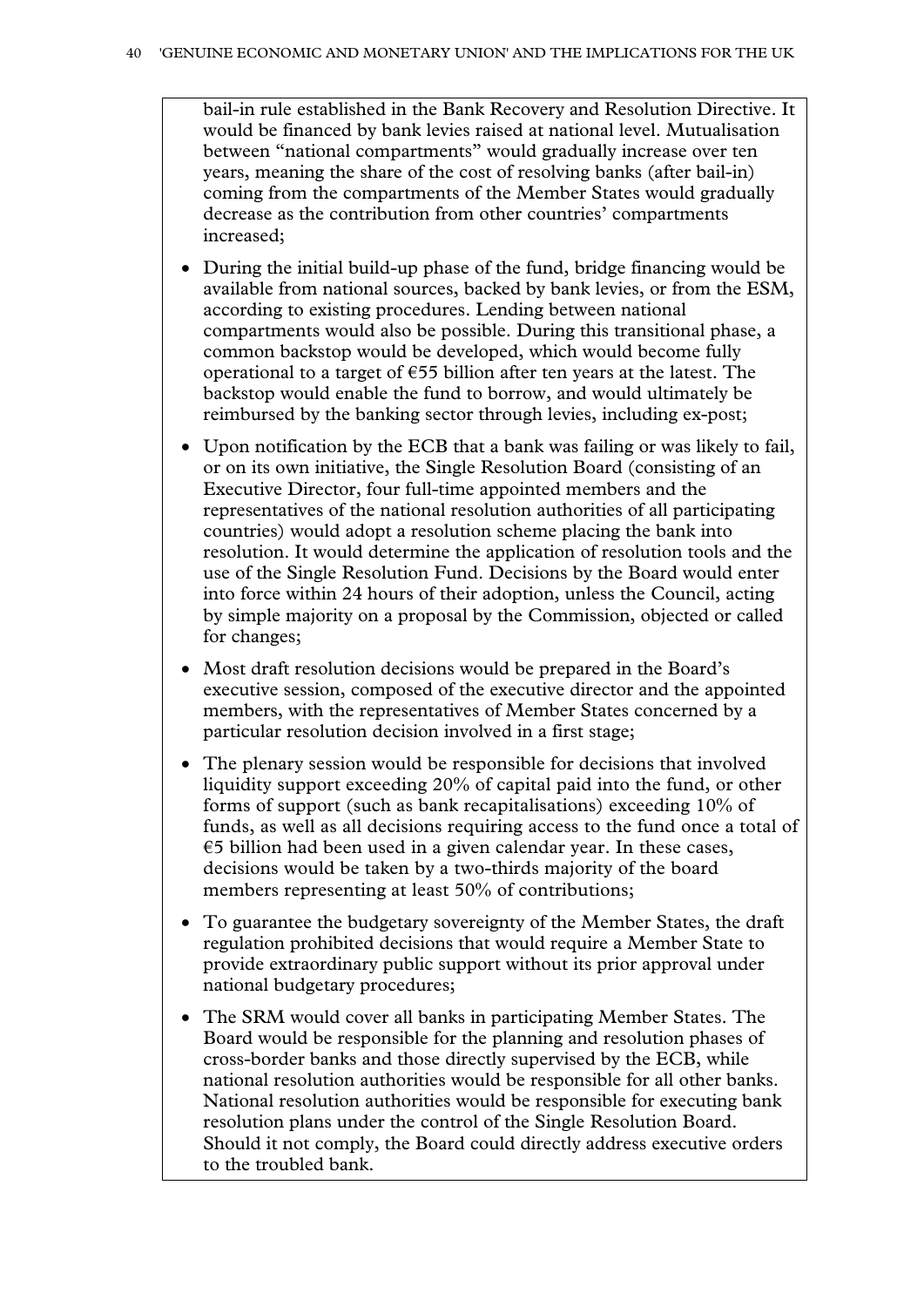bail-in rule established in the Bank Recovery and Resolution Directive. It would be financed by bank levies raised at national level. Mutualisation between "national compartments" would gradually increase over ten years, meaning the share of the cost of resolving banks (after bail-in) coming from the compartments of the Member States would gradually decrease as the contribution from other countries' compartments increased;

- During the initial build-up phase of the fund, bridge financing would be available from national sources, backed by bank levies, or from the ESM, according to existing procedures. Lending between national compartments would also be possible. During this transitional phase, a common backstop would be developed, which would become fully operational to a target of €55 billion after ten years at the latest. The backstop would enable the fund to borrow, and would ultimately be reimbursed by the banking sector through levies, including ex-post;
- Upon notification by the ECB that a bank was failing or was likely to fail, or on its own initiative, the Single Resolution Board (consisting of an Executive Director, four full-time appointed members and the representatives of the national resolution authorities of all participating countries) would adopt a resolution scheme placing the bank into resolution. It would determine the application of resolution tools and the use of the Single Resolution Fund. Decisions by the Board would enter into force within 24 hours of their adoption, unless the Council, acting by simple majority on a proposal by the Commission, objected or called for changes;
- Most draft resolution decisions would be prepared in the Board's executive session, composed of the executive director and the appointed members, with the representatives of Member States concerned by a particular resolution decision involved in a first stage;
- The plenary session would be responsible for decisions that involved liquidity support exceeding 20% of capital paid into the fund, or other forms of support (such as bank recapitalisations) exceeding 10% of funds, as well as all decisions requiring access to the fund once a total of €5 billion had been used in a given calendar year. In these cases, decisions would be taken by a two-thirds majority of the board members representing at least 50% of contributions;
- To guarantee the budgetary sovereignty of the Member States, the draft regulation prohibited decisions that would require a Member State to provide extraordinary public support without its prior approval under national budgetary procedures;
- The SRM would cover all banks in participating Member States. The Board would be responsible for the planning and resolution phases of cross-border banks and those directly supervised by the ECB, while national resolution authorities would be responsible for all other banks. National resolution authorities would be responsible for executing bank resolution plans under the control of the Single Resolution Board. Should it not comply, the Board could directly address executive orders to the troubled bank.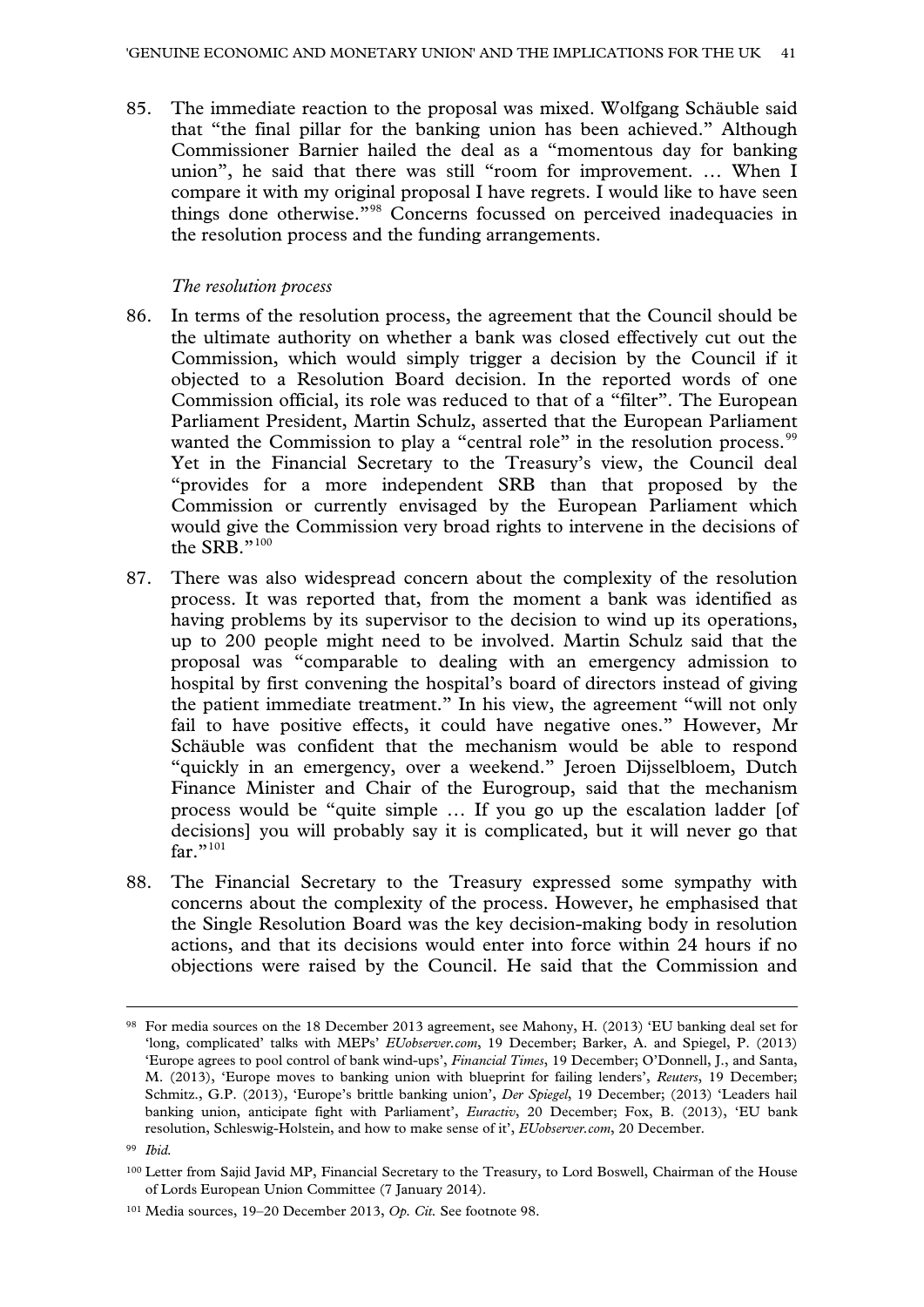85. The immediate reaction to the proposal was mixed. Wolfgang Schäuble said that "the final pillar for the banking union has been achieved." Although Commissioner Barnier hailed the deal as a "momentous day for banking union", he said that there was still "room for improvement. … When I compare it with my original proposal I have regrets. I would like to have seen things done otherwise."[98] Concerns focussed on perceived inadequacies in the resolution process and the funding arrangements.

*The resolution process*

86. In terms of the resolution process, the agreement that the Council should be the ultimate authority on whether a bank was closed effectively cut out the Commission, which would simply trigger a decision by the Council if it objected to a Resolution Board decision. In the reported words of one Commission official, its role was reduced to that of a "filter". The European Parliament President, Martin Schulz, asserted that the European Parliament wanted the Commission to play a "central role" in the resolution process.[99] Yet in the Financial Secretary to the Treasury's view, the Council deal "provides for a more independent SRB than that proposed by the Commission or currently envisaged by the European Parliament which would give the Commission very broad rights to intervene in the decisions of the SRB."[100]

87. There was also widespread concern about the complexity of the resolution process. It was reported that, from the moment a bank was identified as having problems by its supervisor to the decision to wind up its operations, up to 200 people might need to be involved. Martin Schulz said that the proposal was "comparable to dealing with an emergency admission to hospital by first convening the hospital's board of directors instead of giving the patient immediate treatment." In his view, the agreement "will not only fail to have positive effects, it could have negative ones." However, Mr Schäuble was confident that the mechanism would be able to respond "quickly in an emergency, over a weekend." Jeroen Dijsselbloem, Dutch Finance Minister and Chair of the Eurogroup, said that the mechanism process would be "quite simple … If you go up the escalation ladder [of decisions] you will probably say it is complicated, but it will never go that far."[101]

88. The Financial Secretary to the Treasury expressed some sympathy with concerns about the complexity of the process. However, he emphasised that the Single Resolution Board was the key decision-making body in resolution actions, and that its decisions would enter into force within 24 hours if no objections were raised by the Council. He said that the Commission and

---

[98] For media sources on the 18 December 2013 agreement, see Mahony, H. (2013) 'EU banking deal set for 'long, complicated' talks with MEPs' *EUobserver.com*, 19 December; Barker, A. and Spiegel, P. (2013) 'Europe agrees to pool control of bank wind-ups', *Financial Times*, 19 December; O'Donnell, J., and Santa, M. (2013), 'Europe moves to banking union with blueprint for failing lenders', *Reuters*, 19 December; Schmitz., G.P. (2013), 'Europe's brittle banking union', *Der Spiegel*, 19 December; (2013) 'Leaders hail banking union, anticipate fight with Parliament', *Euractiv*, 20 December; Fox, B. (2013), 'EU bank resolution, Schleswig-Holstein, and how to make sense of it', *EUobserver.com*, 20 December.

[99] *Ibid.*

[100] Letter from Sajid Javid MP, Financial Secretary to the Treasury, to Lord Boswell, Chairman of the House of Lords European Union Committee (7 January 2014).

[101] Media sources, 19–20 December 2013, *Op. Cit.* See footnote 98.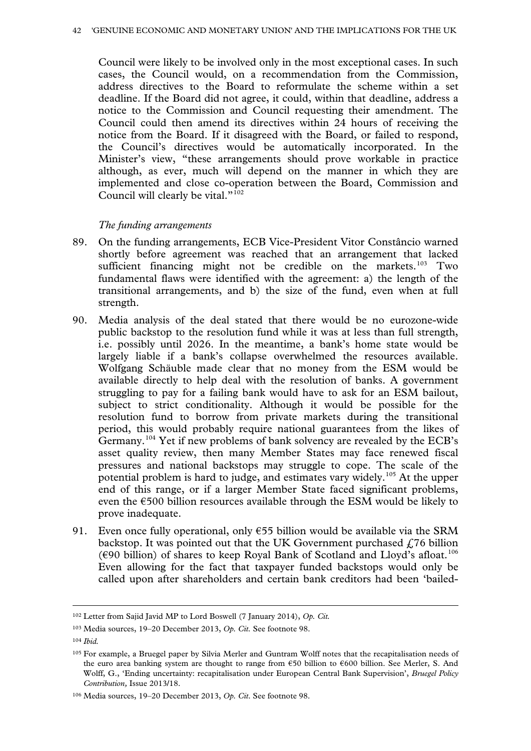Council were likely to be involved only in the most exceptional cases. In such cases, the Council would, on a recommendation from the Commission, address directives to the Board to reformulate the scheme within a set deadline. If the Board did not agree, it could, within that deadline, address a notice to the Commission and Council requesting their amendment. The Council could then amend its directives within 24 hours of receiving the notice from the Board. If it disagreed with the Board, or failed to respond, the Council's directives would be automatically incorporated. In the Minister's view, "these arrangements should prove workable in practice although, as ever, much will depend on the manner in which they are implemented and close co-operation between the Board, Commission and Council will clearly be vital."[102]

*The funding arrangements*

89. On the funding arrangements, ECB Vice-President Vitor Constâncio warned shortly before agreement was reached that an arrangement that lacked sufficient financing might not be credible on the markets.[103] Two fundamental flaws were identified with the agreement: a) the length of the transitional arrangements, and b) the size of the fund, even when at full strength.

90. Media analysis of the deal stated that there would be no eurozone-wide public backstop to the resolution fund while it was at less than full strength, i.e. possibly until 2026. In the meantime, a bank's home state would be largely liable if a bank's collapse overwhelmed the resources available. Wolfgang Schäuble made clear that no money from the ESM would be available directly to help deal with the resolution of banks. A government struggling to pay for a failing bank would have to ask for an ESM bailout, subject to strict conditionality. Although it would be possible for the resolution fund to borrow from private markets during the transitional period, this would probably require national guarantees from the likes of Germany.[104] Yet if new problems of bank solvency are revealed by the ECB's asset quality review, then many Member States may face renewed fiscal pressures and national backstops may struggle to cope. The scale of the potential problem is hard to judge, and estimates vary widely.[105] At the upper end of this range, or if a larger Member State faced significant problems, even the €500 billion resources available through the ESM would be likely to prove inadequate.

91. Even once fully operational, only €55 billion would be available via the SRM backstop. It was pointed out that the UK Government purchased £76 billion (€90 billion) of shares to keep Royal Bank of Scotland and Lloyd's afloat.[106] Even allowing for the fact that taxpayer funded backstops would only be called upon after shareholders and certain bank creditors had been 'bailed-

---

[102] Letter from Sajid Javid MP to Lord Boswell (7 January 2014), *Op. Cit.*

[103] Media sources, 19–20 December 2013, *Op. Cit.* See footnote 98.

[104] *Ibid.*

[105] For example, a Bruegel paper by Silvia Merler and Guntram Wolff notes that the recapitalisation needs of the euro area banking system are thought to range from €50 billion to €600 billion. See Merler, S. And Wolff, G., 'Ending uncertainty: recapitalisation under European Central Bank Supervision', *Bruegel Policy Contribution,* Issue 2013/18.

[106] Media sources, 19–20 December 2013, *Op. Cit.* See footnote 98.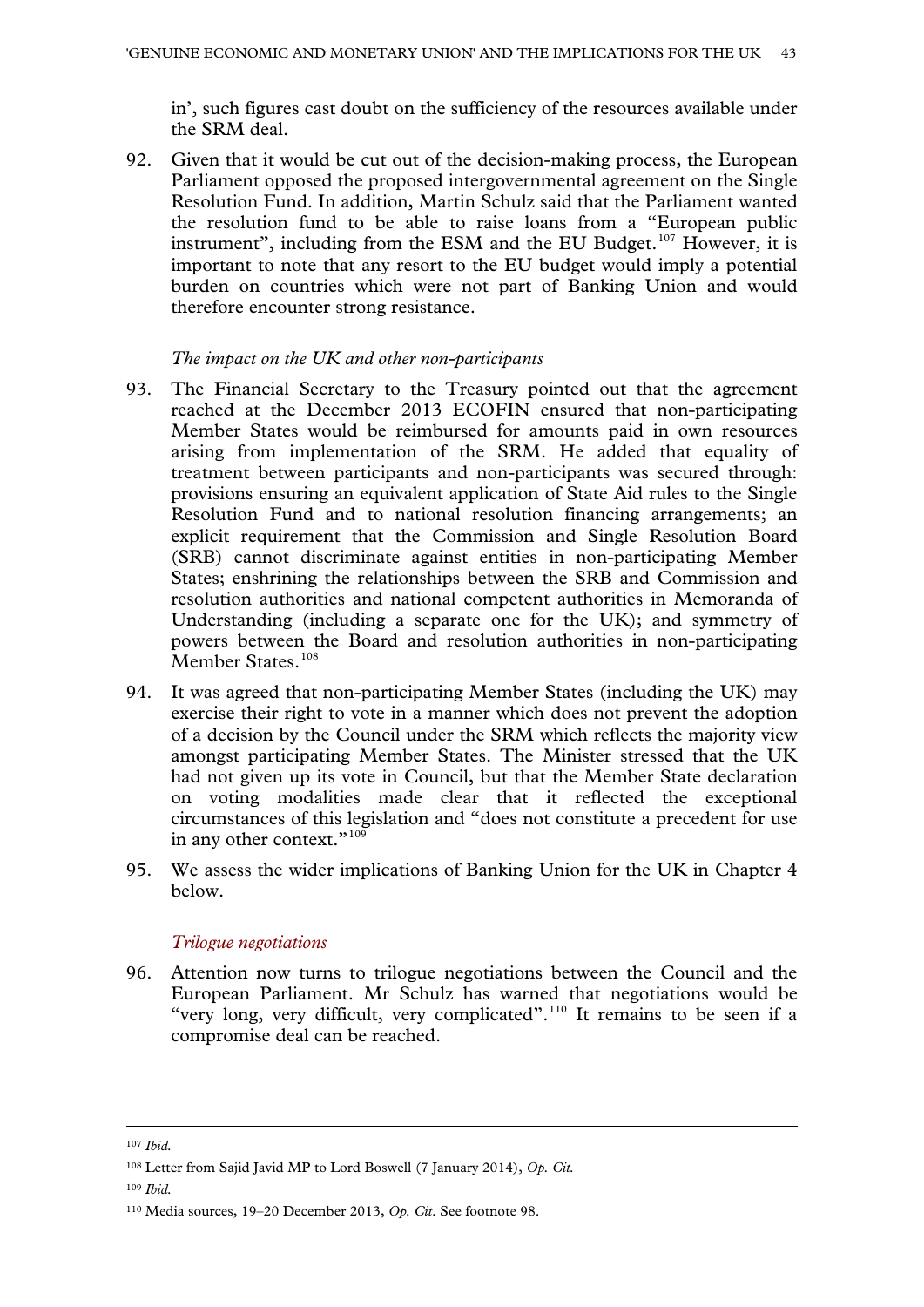in', such figures cast doubt on the sufficiency of the resources available under the SRM deal.

92. Given that it would be cut out of the decision-making process, the European Parliament opposed the proposed intergovernmental agreement on the Single Resolution Fund. In addition, Martin Schulz said that the Parliament wanted the resolution fund to be able to raise loans from a "European public instrument", including from the ESM and the EU Budget.[107] However, it is important to note that any resort to the EU budget would imply a potential burden on countries which were not part of Banking Union and would therefore encounter strong resistance.

*The impact on the UK and other non-participants*

93. The Financial Secretary to the Treasury pointed out that the agreement reached at the December 2013 ECOFIN ensured that non-participating Member States would be reimbursed for amounts paid in own resources arising from implementation of the SRM. He added that equality of treatment between participants and non-participants was secured through: provisions ensuring an equivalent application of State Aid rules to the Single Resolution Fund and to national resolution financing arrangements; an explicit requirement that the Commission and Single Resolution Board (SRB) cannot discriminate against entities in non-participating Member States; enshrining the relationships between the SRB and Commission and resolution authorities and national competent authorities in Memoranda of Understanding (including a separate one for the UK); and symmetry of powers between the Board and resolution authorities in non-participating Member States.[108]

94. It was agreed that non-participating Member States (including the UK) may exercise their right to vote in a manner which does not prevent the adoption of a decision by the Council under the SRM which reflects the majority view amongst participating Member States. The Minister stressed that the UK had not given up its vote in Council, but that the Member State declaration on voting modalities made clear that it reflected the exceptional circumstances of this legislation and "does not constitute a precedent for use in any other context."[109]

95. We assess the wider implications of Banking Union for the UK in Chapter 4 below.

*Trilogue negotiations*

96. Attention now turns to trilogue negotiations between the Council and the European Parliament. Mr Schulz has warned that negotiations would be "very long, very difficult, very complicated".[110] It remains to be seen if a compromise deal can be reached.

---

[107] *Ibid.*

[108] Letter from Sajid Javid MP to Lord Boswell (7 January 2014), *Op. Cit.*

[109] *Ibid.*

[110] Media sources, 19–20 December 2013, *Op. Cit.* See footnote 98.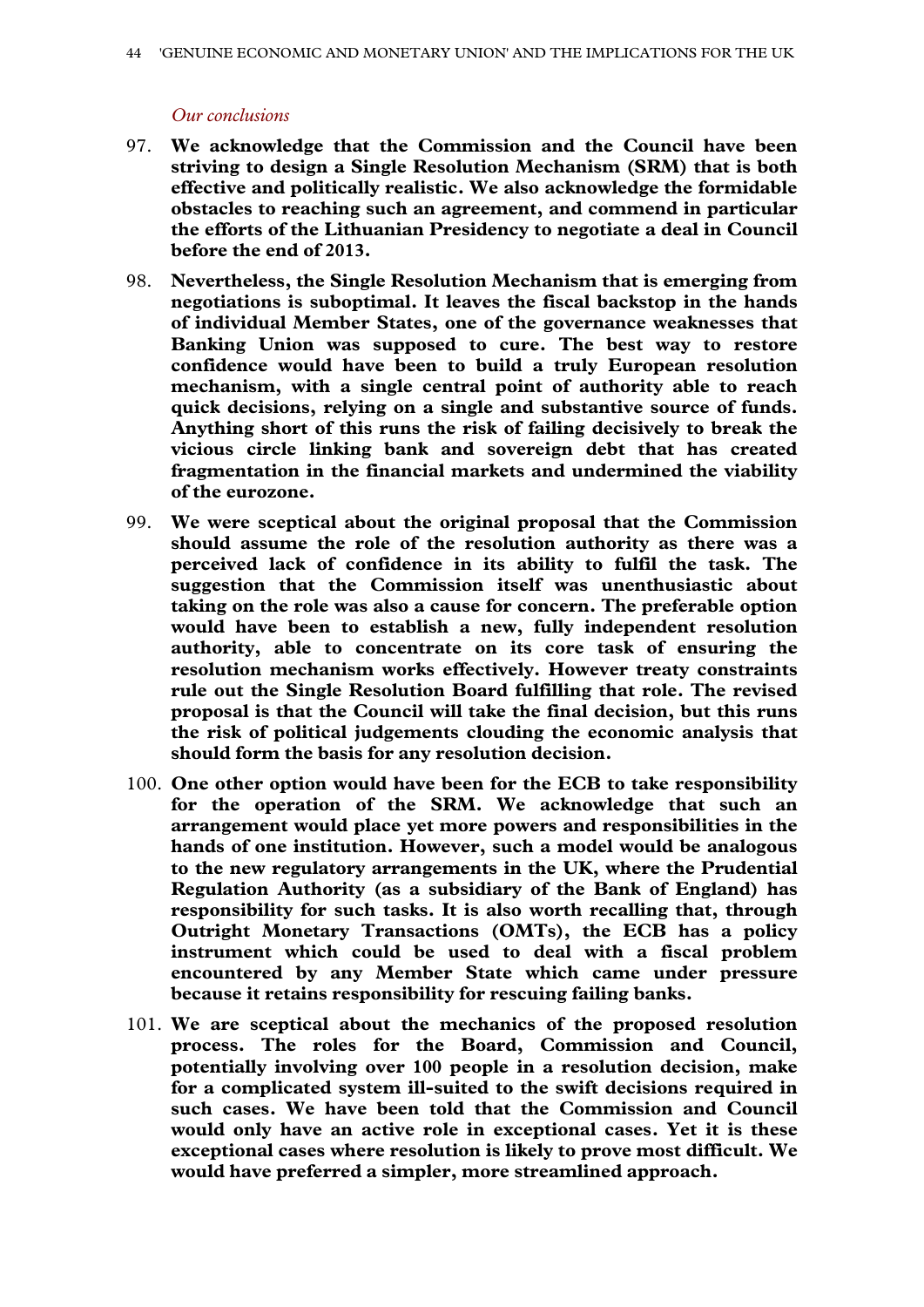*Our conclusions*

97. **We acknowledge that the Commission and the Council have been striving to design a Single Resolution Mechanism (SRM) that is both effective and politically realistic. We also acknowledge the formidable obstacles to reaching such an agreement, and commend in particular the efforts of the Lithuanian Presidency to negotiate a deal in Council before the end of 2013.**

98. **Nevertheless, the Single Resolution Mechanism that is emerging from negotiations is suboptimal. It leaves the fiscal backstop in the hands of individual Member States, one of the governance weaknesses that Banking Union was supposed to cure. The best way to restore confidence would have been to build a truly European resolution mechanism, with a single central point of authority able to reach quick decisions, relying on a single and substantive source of funds. Anything short of this runs the risk of failing decisively to break the vicious circle linking bank and sovereign debt that has created fragmentation in the financial markets and undermined the viability of the eurozone.**

99. **We were sceptical about the original proposal that the Commission should assume the role of the resolution authority as there was a perceived lack of confidence in its ability to fulfil the task. The suggestion that the Commission itself was unenthusiastic about taking on the role was also a cause for concern. The preferable option would have been to establish a new, fully independent resolution authority, able to concentrate on its core task of ensuring the resolution mechanism works effectively. However treaty constraints rule out the Single Resolution Board fulfilling that role. The revised proposal is that the Council will take the final decision, but this runs the risk of political judgements clouding the economic analysis that should form the basis for any resolution decision.**

100. **One other option would have been for the ECB to take responsibility for the operation of the SRM. We acknowledge that such an arrangement would place yet more powers and responsibilities in the hands of one institution. However, such a model would be analogous to the new regulatory arrangements in the UK, where the Prudential Regulation Authority (as a subsidiary of the Bank of England) has responsibility for such tasks. It is also worth recalling that, through Outright Monetary Transactions (OMTs), the ECB has a policy instrument which could be used to deal with a fiscal problem encountered by any Member State which came under pressure because it retains responsibility for rescuing failing banks.**

101. **We are sceptical about the mechanics of the proposed resolution process. The roles for the Board, Commission and Council, potentially involving over 100 people in a resolution decision, make for a complicated system ill-suited to the swift decisions required in such cases. We have been told that the Commission and Council would only have an active role in exceptional cases. Yet it is these exceptional cases where resolution is likely to prove most difficult. We would have preferred a simpler, more streamlined approach.**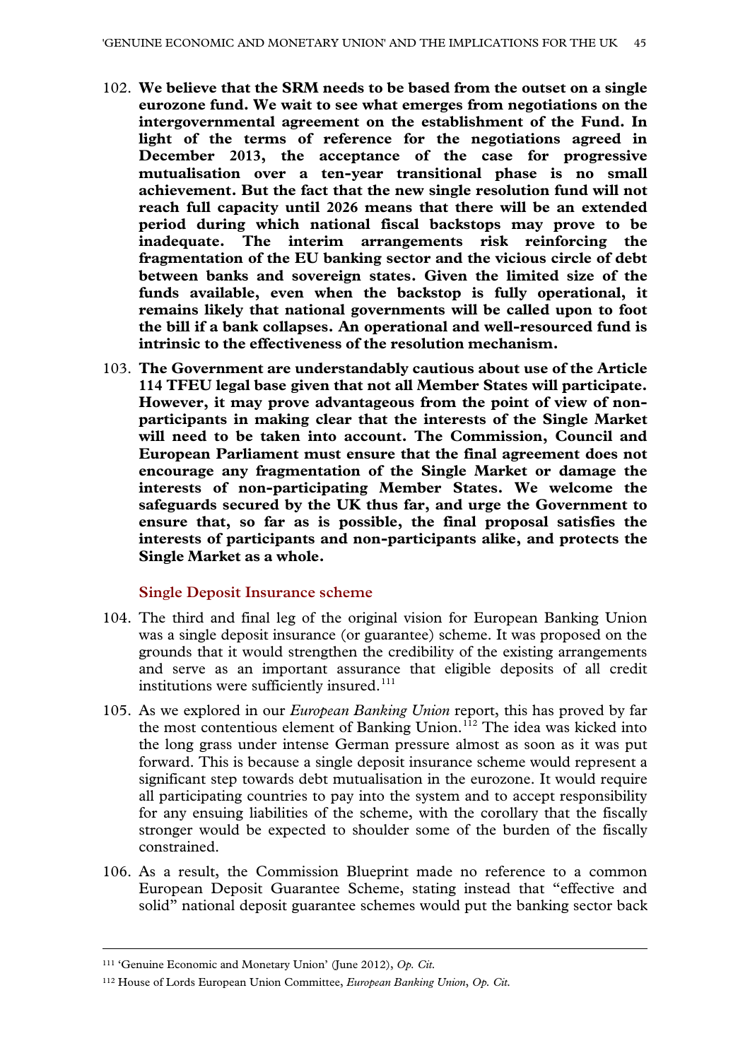102. **We believe that the SRM needs to be based from the outset on a single eurozone fund. We wait to see what emerges from negotiations on the intergovernmental agreement on the establishment of the Fund. In light of the terms of reference for the negotiations agreed in December 2013, the acceptance of the case for progressive mutualisation over a ten-year transitional phase is no small achievement. But the fact that the new single resolution fund will not reach full capacity until 2026 means that there will be an extended period during which national fiscal backstops may prove to be inadequate. The interim arrangements risk reinforcing the fragmentation of the EU banking sector and the vicious circle of debt between banks and sovereign states. Given the limited size of the funds available, even when the backstop is fully operational, it remains likely that national governments will be called upon to foot the bill if a bank collapses. An operational and well-resourced fund is intrinsic to the effectiveness of the resolution mechanism.**

103. **The Government are understandably cautious about use of the Article 114 TFEU legal base given that not all Member States will participate. However, it may prove advantageous from the point of view of non-participants in making clear that the interests of the Single Market will need to be taken into account. The Commission, Council and European Parliament must ensure that the final agreement does not encourage any fragmentation of the Single Market or damage the interests of non-participating Member States. We welcome the safeguards secured by the UK thus far, and urge the Government to ensure that, so far as is possible, the final proposal satisfies the interests of participants and non-participants alike, and protects the Single Market as a whole.**

### Single Deposit Insurance scheme

104. The third and final leg of the original vision for European Banking Union was a single deposit insurance (or guarantee) scheme. It was proposed on the grounds that it would strengthen the credibility of the existing arrangements and serve as an important assurance that eligible deposits of all credit institutions were sufficiently insured.[111]

105. As we explored in our *European Banking Union* report, this has proved by far the most contentious element of Banking Union.[112] The idea was kicked into the long grass under intense German pressure almost as soon as it was put forward. This is because a single deposit insurance scheme would represent a significant step towards debt mutualisation in the eurozone. It would require all participating countries to pay into the system and to accept responsibility for any ensuing liabilities of the scheme, with the corollary that the fiscally stronger would be expected to shoulder some of the burden of the fiscally constrained.

106. As a result, the Commission Blueprint made no reference to a common European Deposit Guarantee Scheme, stating instead that "effective and solid" national deposit guarantee schemes would put the banking sector back

---

[111] 'Genuine Economic and Monetary Union' (June 2012), *Op. Cit.*

[112] House of Lords European Union Committee, *European Banking Union*, *Op. Cit.*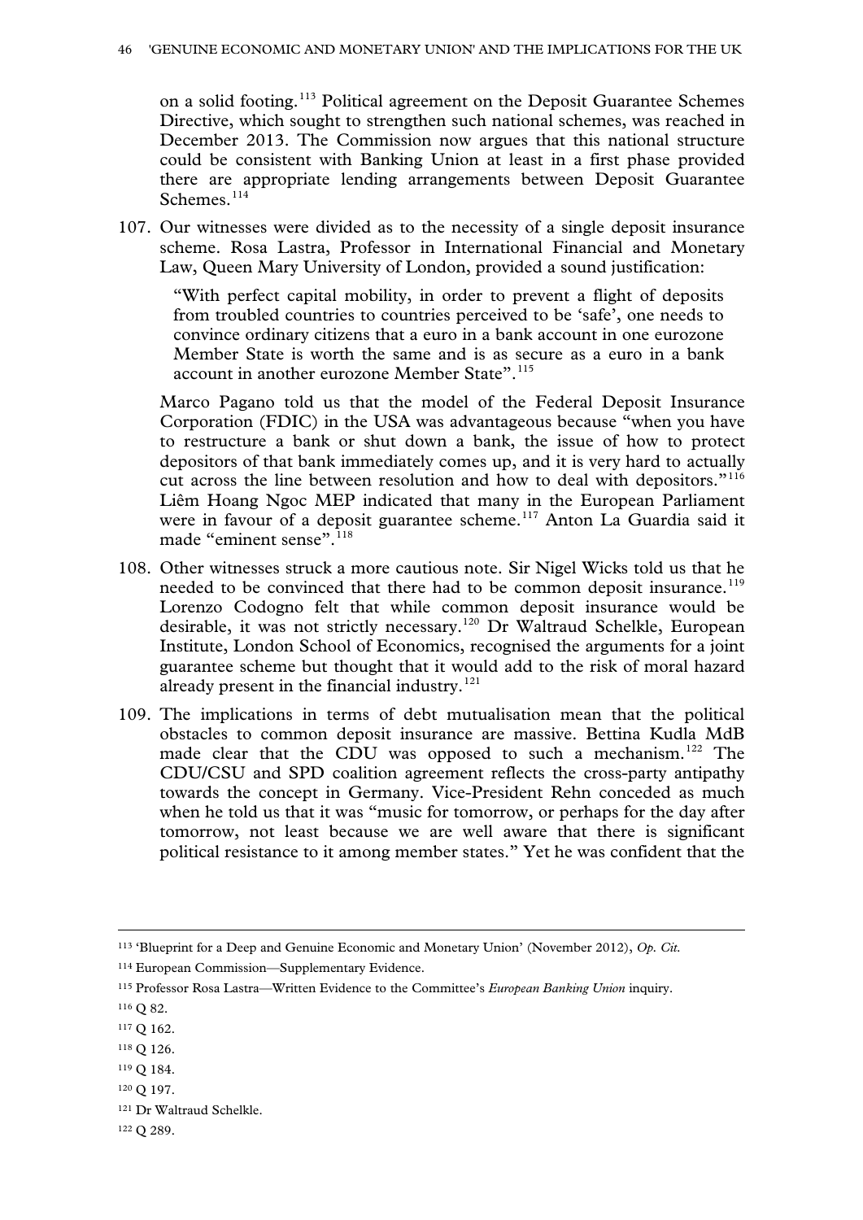on a solid footing.[113] Political agreement on the Deposit Guarantee Schemes Directive, which sought to strengthen such national schemes, was reached in December 2013. The Commission now argues that this national structure could be consistent with Banking Union at least in a first phase provided there are appropriate lending arrangements between Deposit Guarantee Schemes.[114]

107. Our witnesses were divided as to the necessity of a single deposit insurance scheme. Rosa Lastra, Professor in International Financial and Monetary Law, Queen Mary University of London, provided a sound justification:

> "With perfect capital mobility, in order to prevent a flight of deposits from troubled countries to countries perceived to be 'safe', one needs to convince ordinary citizens that a euro in a bank account in one eurozone Member State is worth the same and is as secure as a euro in a bank account in another eurozone Member State".[115]

Marco Pagano told us that the model of the Federal Deposit Insurance Corporation (FDIC) in the USA was advantageous because "when you have to restructure a bank or shut down a bank, the issue of how to protect depositors of that bank immediately comes up, and it is very hard to actually cut across the line between resolution and how to deal with depositors."[116] Liêm Hoang Ngoc MEP indicated that many in the European Parliament were in favour of a deposit guarantee scheme.[117] Anton La Guardia said it made "eminent sense".[118]

108. Other witnesses struck a more cautious note. Sir Nigel Wicks told us that he needed to be convinced that there had to be common deposit insurance.[119] Lorenzo Codogno felt that while common deposit insurance would be desirable, it was not strictly necessary.[120] Dr Waltraud Schelkle, European Institute, London School of Economics, recognised the arguments for a joint guarantee scheme but thought that it would add to the risk of moral hazard already present in the financial industry.[121]

109. The implications in terms of debt mutualisation mean that the political obstacles to common deposit insurance are massive. Bettina Kudla MdB made clear that the CDU was opposed to such a mechanism.[122] The CDU/CSU and SPD coalition agreement reflects the cross-party antipathy towards the concept in Germany. Vice-President Rehn conceded as much when he told us that it was "music for tomorrow, or perhaps for the day after tomorrow, not least because we are well aware that there is significant political resistance to it among member states." Yet he was confident that the

---

[113] 'Blueprint for a Deep and Genuine Economic and Monetary Union' (November 2012), *Op. Cit.*

[114] European Commission—Supplementary Evidence.

[115] Professor Rosa Lastra—Written Evidence to the Committee's *European Banking Union* inquiry.

[116] Q 82.

[117] Q 162.

[118] Q 126.

[119] Q 184.

[120] Q 197.

[121] Dr Waltraud Schelkle.

[122] Q 289.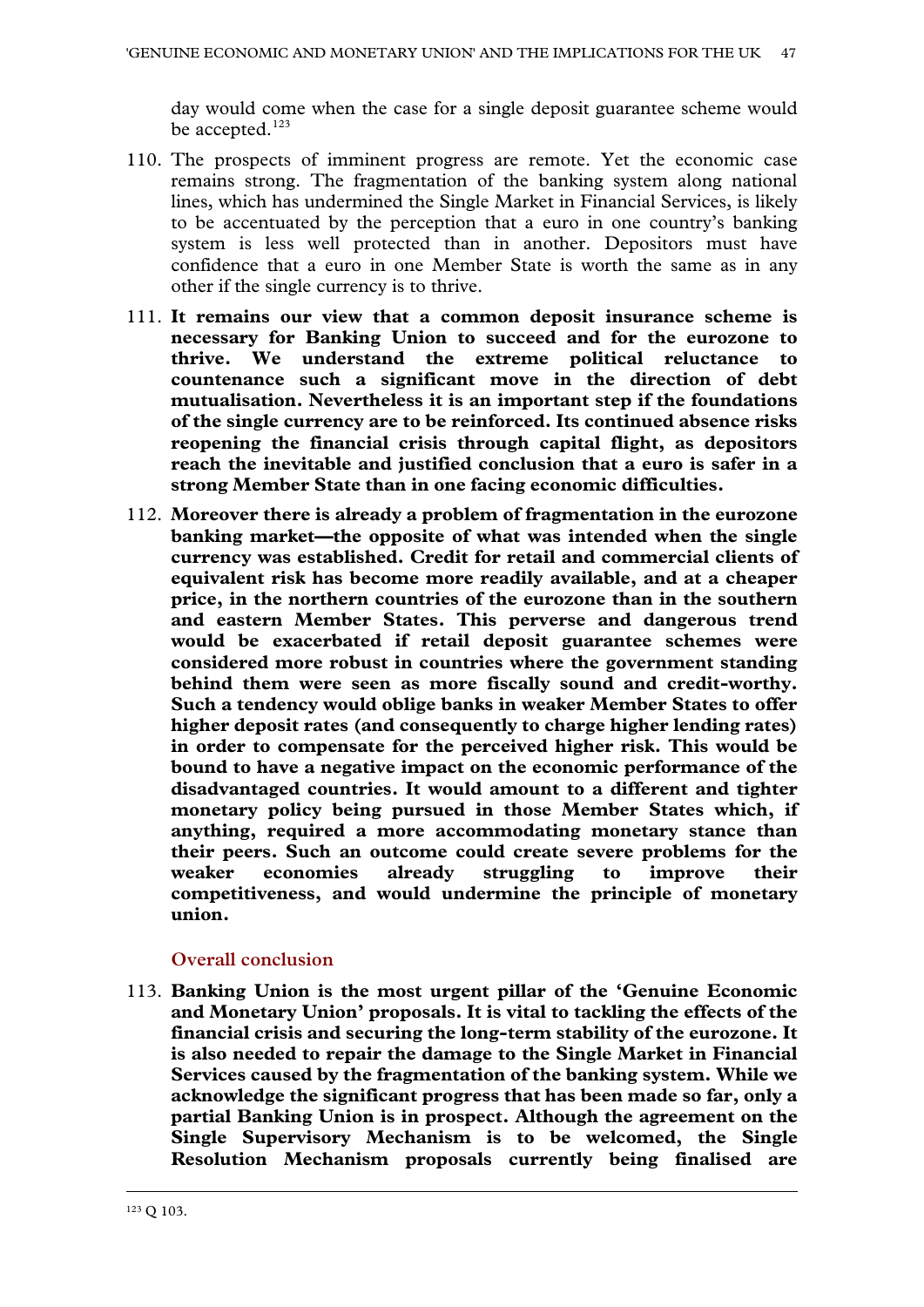day would come when the case for a single deposit guarantee scheme would be accepted.[123]

110. The prospects of imminent progress are remote. Yet the economic case remains strong. The fragmentation of the banking system along national lines, which has undermined the Single Market in Financial Services, is likely to be accentuated by the perception that a euro in one country's banking system is less well protected than in another. Depositors must have confidence that a euro in one Member State is worth the same as in any other if the single currency is to thrive.

111. **It remains our view that a common deposit insurance scheme is necessary for Banking Union to succeed and for the eurozone to thrive. We understand the extreme political reluctance to countenance such a significant move in the direction of debt mutualisation. Nevertheless it is an important step if the foundations of the single currency are to be reinforced. Its continued absence risks reopening the financial crisis through capital flight, as depositors reach the inevitable and justified conclusion that a euro is safer in a strong Member State than in one facing economic difficulties.**

112. **Moreover there is already a problem of fragmentation in the eurozone banking market—the opposite of what was intended when the single currency was established. Credit for retail and commercial clients of equivalent risk has become more readily available, and at a cheaper price, in the northern countries of the eurozone than in the southern and eastern Member States. This perverse and dangerous trend would be exacerbated if retail deposit guarantee schemes were considered more robust in countries where the government standing behind them were seen as more fiscally sound and credit-worthy. Such a tendency would oblige banks in weaker Member States to offer higher deposit rates (and consequently to charge higher lending rates) in order to compensate for the perceived higher risk. This would be bound to have a negative impact on the economic performance of the disadvantaged countries. It would amount to a different and tighter monetary policy being pursued in those Member States which, if anything, required a more accommodating monetary stance than their peers. Such an outcome could create severe problems for the weaker economies already struggling to improve their competitiveness, and would undermine the principle of monetary union.**

### Overall conclusion

113. **Banking Union is the most urgent pillar of the 'Genuine Economic and Monetary Union' proposals. It is vital to tackling the effects of the financial crisis and securing the long-term stability of the eurozone. It is also needed to repair the damage to the Single Market in Financial Services caused by the fragmentation of the banking system. While we acknowledge the significant progress that has been made so far, only a partial Banking Union is in prospect. Although the agreement on the Single Supervisory Mechanism is to be welcomed, the Single Resolution Mechanism proposals currently being finalised are**

[123] Q 103.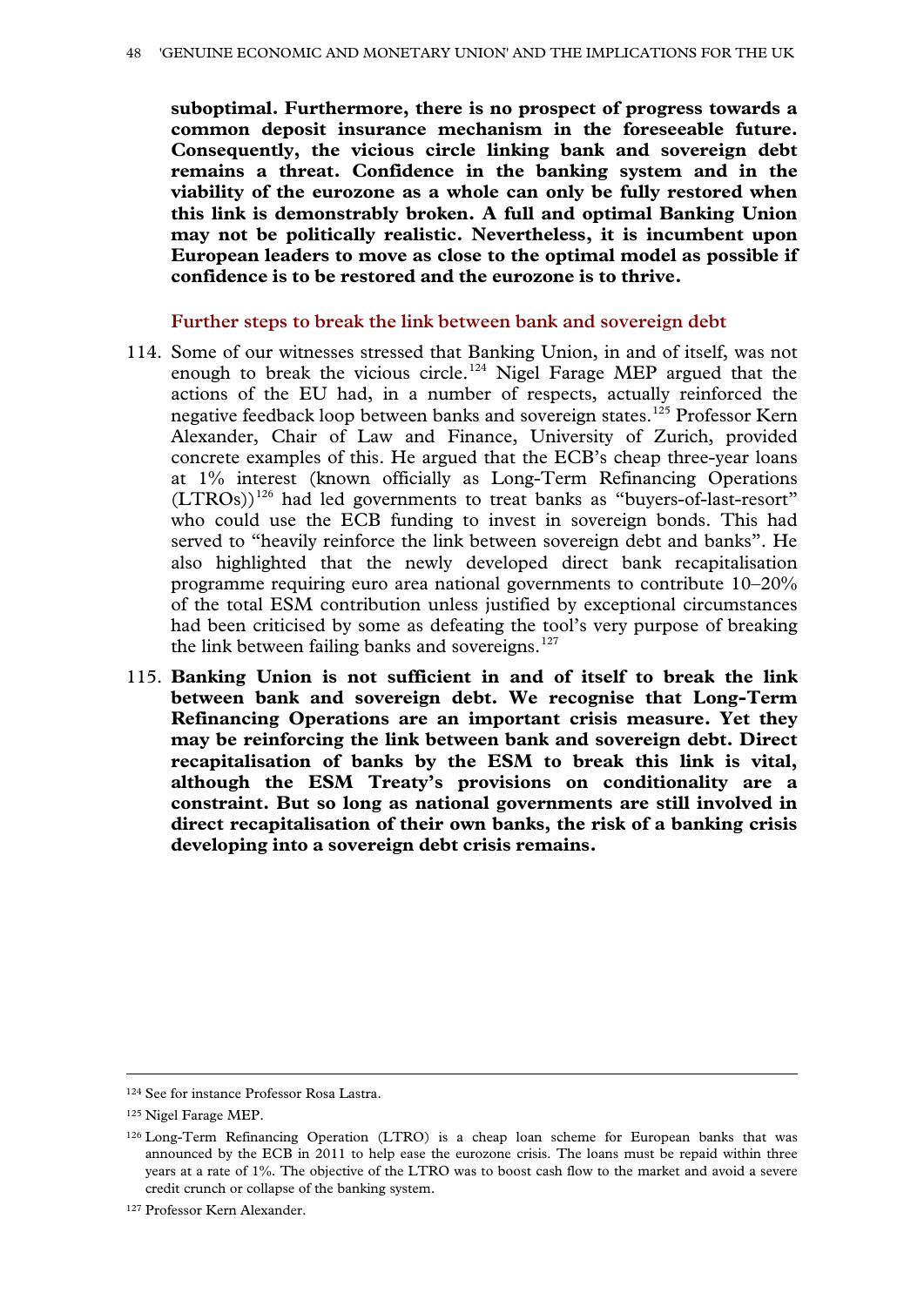**suboptimal. Furthermore, there is no prospect of progress towards a common deposit insurance mechanism in the foreseeable future. Consequently, the vicious circle linking bank and sovereign debt remains a threat. Confidence in the banking system and in the viability of the eurozone as a whole can only be fully restored when this link is demonstrably broken. A full and optimal Banking Union may not be politically realistic. Nevertheless, it is incumbent upon European leaders to move as close to the optimal model as possible if confidence is to be restored and the eurozone is to thrive.**

### Further steps to break the link between bank and sovereign debt

114. Some of our witnesses stressed that Banking Union, in and of itself, was not enough to break the vicious circle.[124] Nigel Farage MEP argued that the actions of the EU had, in a number of respects, actually reinforced the negative feedback loop between banks and sovereign states.[125] Professor Kern Alexander, Chair of Law and Finance, University of Zurich, provided concrete examples of this. He argued that the ECB's cheap three-year loans at 1% interest (known officially as Long-Term Refinancing Operations (LTROs))[126] had led governments to treat banks as "buyers-of-last-resort" who could use the ECB funding to invest in sovereign bonds. This had served to "heavily reinforce the link between sovereign debt and banks". He also highlighted that the newly developed direct bank recapitalisation programme requiring euro area national governments to contribute 10–20% of the total ESM contribution unless justified by exceptional circumstances had been criticised by some as defeating the tool's very purpose of breaking the link between failing banks and sovereigns.[127]

115. **Banking Union is not sufficient in and of itself to break the link between bank and sovereign debt. We recognise that Long-Term Refinancing Operations are an important crisis measure. Yet they may be reinforcing the link between bank and sovereign debt. Direct recapitalisation of banks by the ESM to break this link is vital, although the ESM Treaty's provisions on conditionality are a constraint. But so long as national governments are still involved in direct recapitalisation of their own banks, the risk of a banking crisis developing into a sovereign debt crisis remains.**

---

[124] See for instance Professor Rosa Lastra.

[125] Nigel Farage MEP.

[126] Long-Term Refinancing Operation (LTRO) is a cheap loan scheme for European banks that was announced by the ECB in 2011 to help ease the eurozone crisis. The loans must be repaid within three years at a rate of 1%. The objective of the LTRO was to boost cash flow to the market and avoid a severe credit crunch or collapse of the banking system.

[127] Professor Kern Alexander.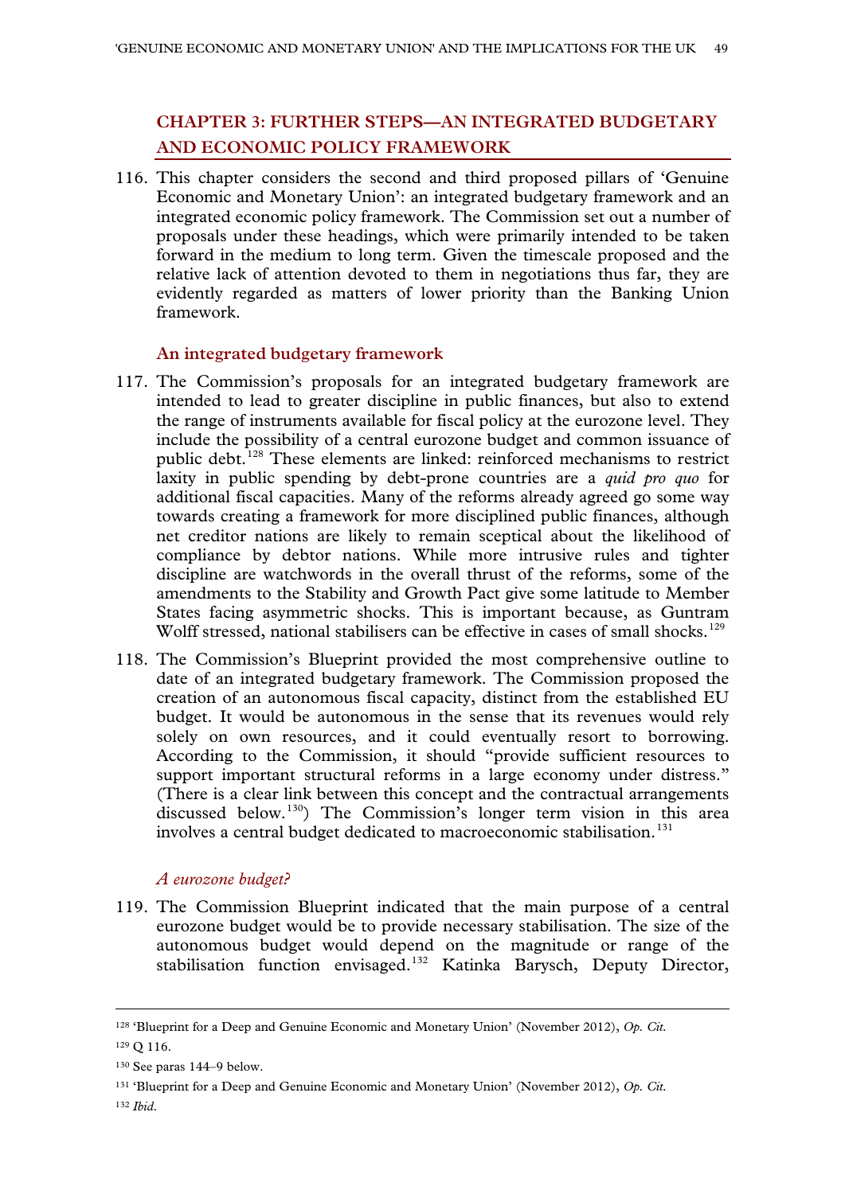## CHAPTER 3: FURTHER STEPS—AN INTEGRATED BUDGETARY AND ECONOMIC POLICY FRAMEWORK

116. This chapter considers the second and third proposed pillars of 'Genuine Economic and Monetary Union': an integrated budgetary framework and an integrated economic policy framework. The Commission set out a number of proposals under these headings, which were primarily intended to be taken forward in the medium to long term. Given the timescale proposed and the relative lack of attention devoted to them in negotiations thus far, they are evidently regarded as matters of lower priority than the Banking Union framework.

### An integrated budgetary framework

117. The Commission's proposals for an integrated budgetary framework are intended to lead to greater discipline in public finances, but also to extend the range of instruments available for fiscal policy at the eurozone level. They include the possibility of a central eurozone budget and common issuance of public debt.[128] These elements are linked: reinforced mechanisms to restrict laxity in public spending by debt-prone countries are a *quid pro quo* for additional fiscal capacities. Many of the reforms already agreed go some way towards creating a framework for more disciplined public finances, although net creditor nations are likely to remain sceptical about the likelihood of compliance by debtor nations. While more intrusive rules and tighter discipline are watchwords in the overall thrust of the reforms, some of the amendments to the Stability and Growth Pact give some latitude to Member States facing asymmetric shocks. This is important because, as Guntram Wolff stressed, national stabilisers can be effective in cases of small shocks.[129]

118. The Commission's Blueprint provided the most comprehensive outline to date of an integrated budgetary framework. The Commission proposed the creation of an autonomous fiscal capacity, distinct from the established EU budget. It would be autonomous in the sense that its revenues would rely solely on own resources, and it could eventually resort to borrowing. According to the Commission, it should "provide sufficient resources to support important structural reforms in a large economy under distress." (There is a clear link between this concept and the contractual arrangements discussed below.[130]) The Commission's longer term vision in this area involves a central budget dedicated to macroeconomic stabilisation.[131]

#### *A eurozone budget?*

119. The Commission Blueprint indicated that the main purpose of a central eurozone budget would be to provide necessary stabilisation. The size of the autonomous budget would depend on the magnitude or range of the stabilisation function envisaged.[132] Katinka Barysch, Deputy Director,

---

[128] 'Blueprint for a Deep and Genuine Economic and Monetary Union' (November 2012), *Op. Cit.*

[129] Q 116.

[130] See paras 144–9 below.

[131] 'Blueprint for a Deep and Genuine Economic and Monetary Union' (November 2012), *Op. Cit.*

[132] *Ibid.*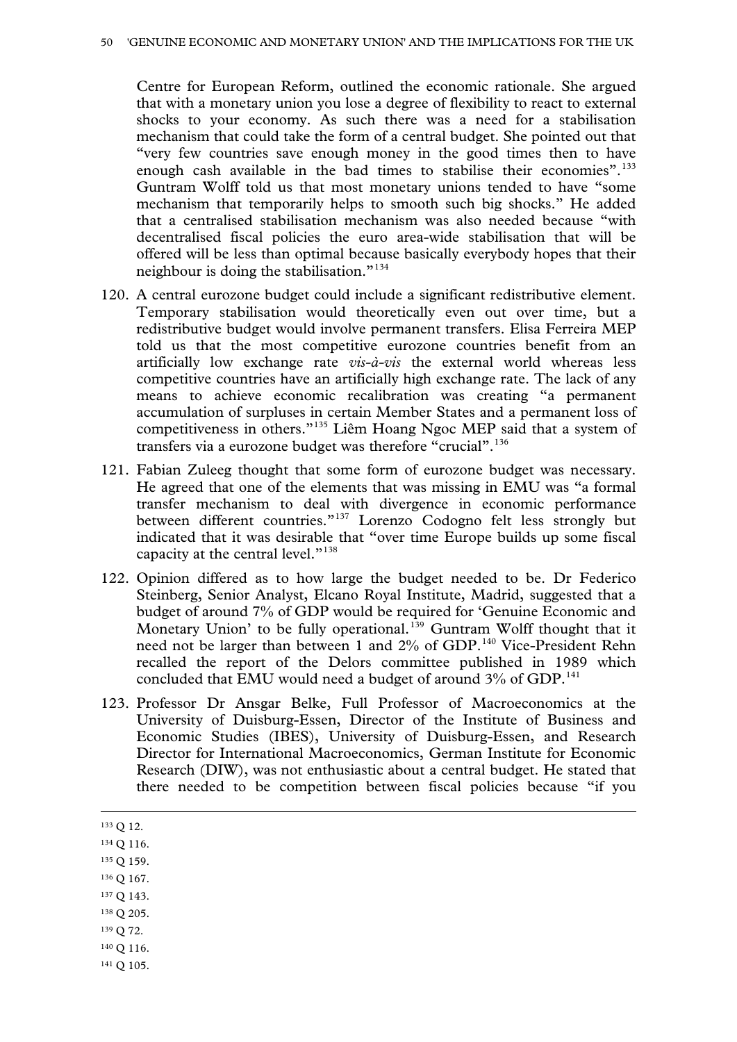Centre for European Reform, outlined the economic rationale. She argued that with a monetary union you lose a degree of flexibility to react to external shocks to your economy. As such there was a need for a stabilisation mechanism that could take the form of a central budget. She pointed out that "very few countries save enough money in the good times then to have enough cash available in the bad times to stabilise their economies".[133] Guntram Wolff told us that most monetary unions tended to have "some mechanism that temporarily helps to smooth such big shocks." He added that a centralised stabilisation mechanism was also needed because "with decentralised fiscal policies the euro area-wide stabilisation that will be offered will be less than optimal because basically everybody hopes that their neighbour is doing the stabilisation."[134]

120. A central eurozone budget could include a significant redistributive element. Temporary stabilisation would theoretically even out over time, but a redistributive budget would involve permanent transfers. Elisa Ferreira MEP told us that the most competitive eurozone countries benefit from an artificially low exchange rate *vis-à-vis* the external world whereas less competitive countries have an artificially high exchange rate. The lack of any means to achieve economic recalibration was creating "a permanent accumulation of surpluses in certain Member States and a permanent loss of competitiveness in others."[135] Liêm Hoang Ngoc MEP said that a system of transfers via a eurozone budget was therefore "crucial".[136]

121. Fabian Zuleeg thought that some form of eurozone budget was necessary. He agreed that one of the elements that was missing in EMU was "a formal transfer mechanism to deal with divergence in economic performance between different countries."[137] Lorenzo Codogno felt less strongly but indicated that it was desirable that "over time Europe builds up some fiscal capacity at the central level."[138]

122. Opinion differed as to how large the budget needed to be. Dr Federico Steinberg, Senior Analyst, Elcano Royal Institute, Madrid, suggested that a budget of around 7% of GDP would be required for 'Genuine Economic and Monetary Union' to be fully operational.[139] Guntram Wolff thought that it need not be larger than between 1 and 2% of GDP.[140] Vice-President Rehn recalled the report of the Delors committee published in 1989 which concluded that EMU would need a budget of around 3% of GDP.[141]

123. Professor Dr Ansgar Belke, Full Professor of Macroeconomics at the University of Duisburg-Essen, Director of the Institute of Business and Economic Studies (IBES), University of Duisburg-Essen, and Research Director for International Macroeconomics, German Institute for Economic Research (DIW), was not enthusiastic about a central budget. He stated that there needed to be competition between fiscal policies because "if you

---

[133] Q 12.

[134] Q 116.

[135] Q 159.

[136] Q 167.

[137] Q 143.

[138] Q 205.

[139] Q 72.

[140] Q 116.

[141] Q 105.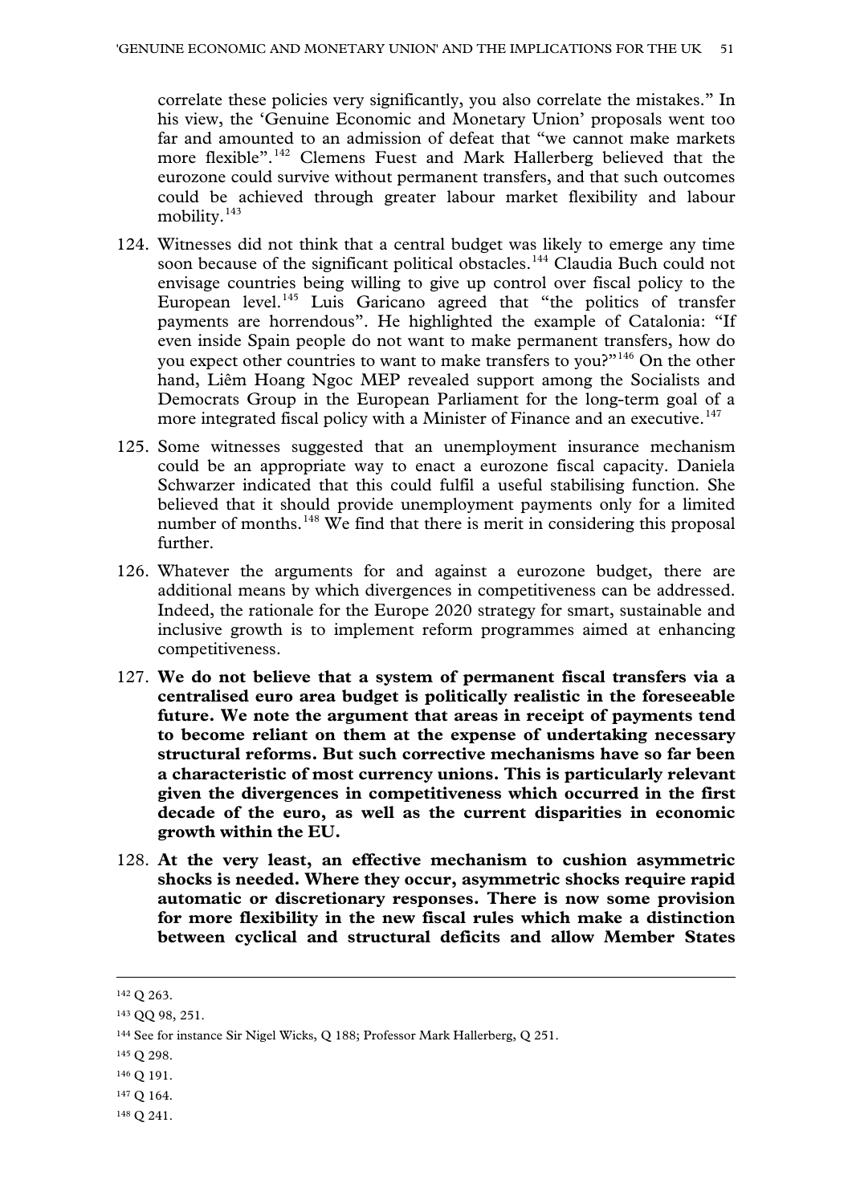correlate these policies very significantly, you also correlate the mistakes." In his view, the 'Genuine Economic and Monetary Union' proposals went too far and amounted to an admission of defeat that "we cannot make markets more flexible".[142] Clemens Fuest and Mark Hallerberg believed that the eurozone could survive without permanent transfers, and that such outcomes could be achieved through greater labour market flexibility and labour mobility.[143]

124. Witnesses did not think that a central budget was likely to emerge any time soon because of the significant political obstacles.[144] Claudia Buch could not envisage countries being willing to give up control over fiscal policy to the European level.[145] Luis Garicano agreed that "the politics of transfer payments are horrendous". He highlighted the example of Catalonia: "If even inside Spain people do not want to make permanent transfers, how do you expect other countries to want to make transfers to you?"[146] On the other hand, Liêm Hoang Ngoc MEP revealed support among the Socialists and Democrats Group in the European Parliament for the long-term goal of a more integrated fiscal policy with a Minister of Finance and an executive.[147]

125. Some witnesses suggested that an unemployment insurance mechanism could be an appropriate way to enact a eurozone fiscal capacity. Daniela Schwarzer indicated that this could fulfil a useful stabilising function. She believed that it should provide unemployment payments only for a limited number of months.[148] We find that there is merit in considering this proposal further.

126. Whatever the arguments for and against a eurozone budget, there are additional means by which divergences in competitiveness can be addressed. Indeed, the rationale for the Europe 2020 strategy for smart, sustainable and inclusive growth is to implement reform programmes aimed at enhancing competitiveness.

127. **We do not believe that a system of permanent fiscal transfers via a centralised euro area budget is politically realistic in the foreseeable future. We note the argument that areas in receipt of payments tend to become reliant on them at the expense of undertaking necessary structural reforms. But such corrective mechanisms have so far been a characteristic of most currency unions. This is particularly relevant given the divergences in competitiveness which occurred in the first decade of the euro, as well as the current disparities in economic growth within the EU.**

128. **At the very least, an effective mechanism to cushion asymmetric shocks is needed. Where they occur, asymmetric shocks require rapid automatic or discretionary responses. There is now some provision for more flexibility in the new fiscal rules which make a distinction between cyclical and structural deficits and allow Member States**

---

[142] Q 263.

[143] QQ 98, 251.

[144] See for instance Sir Nigel Wicks, Q 188; Professor Mark Hallerberg, Q 251.

[145] Q 298.

[146] Q 191.

[147] Q 164.

[148] Q 241.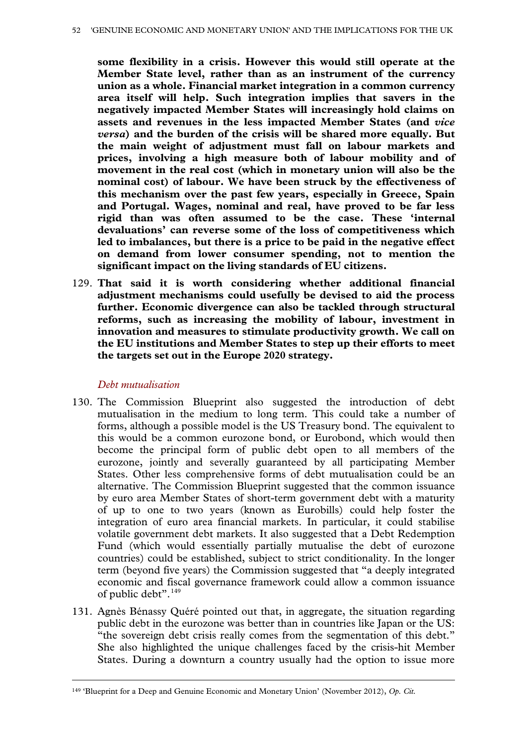**some flexibility in a crisis. However this would still operate at the Member State level, rather than as an instrument of the currency union as a whole. Financial market integration in a common currency area itself will help. Such integration implies that savers in the negatively impacted Member States will increasingly hold claims on assets and revenues in the less impacted Member States (and *vice versa*) and the burden of the crisis will be shared more equally. But the main weight of adjustment must fall on labour markets and prices, involving a high measure both of labour mobility and of movement in the real cost (which in monetary union will also be the nominal cost) of labour. We have been struck by the effectiveness of this mechanism over the past few years, especially in Greece, Spain and Portugal. Wages, nominal and real, have proved to be far less rigid than was often assumed to be the case. These 'internal devaluations' can reverse some of the loss of competitiveness which led to imbalances, but there is a price to be paid in the negative effect on demand from lower consumer spending, not to mention the significant impact on the living standards of EU citizens.**

129. **That said it is worth considering whether additional financial adjustment mechanisms could usefully be devised to aid the process further. Economic divergence can also be tackled through structural reforms, such as increasing the mobility of labour, investment in innovation and measures to stimulate productivity growth. We call on the EU institutions and Member States to step up their efforts to meet the targets set out in the Europe 2020 strategy.**

*Debt mutualisation*

130. The Commission Blueprint also suggested the introduction of debt mutualisation in the medium to long term. This could take a number of forms, although a possible model is the US Treasury bond. The equivalent to this would be a common eurozone bond, or Eurobond, which would then become the principal form of public debt open to all members of the eurozone, jointly and severally guaranteed by all participating Member States. Other less comprehensive forms of debt mutualisation could be an alternative. The Commission Blueprint suggested that the common issuance by euro area Member States of short-term government debt with a maturity of up to one to two years (known as Eurobills) could help foster the integration of euro area financial markets. In particular, it could stabilise volatile government debt markets. It also suggested that a Debt Redemption Fund (which would essentially partially mutualise the debt of eurozone countries) could be established, subject to strict conditionality. In the longer term (beyond five years) the Commission suggested that "a deeply integrated economic and fiscal governance framework could allow a common issuance of public debt".[149]

131. Agnès Bénassy Quéré pointed out that, in aggregate, the situation regarding public debt in the eurozone was better than in countries like Japan or the US: "the sovereign debt crisis really comes from the segmentation of this debt." She also highlighted the unique challenges faced by the crisis-hit Member States. During a downturn a country usually had the option to issue more

[149] 'Blueprint for a Deep and Genuine Economic and Monetary Union' (November 2012), *Op. Cit.*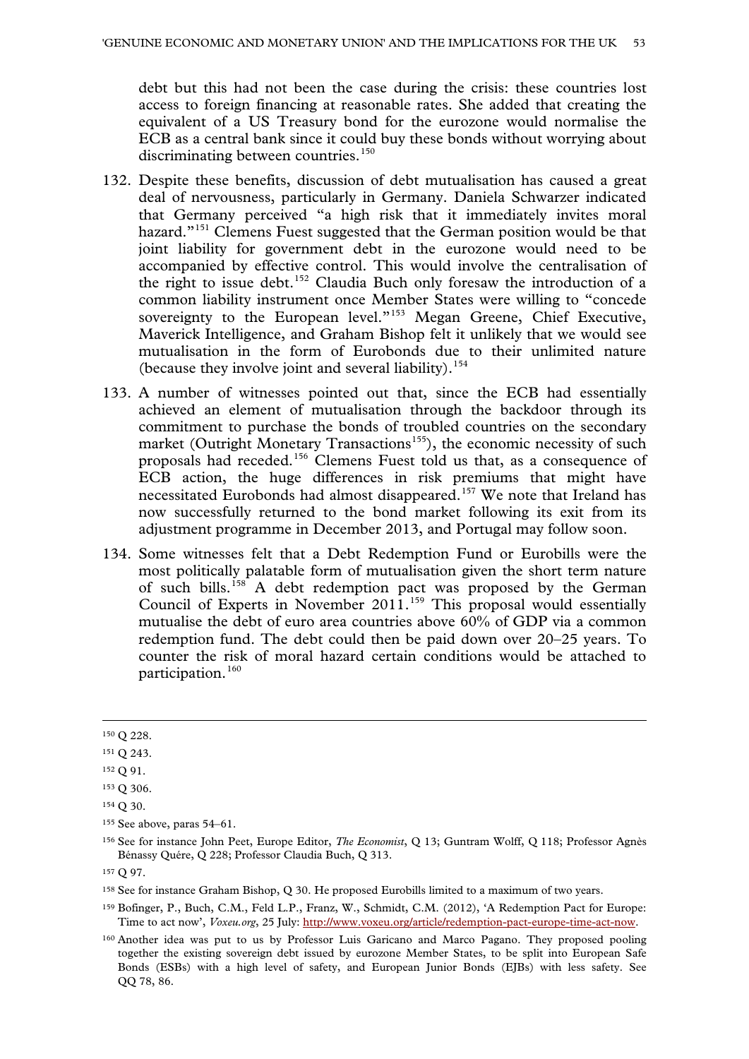debt but this had not been the case during the crisis: these countries lost access to foreign financing at reasonable rates. She added that creating the equivalent of a US Treasury bond for the eurozone would normalise the ECB as a central bank since it could buy these bonds without worrying about discriminating between countries.[150]

132. Despite these benefits, discussion of debt mutualisation has caused a great deal of nervousness, particularly in Germany. Daniela Schwarzer indicated that Germany perceived "a high risk that it immediately invites moral hazard."[151] Clemens Fuest suggested that the German position would be that joint liability for government debt in the eurozone would need to be accompanied by effective control. This would involve the centralisation of the right to issue debt.[152] Claudia Buch only foresaw the introduction of a common liability instrument once Member States were willing to "concede sovereignty to the European level."[153] Megan Greene, Chief Executive, Maverick Intelligence, and Graham Bishop felt it unlikely that we would see mutualisation in the form of Eurobonds due to their unlimited nature (because they involve joint and several liability).[154]

133. A number of witnesses pointed out that, since the ECB had essentially achieved an element of mutualisation through the backdoor through its commitment to purchase the bonds of troubled countries on the secondary market (Outright Monetary Transactions[155]), the economic necessity of such proposals had receded.[156] Clemens Fuest told us that, as a consequence of ECB action, the huge differences in risk premiums that might have necessitated Eurobonds had almost disappeared.[157] We note that Ireland has now successfully returned to the bond market following its exit from its adjustment programme in December 2013, and Portugal may follow soon.

134. Some witnesses felt that a Debt Redemption Fund or Eurobills were the most politically palatable form of mutualisation given the short term nature of such bills.[158] A debt redemption pact was proposed by the German Council of Experts in November 2011.[159] This proposal would essentially mutualise the debt of euro area countries above 60% of GDP via a common redemption fund. The debt could then be paid down over 20–25 years. To counter the risk of moral hazard certain conditions would be attached to participation.[160]

---

[150] Q 228.

[151] Q 243.

[152] Q 91.

[153] Q 306.

[154] Q 30.

[155] See above, paras 54–61.

[156] See for instance John Peet, Europe Editor, *The Economist*, Q 13; Guntram Wolff, Q 118; Professor Agnès Bénassy Quére, Q 228; Professor Claudia Buch, Q 313.

[157] Q 97.

[158] See for instance Graham Bishop, Q 30. He proposed Eurobills limited to a maximum of two years.

[159] Bofinger, P., Buch, C.M., Feld L.P., Franz, W., Schmidt, C.M. (2012), 'A Redemption Pact for Europe: Time to act now', *Voxeu.org*, 25 July: http://www.voxeu.org/article/redemption-pact-europe-time-act-now.

[160] Another idea was put to us by Professor Luis Garicano and Marco Pagano. They proposed pooling together the existing sovereign debt issued by eurozone Member States, to be split into European Safe Bonds (ESBs) with a high level of safety, and European Junior Bonds (EJBs) with less safety. See QQ 78, 86.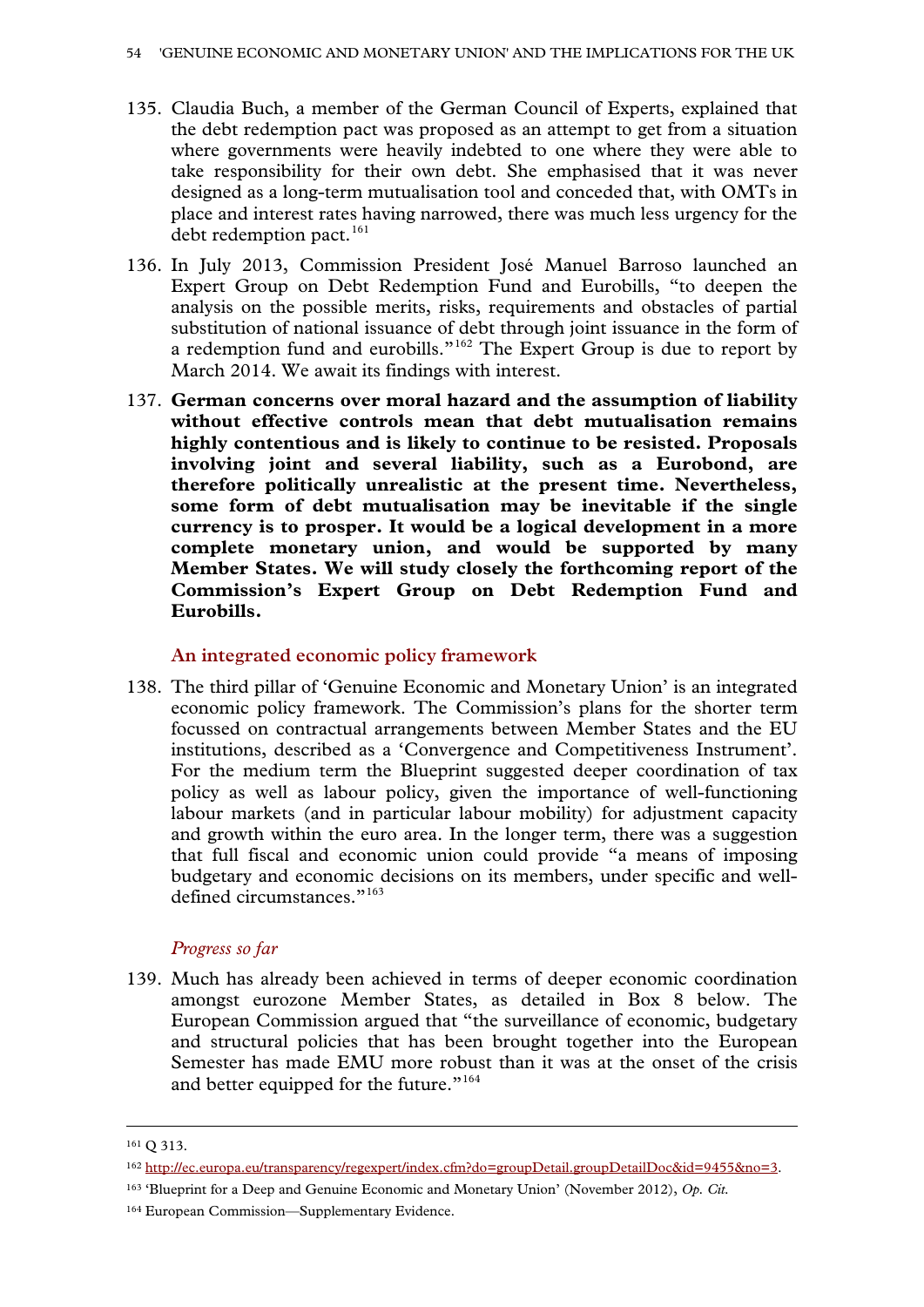135. Claudia Buch, a member of the German Council of Experts, explained that the debt redemption pact was proposed as an attempt to get from a situation where governments were heavily indebted to one where they were able to take responsibility for their own debt. She emphasised that it was never designed as a long-term mutualisation tool and conceded that, with OMTs in place and interest rates having narrowed, there was much less urgency for the debt redemption pact.[161]

136. In July 2013, Commission President José Manuel Barroso launched an Expert Group on Debt Redemption Fund and Eurobills, "to deepen the analysis on the possible merits, risks, requirements and obstacles of partial substitution of national issuance of debt through joint issuance in the form of a redemption fund and eurobills."[162] The Expert Group is due to report by March 2014. We await its findings with interest.

137. **German concerns over moral hazard and the assumption of liability without effective controls mean that debt mutualisation remains highly contentious and is likely to continue to be resisted. Proposals involving joint and several liability, such as a Eurobond, are therefore politically unrealistic at the present time. Nevertheless, some form of debt mutualisation may be inevitable if the single currency is to prosper. It would be a logical development in a more complete monetary union, and would be supported by many Member States. We will study closely the forthcoming report of the Commission's Expert Group on Debt Redemption Fund and Eurobills.**

### An integrated economic policy framework

138. The third pillar of 'Genuine Economic and Monetary Union' is an integrated economic policy framework. The Commission's plans for the shorter term focussed on contractual arrangements between Member States and the EU institutions, described as a 'Convergence and Competitiveness Instrument'. For the medium term the Blueprint suggested deeper coordination of tax policy as well as labour policy, given the importance of well-functioning labour markets (and in particular labour mobility) for adjustment capacity and growth within the euro area. In the longer term, there was a suggestion that full fiscal and economic union could provide "a means of imposing budgetary and economic decisions on its members, under specific and well-defined circumstances."[163]

#### *Progress so far*

139. Much has already been achieved in terms of deeper economic coordination amongst eurozone Member States, as detailed in Box 8 below. The European Commission argued that "the surveillance of economic, budgetary and structural policies that has been brought together into the European Semester has made EMU more robust than it was at the onset of the crisis and better equipped for the future."[164]

---

[161] Q 313.

[162] http://ec.europa.eu/transparency/regexpert/index.cfm?do=groupDetail.groupDetailDoc&id=9455&no=3.

[163] 'Blueprint for a Deep and Genuine Economic and Monetary Union' (November 2012), *Op. Cit.*

[164] European Commission—Supplementary Evidence.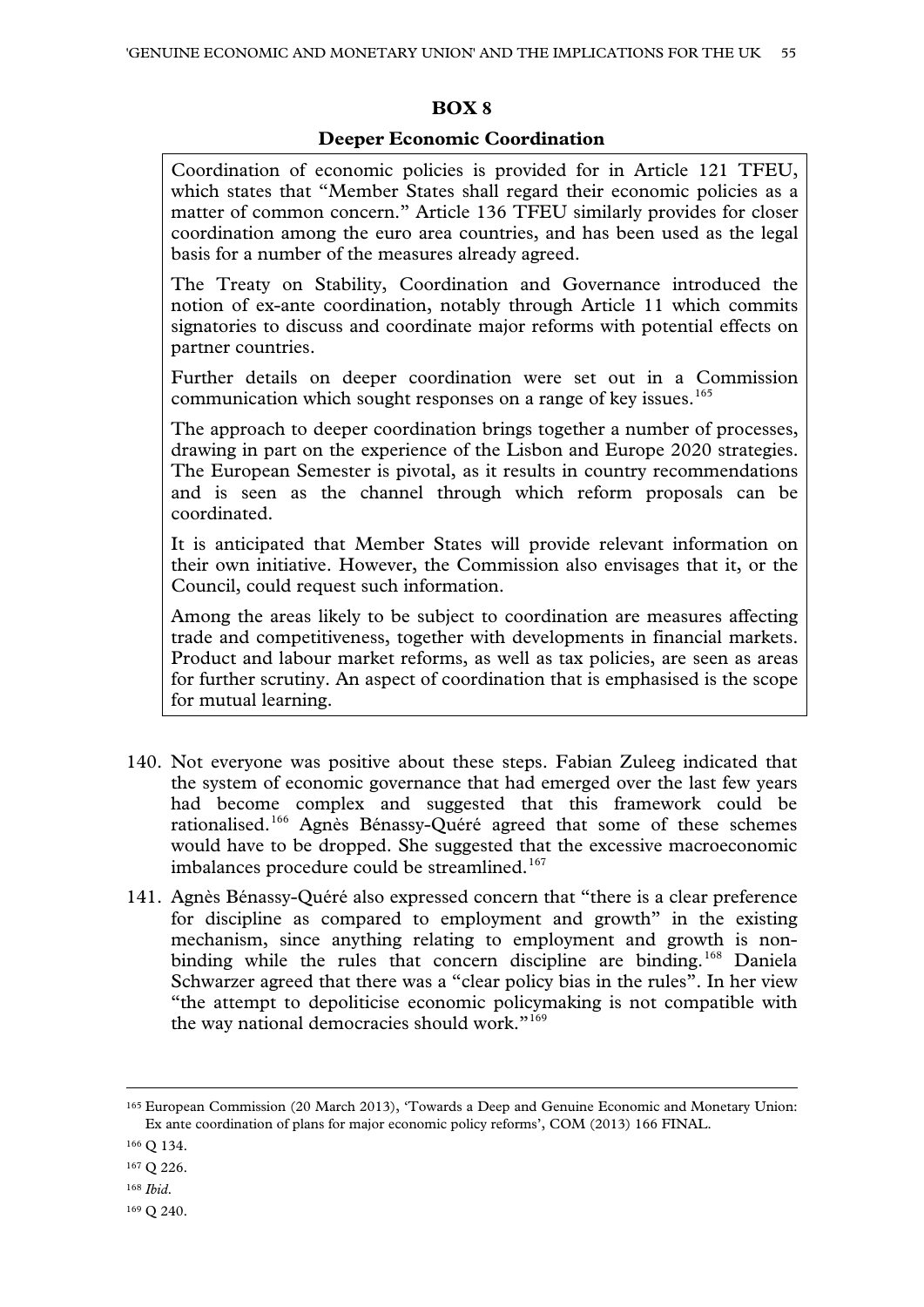**BOX 8**

**Deeper Economic Coordination**

Coordination of economic policies is provided for in Article 121 TFEU, which states that "Member States shall regard their economic policies as a matter of common concern." Article 136 TFEU similarly provides for closer coordination among the euro area countries, and has been used as the legal basis for a number of the measures already agreed.

The Treaty on Stability, Coordination and Governance introduced the notion of ex-ante coordination, notably through Article 11 which commits signatories to discuss and coordinate major reforms with potential effects on partner countries.

Further details on deeper coordination were set out in a Commission communication which sought responses on a range of key issues.[165]

The approach to deeper coordination brings together a number of processes, drawing in part on the experience of the Lisbon and Europe 2020 strategies. The European Semester is pivotal, as it results in country recommendations and is seen as the channel through which reform proposals can be coordinated.

It is anticipated that Member States will provide relevant information on their own initiative. However, the Commission also envisages that it, or the Council, could request such information.

Among the areas likely to be subject to coordination are measures affecting trade and competitiveness, together with developments in financial markets. Product and labour market reforms, as well as tax policies, are seen as areas for further scrutiny. An aspect of coordination that is emphasised is the scope for mutual learning.

140. Not everyone was positive about these steps. Fabian Zuleeg indicated that the system of economic governance that had emerged over the last few years had become complex and suggested that this framework could be rationalised.[166] Agnès Bénassy-Quéré agreed that some of these schemes would have to be dropped. She suggested that the excessive macroeconomic imbalances procedure could be streamlined.[167]

141. Agnès Bénassy-Quéré also expressed concern that "there is a clear preference for discipline as compared to employment and growth" in the existing mechanism, since anything relating to employment and growth is non-binding while the rules that concern discipline are binding.[168] Daniela Schwarzer agreed that there was a "clear policy bias in the rules". In her view "the attempt to depoliticise economic policymaking is not compatible with the way national democracies should work."[169]

---

[165] European Commission (20 March 2013), 'Towards a Deep and Genuine Economic and Monetary Union: Ex ante coordination of plans for major economic policy reforms', COM (2013) 166 FINAL.

[166] Q 134.

[167] Q 226.

[168] *Ibid*.

[169] Q 240.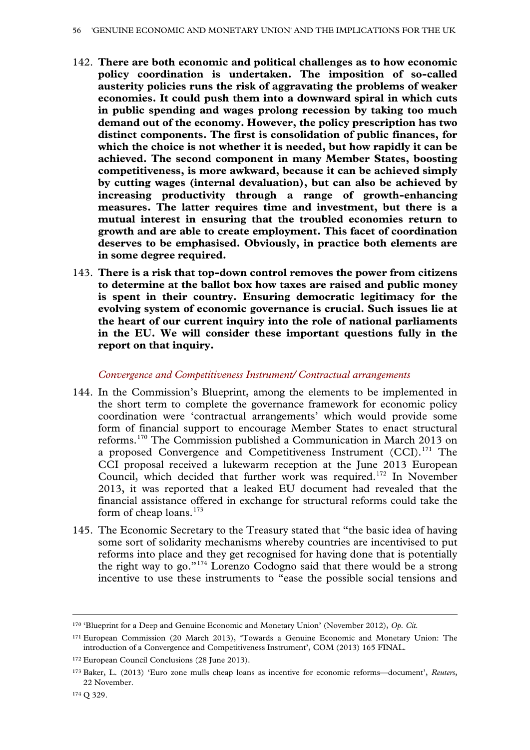142. **There are both economic and political challenges as to how economic policy coordination is undertaken. The imposition of so-called austerity policies runs the risk of aggravating the problems of weaker economies. It could push them into a downward spiral in which cuts in public spending and wages prolong recession by taking too much demand out of the economy. However, the policy prescription has two distinct components. The first is consolidation of public finances, for which the choice is not whether it is needed, but how rapidly it can be achieved. The second component in many Member States, boosting competitiveness, is more awkward, because it can be achieved simply by cutting wages (internal devaluation), but can also be achieved by increasing productivity through a range of growth-enhancing measures. The latter requires time and investment, but there is a mutual interest in ensuring that the troubled economies return to growth and are able to create employment. This facet of coordination deserves to be emphasised. Obviously, in practice both elements are in some degree required.**

143. **There is a risk that top-down control removes the power from citizens to determine at the ballot box how taxes are raised and public money is spent in their country. Ensuring democratic legitimacy for the evolving system of economic governance is crucial. Such issues lie at the heart of our current inquiry into the role of national parliaments in the EU. We will consider these important questions fully in the report on that inquiry.**

*Convergence and Competitiveness Instrument/ Contractual arrangements*

144. In the Commission's Blueprint, among the elements to be implemented in the short term to complete the governance framework for economic policy coordination were 'contractual arrangements' which would provide some form of financial support to encourage Member States to enact structural reforms.[170] The Commission published a Communication in March 2013 on a proposed Convergence and Competitiveness Instrument (CCI).[171] The CCI proposal received a lukewarm reception at the June 2013 European Council, which decided that further work was required.[172] In November 2013, it was reported that a leaked EU document had revealed that the financial assistance offered in exchange for structural reforms could take the form of cheap loans.[173]

145. The Economic Secretary to the Treasury stated that "the basic idea of having some sort of solidarity mechanisms whereby countries are incentivised to put reforms into place and they get recognised for having done that is potentially the right way to go."[174] Lorenzo Codogno said that there would be a strong incentive to use these instruments to "ease the possible social tensions and

---

[170] 'Blueprint for a Deep and Genuine Economic and Monetary Union' (November 2012), *Op. Cit.*

[171] European Commission (20 March 2013), 'Towards a Genuine Economic and Monetary Union: The introduction of a Convergence and Competitiveness Instrument', COM (2013) 165 FINAL.

[172] European Council Conclusions (28 June 2013).

[173] Baker, L. (2013) 'Euro zone mulls cheap loans as incentive for economic reforms—document', *Reuters*, 22 November.

[174] Q 329.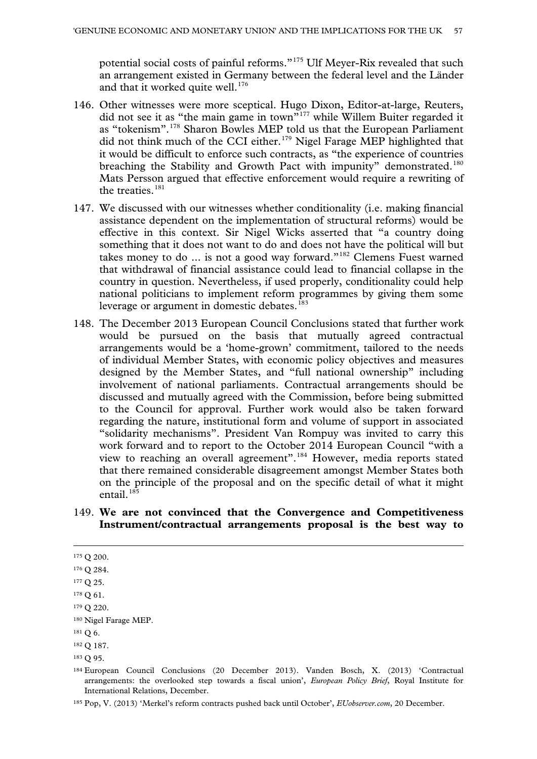potential social costs of painful reforms."[175] Ulf Meyer-Rix revealed that such an arrangement existed in Germany between the federal level and the Länder and that it worked quite well.[176]

146. Other witnesses were more sceptical. Hugo Dixon, Editor-at-large, Reuters, did not see it as "the main game in town"[177] while Willem Buiter regarded it as "tokenism".[178] Sharon Bowles MEP told us that the European Parliament did not think much of the CCI either.[179] Nigel Farage MEP highlighted that it would be difficult to enforce such contracts, as "the experience of countries breaching the Stability and Growth Pact with impunity" demonstrated.[180] Mats Persson argued that effective enforcement would require a rewriting of the treaties.[181]

147. We discussed with our witnesses whether conditionality (i.e. making financial assistance dependent on the implementation of structural reforms) would be effective in this context. Sir Nigel Wicks asserted that "a country doing something that it does not want to do and does not have the political will but takes money to do ... is not a good way forward."[182] Clemens Fuest warned that withdrawal of financial assistance could lead to financial collapse in the country in question. Nevertheless, if used properly, conditionality could help national politicians to implement reform programmes by giving them some leverage or argument in domestic debates.[183]

148. The December 2013 European Council Conclusions stated that further work would be pursued on the basis that mutually agreed contractual arrangements would be a 'home-grown' commitment, tailored to the needs of individual Member States, with economic policy objectives and measures designed by the Member States, and "full national ownership" including involvement of national parliaments. Contractual arrangements should be discussed and mutually agreed with the Commission, before being submitted to the Council for approval. Further work would also be taken forward regarding the nature, institutional form and volume of support in associated "solidarity mechanisms". President Van Rompuy was invited to carry this work forward and to report to the October 2014 European Council "with a view to reaching an overall agreement".[184] However, media reports stated that there remained considerable disagreement amongst Member States both on the principle of the proposal and on the specific detail of what it might entail.[185]

149. **We are not convinced that the Convergence and Competitiveness Instrument/contractual arrangements proposal is the best way to**

---

175 Q 200.

176 Q 284.

177 Q 25.

178 Q 61.

179 Q 220.

180 Nigel Farage MEP.

181 Q 6.

182 Q 187.

183 Q 95.

184 European Council Conclusions (20 December 2013). Vanden Bosch, X. (2013) 'Contractual arrangements: the overlooked step towards a fiscal union', *European Policy Brief*, Royal Institute for International Relations, December.

185 Pop, V. (2013) 'Merkel's reform contracts pushed back until October', *EUobserver.com*, 20 December.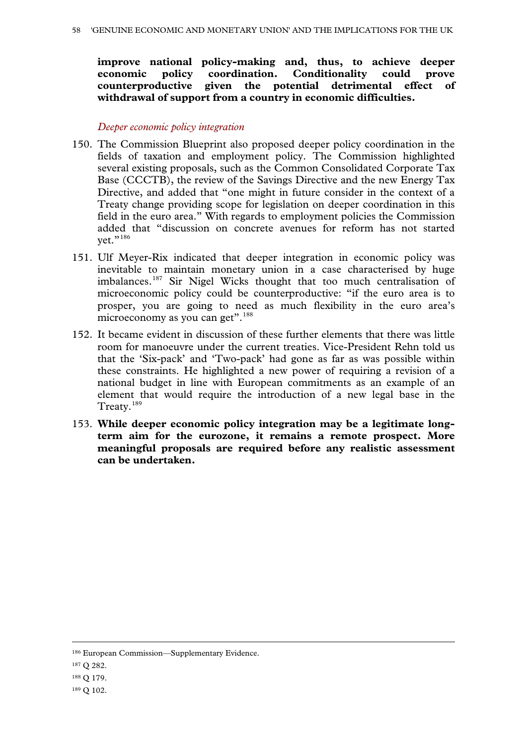**improve national policy-making and, thus, to achieve deeper economic policy coordination. Conditionality could prove counterproductive given the potential detrimental effect of withdrawal of support from a country in economic difficulties.**

*Deeper economic policy integration*

150. The Commission Blueprint also proposed deeper policy coordination in the fields of taxation and employment policy. The Commission highlighted several existing proposals, such as the Common Consolidated Corporate Tax Base (CCCTB), the review of the Savings Directive and the new Energy Tax Directive, and added that "one might in future consider in the context of a Treaty change providing scope for legislation on deeper coordination in this field in the euro area." With regards to employment policies the Commission added that "discussion on concrete avenues for reform has not started yet."[186]

151. Ulf Meyer-Rix indicated that deeper integration in economic policy was inevitable to maintain monetary union in a case characterised by huge imbalances.[187] Sir Nigel Wicks thought that too much centralisation of microeconomic policy could be counterproductive: "if the euro area is to prosper, you are going to need as much flexibility in the euro area's microeconomy as you can get".[188]

152. It became evident in discussion of these further elements that there was little room for manoeuvre under the current treaties. Vice-President Rehn told us that the 'Six-pack' and 'Two-pack' had gone as far as was possible within these constraints. He highlighted a new power of requiring a revision of a national budget in line with European commitments as an example of an element that would require the introduction of a new legal base in the Treaty.[189]

153. **While deeper economic policy integration may be a legitimate long-term aim for the eurozone, it remains a remote prospect. More meaningful proposals are required before any realistic assessment can be undertaken.**

---

[186] European Commission—Supplementary Evidence.

[187] Q 282.

[188] Q 179.

[189] Q 102.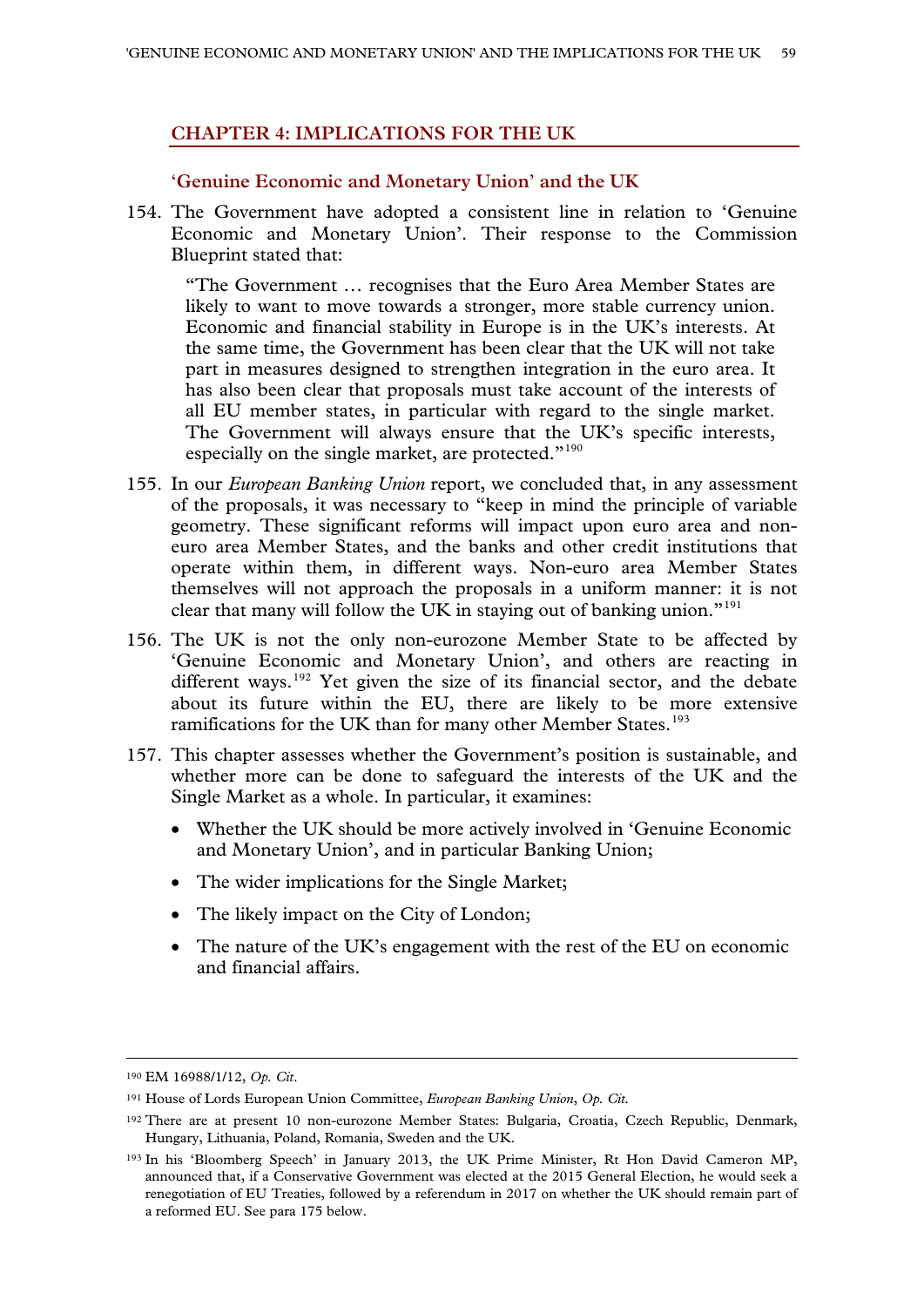## CHAPTER 4: IMPLICATIONS FOR THE UK

### 'Genuine Economic and Monetary Union' and the UK

154. The Government have adopted a consistent line in relation to 'Genuine Economic and Monetary Union'. Their response to the Commission Blueprint stated that:

> "The Government … recognises that the Euro Area Member States are likely to want to move towards a stronger, more stable currency union. Economic and financial stability in Europe is in the UK's interests. At the same time, the Government has been clear that the UK will not take part in measures designed to strengthen integration in the euro area. It has also been clear that proposals must take account of the interests of all EU member states, in particular with regard to the single market. The Government will always ensure that the UK's specific interests, especially on the single market, are protected."[190]

155. In our *European Banking Union* report, we concluded that, in any assessment of the proposals, it was necessary to "keep in mind the principle of variable geometry. These significant reforms will impact upon euro area and non-euro area Member States, and the banks and other credit institutions that operate within them, in different ways. Non-euro area Member States themselves will not approach the proposals in a uniform manner: it is not clear that many will follow the UK in staying out of banking union."[191]

156. The UK is not the only non-eurozone Member State to be affected by 'Genuine Economic and Monetary Union', and others are reacting in different ways.[192] Yet given the size of its financial sector, and the debate about its future within the EU, there are likely to be more extensive ramifications for the UK than for many other Member States.[193]

157. This chapter assesses whether the Government's position is sustainable, and whether more can be done to safeguard the interests of the UK and the Single Market as a whole. In particular, it examines:

- Whether the UK should be more actively involved in 'Genuine Economic and Monetary Union', and in particular Banking Union;
- The wider implications for the Single Market;
- The likely impact on the City of London;
- The nature of the UK's engagement with the rest of the EU on economic and financial affairs.

---

[190] EM 16988/1/12, *Op. Cit*.

[191] House of Lords European Union Committee, *European Banking Union*, *Op. Cit.*

[192] There are at present 10 non-eurozone Member States: Bulgaria, Croatia, Czech Republic, Denmark, Hungary, Lithuania, Poland, Romania, Sweden and the UK.

[193] In his 'Bloomberg Speech' in January 2013, the UK Prime Minister, Rt Hon David Cameron MP, announced that, if a Conservative Government was elected at the 2015 General Election, he would seek a renegotiation of EU Treaties, followed by a referendum in 2017 on whether the UK should remain part of a reformed EU. See para 175 below.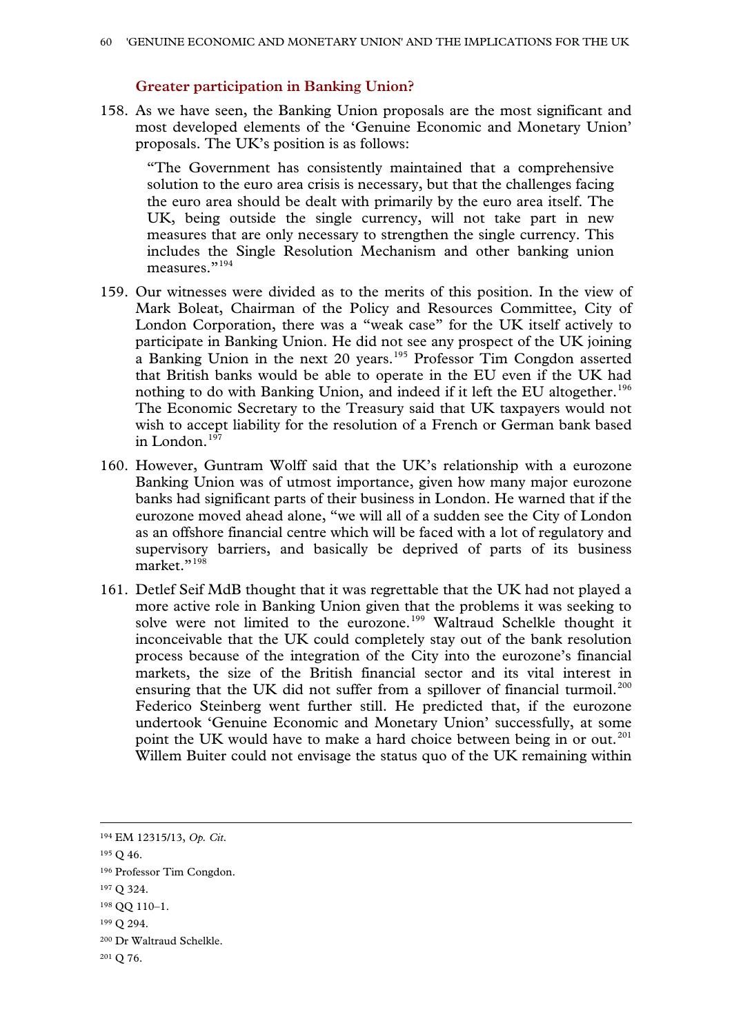### Greater participation in Banking Union?

158. As we have seen, the Banking Union proposals are the most significant and most developed elements of the 'Genuine Economic and Monetary Union' proposals. The UK's position is as follows:

> "The Government has consistently maintained that a comprehensive solution to the euro area crisis is necessary, but that the challenges facing the euro area should be dealt with primarily by the euro area itself. The UK, being outside the single currency, will not take part in new measures that are only necessary to strengthen the single currency. This includes the Single Resolution Mechanism and other banking union measures."[194]

159. Our witnesses were divided as to the merits of this position. In the view of Mark Boleat, Chairman of the Policy and Resources Committee, City of London Corporation, there was a "weak case" for the UK itself actively to participate in Banking Union. He did not see any prospect of the UK joining a Banking Union in the next 20 years.[195] Professor Tim Congdon asserted that British banks would be able to operate in the EU even if the UK had nothing to do with Banking Union, and indeed if it left the EU altogether.[196] The Economic Secretary to the Treasury said that UK taxpayers would not wish to accept liability for the resolution of a French or German bank based in London.[197]

160. However, Guntram Wolff said that the UK's relationship with a eurozone Banking Union was of utmost importance, given how many major eurozone banks had significant parts of their business in London. He warned that if the eurozone moved ahead alone, "we will all of a sudden see the City of London as an offshore financial centre which will be faced with a lot of regulatory and supervisory barriers, and basically be deprived of parts of its business market."[198]

161. Detlef Seif MdB thought that it was regrettable that the UK had not played a more active role in Banking Union given that the problems it was seeking to solve were not limited to the eurozone.[199] Waltraud Schelkle thought it inconceivable that the UK could completely stay out of the bank resolution process because of the integration of the City into the eurozone's financial markets, the size of the British financial sector and its vital interest in ensuring that the UK did not suffer from a spillover of financial turmoil.[200] Federico Steinberg went further still. He predicted that, if the eurozone undertook 'Genuine Economic and Monetary Union' successfully, at some point the UK would have to make a hard choice between being in or out.[201] Willem Buiter could not envisage the status quo of the UK remaining within

---

[194] EM 12315/13, *Op. Cit.*

[195] Q 46.

[196] Professor Tim Congdon.

[197] Q 324.

[198] QQ 110–1.

[199] Q 294.

[200] Dr Waltraud Schelkle.

[201] Q 76.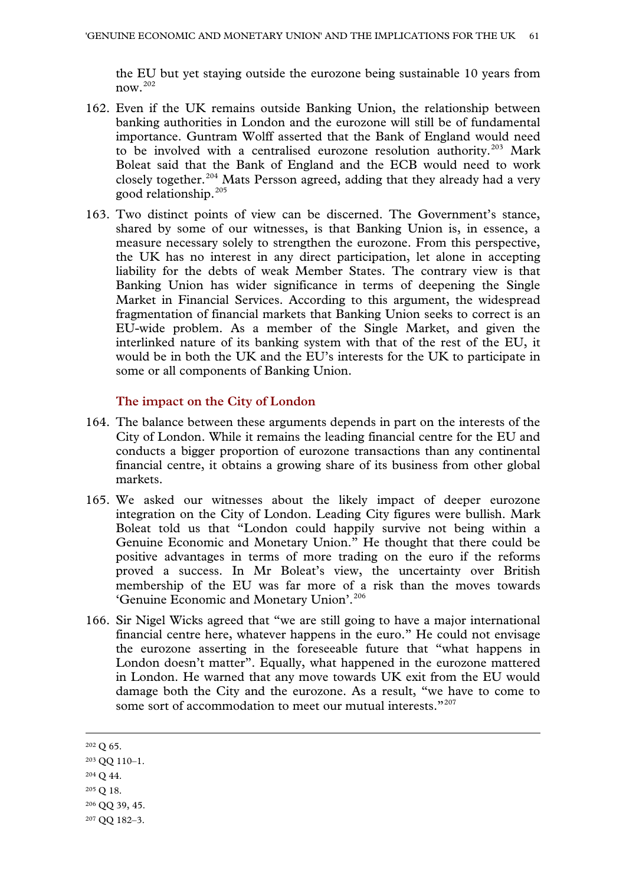the EU but yet staying outside the eurozone being sustainable 10 years from now.[202]

162. Even if the UK remains outside Banking Union, the relationship between banking authorities in London and the eurozone will still be of fundamental importance. Guntram Wolff asserted that the Bank of England would need to be involved with a centralised eurozone resolution authority.[203] Mark Boleat said that the Bank of England and the ECB would need to work closely together.[204] Mats Persson agreed, adding that they already had a very good relationship.[205]

163. Two distinct points of view can be discerned. The Government's stance, shared by some of our witnesses, is that Banking Union is, in essence, a measure necessary solely to strengthen the eurozone. From this perspective, the UK has no interest in any direct participation, let alone in accepting liability for the debts of weak Member States. The contrary view is that Banking Union has wider significance in terms of deepening the Single Market in Financial Services. According to this argument, the widespread fragmentation of financial markets that Banking Union seeks to correct is an EU-wide problem. As a member of the Single Market, and given the interlinked nature of its banking system with that of the rest of the EU, it would be in both the UK and the EU's interests for the UK to participate in some or all components of Banking Union.

### The impact on the City of London

164. The balance between these arguments depends in part on the interests of the City of London. While it remains the leading financial centre for the EU and conducts a bigger proportion of eurozone transactions than any continental financial centre, it obtains a growing share of its business from other global markets.

165. We asked our witnesses about the likely impact of deeper eurozone integration on the City of London. Leading City figures were bullish. Mark Boleat told us that "London could happily survive not being within a Genuine Economic and Monetary Union." He thought that there could be positive advantages in terms of more trading on the euro if the reforms proved a success. In Mr Boleat's view, the uncertainty over British membership of the EU was far more of a risk than the moves towards 'Genuine Economic and Monetary Union'.[206]

166. Sir Nigel Wicks agreed that "we are still going to have a major international financial centre here, whatever happens in the euro." He could not envisage the eurozone asserting in the foreseeable future that "what happens in London doesn't matter". Equally, what happened in the eurozone mattered in London. He warned that any move towards UK exit from the EU would damage both the City and the eurozone. As a result, "we have to come to some sort of accommodation to meet our mutual interests."[207]

---

[202] Q 65.

[203] QQ 110–1.

[204] Q 44.

[205] Q 18.

[206] QQ 39, 45.

[207] QQ 182–3.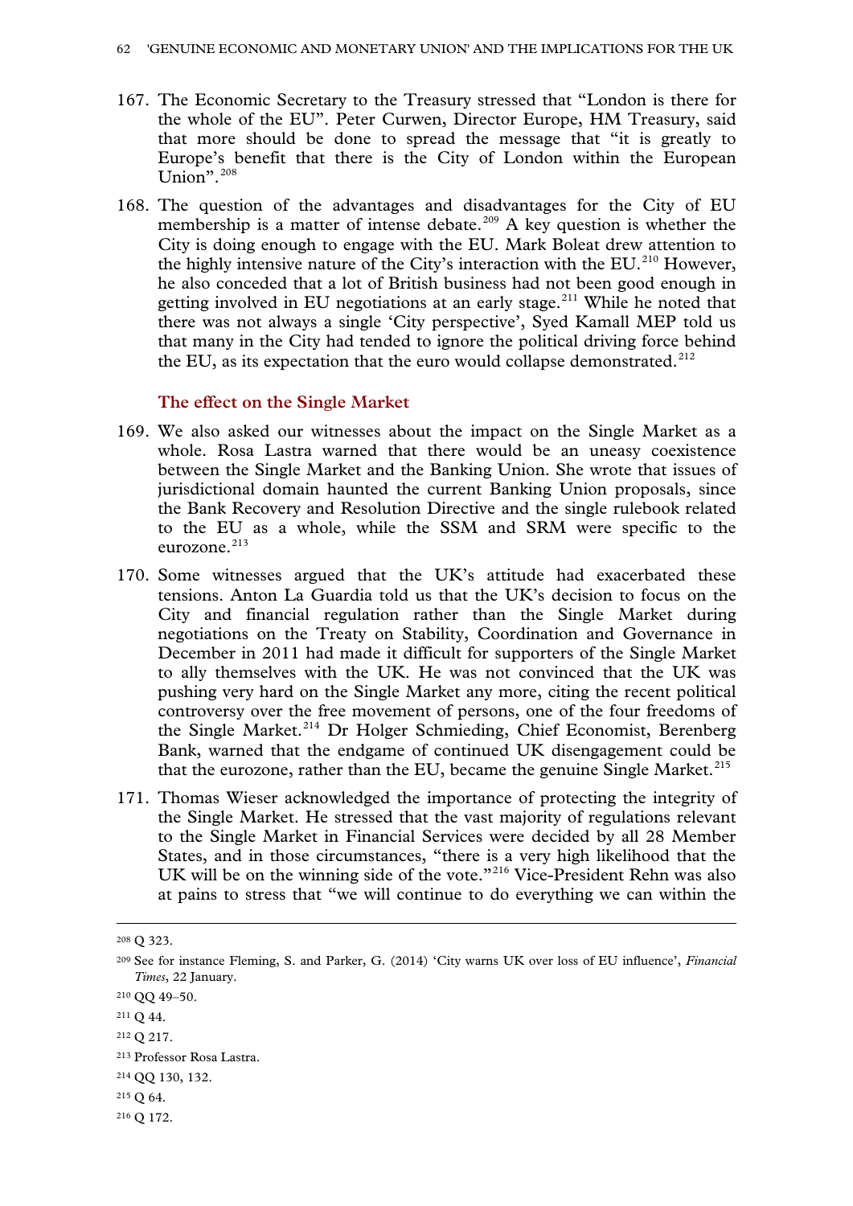167. The Economic Secretary to the Treasury stressed that "London is there for the whole of the EU". Peter Curwen, Director Europe, HM Treasury, said that more should be done to spread the message that "it is greatly to Europe's benefit that there is the City of London within the European Union".[208]

168. The question of the advantages and disadvantages for the City of EU membership is a matter of intense debate.[209] A key question is whether the City is doing enough to engage with the EU. Mark Boleat drew attention to the highly intensive nature of the City's interaction with the EU.[210] However, he also conceded that a lot of British business had not been good enough in getting involved in EU negotiations at an early stage.[211] While he noted that there was not always a single 'City perspective', Syed Kamall MEP told us that many in the City had tended to ignore the political driving force behind the EU, as its expectation that the euro would collapse demonstrated.[212]

### The effect on the Single Market

169. We also asked our witnesses about the impact on the Single Market as a whole. Rosa Lastra warned that there would be an uneasy coexistence between the Single Market and the Banking Union. She wrote that issues of jurisdictional domain haunted the current Banking Union proposals, since the Bank Recovery and Resolution Directive and the single rulebook related to the EU as a whole, while the SSM and SRM were specific to the eurozone.[213]

170. Some witnesses argued that the UK's attitude had exacerbated these tensions. Anton La Guardia told us that the UK's decision to focus on the City and financial regulation rather than the Single Market during negotiations on the Treaty on Stability, Coordination and Governance in December in 2011 had made it difficult for supporters of the Single Market to ally themselves with the UK. He was not convinced that the UK was pushing very hard on the Single Market any more, citing the recent political controversy over the free movement of persons, one of the four freedoms of the Single Market.[214] Dr Holger Schmieding, Chief Economist, Berenberg Bank, warned that the endgame of continued UK disengagement could be that the eurozone, rather than the EU, became the genuine Single Market.[215]

171. Thomas Wieser acknowledged the importance of protecting the integrity of the Single Market. He stressed that the vast majority of regulations relevant to the Single Market in Financial Services were decided by all 28 Member States, and in those circumstances, "there is a very high likelihood that the UK will be on the winning side of the vote."[216] Vice-President Rehn was also at pains to stress that "we will continue to do everything we can within the

---

[208] Q 323.

[209] See for instance Fleming, S. and Parker, G. (2014) 'City warns UK over loss of EU influence', *Financial Times*, 22 January.

[210] QQ 49–50.

[211] Q 44.

[212] Q 217.

[213] Professor Rosa Lastra.

[214] QQ 130, 132.

[215] Q 64.

[216] Q 172.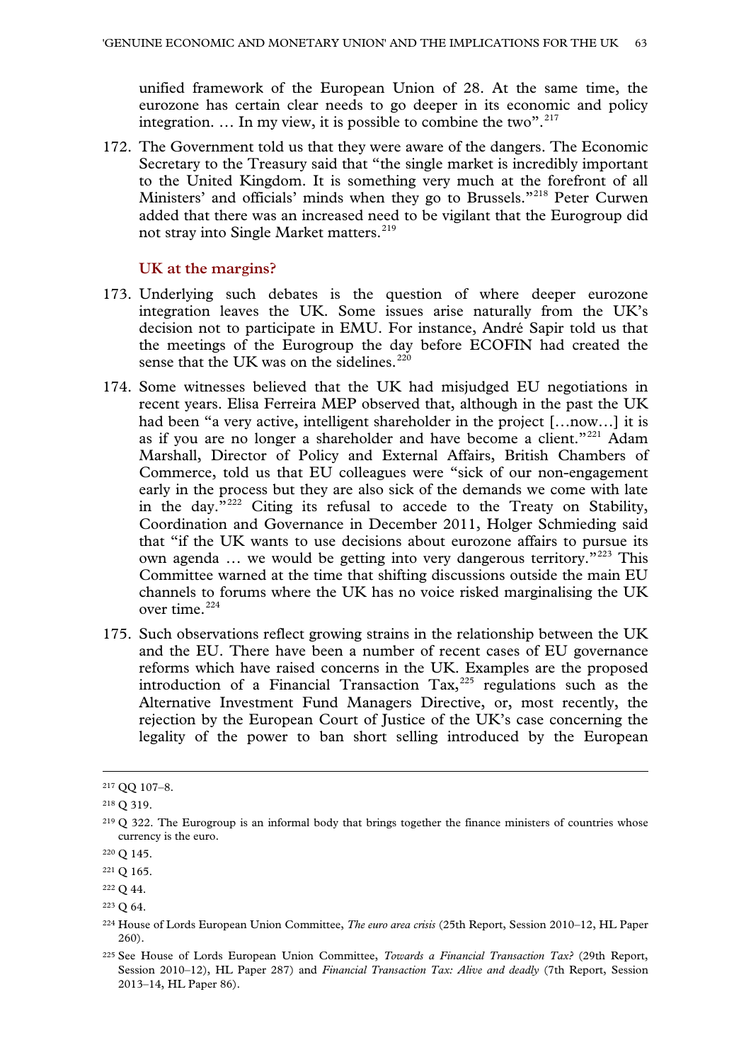unified framework of the European Union of 28. At the same time, the eurozone has certain clear needs to go deeper in its economic and policy integration. … In my view, it is possible to combine the two".[217]

172. The Government told us that they were aware of the dangers. The Economic Secretary to the Treasury said that "the single market is incredibly important to the United Kingdom. It is something very much at the forefront of all Ministers' and officials' minds when they go to Brussels."[218] Peter Curwen added that there was an increased need to be vigilant that the Eurogroup did not stray into Single Market matters.[219]

### UK at the margins?

173. Underlying such debates is the question of where deeper eurozone integration leaves the UK. Some issues arise naturally from the UK's decision not to participate in EMU. For instance, André Sapir told us that the meetings of the Eurogroup the day before ECOFIN had created the sense that the UK was on the sidelines.[220]

174. Some witnesses believed that the UK had misjudged EU negotiations in recent years. Elisa Ferreira MEP observed that, although in the past the UK had been "a very active, intelligent shareholder in the project […now…] it is as if you are no longer a shareholder and have become a client."[221] Adam Marshall, Director of Policy and External Affairs, British Chambers of Commerce, told us that EU colleagues were "sick of our non-engagement early in the process but they are also sick of the demands we come with late in the day."[222] Citing its refusal to accede to the Treaty on Stability, Coordination and Governance in December 2011, Holger Schmieding said that "if the UK wants to use decisions about eurozone affairs to pursue its own agenda … we would be getting into very dangerous territory."[223] This Committee warned at the time that shifting discussions outside the main EU channels to forums where the UK has no voice risked marginalising the UK over time.[224]

175. Such observations reflect growing strains in the relationship between the UK and the EU. There have been a number of recent cases of EU governance reforms which have raised concerns in the UK. Examples are the proposed introduction of a Financial Transaction Tax,[225] regulations such as the Alternative Investment Fund Managers Directive, or, most recently, the rejection by the European Court of Justice of the UK's case concerning the legality of the power to ban short selling introduced by the European

---

[217] QQ 107–8.

[218] Q 319.

[219] Q 322. The Eurogroup is an informal body that brings together the finance ministers of countries whose currency is the euro.

[220] Q 145.

[221] Q 165.

[222] Q 44.

[223] Q 64.

[224] House of Lords European Union Committee, *The euro area crisis* (25th Report, Session 2010–12, HL Paper 260).

[225] See House of Lords European Union Committee, *Towards a Financial Transaction Tax?* (29th Report, Session 2010–12), HL Paper 287) and *Financial Transaction Tax: Alive and deadly* (7th Report, Session 2013–14, HL Paper 86).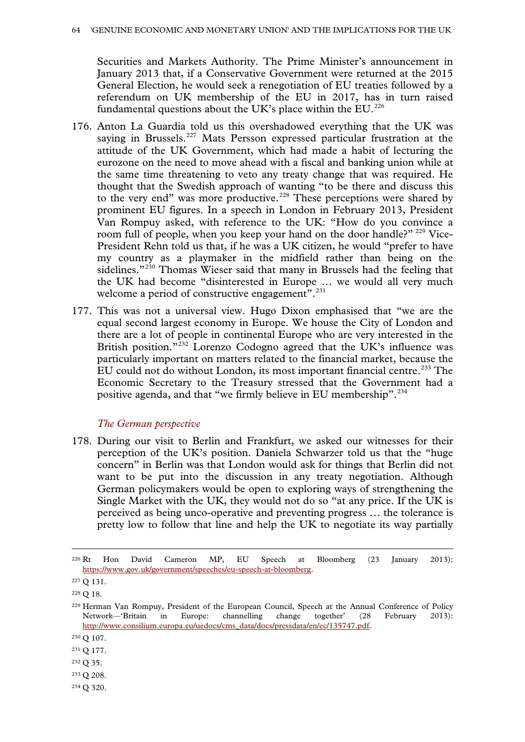Securities and Markets Authority. The Prime Minister's announcement in January 2013 that, if a Conservative Government were returned at the 2015 General Election, he would seek a renegotiation of EU treaties followed by a referendum on UK membership of the EU in 2017, has in turn raised fundamental questions about the UK's place within the EU.[226]

176. Anton La Guardia told us this overshadowed everything that the UK was saying in Brussels.[227] Mats Persson expressed particular frustration at the attitude of the UK Government, which had made a habit of lecturing the eurozone on the need to move ahead with a fiscal and banking union while at the same time threatening to veto any treaty change that was required. He thought that the Swedish approach of wanting "to be there and discuss this to the very end" was more productive.[228] These perceptions were shared by prominent EU figures. In a speech in London in February 2013, President Van Rompuy asked, with reference to the UK: "How do you convince a room full of people, when you keep your hand on the door handle?"[229] Vice-President Rehn told us that, if he was a UK citizen, he would "prefer to have my country as a playmaker in the midfield rather than being on the sidelines."[230] Thomas Wieser said that many in Brussels had the feeling that the UK had become "disinterested in Europe … we would all very much welcome a period of constructive engagement".[231]

177. This was not a universal view. Hugo Dixon emphasised that "we are the equal second largest economy in Europe. We house the City of London and there are a lot of people in continental Europe who are very interested in the British position."[232] Lorenzo Codogno agreed that the UK's influence was particularly important on matters related to the financial market, because the EU could not do without London, its most important financial centre.[233] The Economic Secretary to the Treasury stressed that the Government had a positive agenda, and that "we firmly believe in EU membership".[234]

*The German perspective*

178. During our visit to Berlin and Frankfurt, we asked our witnesses for their perception of the UK's position. Daniela Schwarzer told us that the "huge concern" in Berlin was that London would ask for things that Berlin did not want to be put into the discussion in any treaty negotiation. Although German policymakers would be open to exploring ways of strengthening the Single Market with the UK, they would not do so "at any price. If the UK is perceived as being unco-operative and preventing progress … the tolerance is pretty low to follow that line and help the UK to negotiate its way partially

---

[226] Rt Hon David Cameron MP, EU Speech at Bloomberg (23 January 2013): https://www.gov.uk/government/speeches/eu-speech-at-bloomberg.

[227] Q 131.

[228] Q 18.

[229] Herman Van Rompuy, President of the European Council, Speech at the Annual Conference of Policy Network—'Britain in Europe: channelling change together' (28 February 2013): http://www.consilium.europa.eu/uedocs/cms_data/docs/pressdata/en/ec/135747.pdf.

[230] Q 107.

[231] Q 177.

[232] Q 35.

[233] Q 208.

[234] Q 320.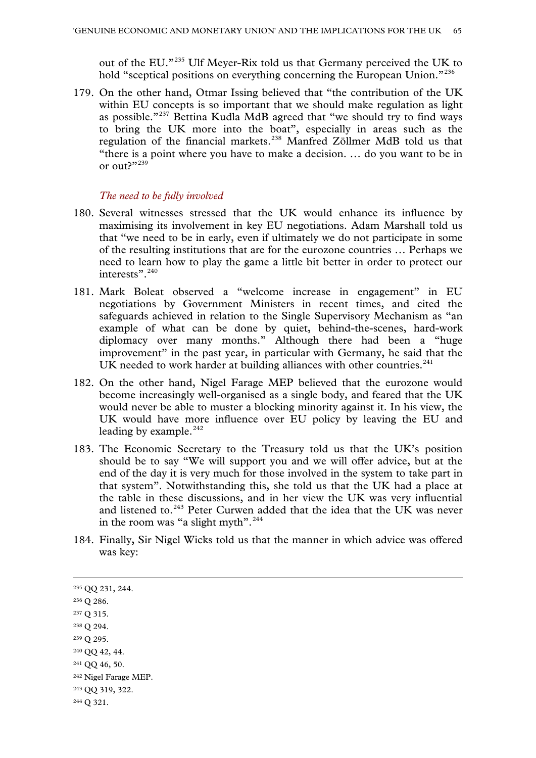out of the EU."[235] Ulf Meyer-Rix told us that Germany perceived the UK to hold "sceptical positions on everything concerning the European Union."[236]

179. On the other hand, Otmar Issing believed that "the contribution of the UK within EU concepts is so important that we should make regulation as light as possible."[237] Bettina Kudla MdB agreed that "we should try to find ways to bring the UK more into the boat", especially in areas such as the regulation of the financial markets.[238] Manfred Zöllmer MdB told us that "there is a point where you have to make a decision. … do you want to be in or out?"[239]

*The need to be fully involved*

180. Several witnesses stressed that the UK would enhance its influence by maximising its involvement in key EU negotiations. Adam Marshall told us that "we need to be in early, even if ultimately we do not participate in some of the resulting institutions that are for the eurozone countries … Perhaps we need to learn how to play the game a little bit better in order to protect our interests".[240]

181. Mark Boleat observed a "welcome increase in engagement" in EU negotiations by Government Ministers in recent times, and cited the safeguards achieved in relation to the Single Supervisory Mechanism as "an example of what can be done by quiet, behind-the-scenes, hard-work diplomacy over many months." Although there had been a "huge improvement" in the past year, in particular with Germany, he said that the UK needed to work harder at building alliances with other countries.[241]

182. On the other hand, Nigel Farage MEP believed that the eurozone would become increasingly well-organised as a single body, and feared that the UK would never be able to muster a blocking minority against it. In his view, the UK would have more influence over EU policy by leaving the EU and leading by example.[242]

183. The Economic Secretary to the Treasury told us that the UK's position should be to say "We will support you and we will offer advice, but at the end of the day it is very much for those involved in the system to take part in that system". Notwithstanding this, she told us that the UK had a place at the table in these discussions, and in her view the UK was very influential and listened to.[243] Peter Curwen added that the idea that the UK was never in the room was "a slight myth".[244]

184. Finally, Sir Nigel Wicks told us that the manner in which advice was offered was key:

---

[235] QQ 231, 244.

[236] Q 286.

[237] Q 315.

[238] Q 294.

[239] Q 295.

[240] QQ 42, 44.

[241] QQ 46, 50.

[242] Nigel Farage MEP.

[243] QQ 319, 322.

[244] Q 321.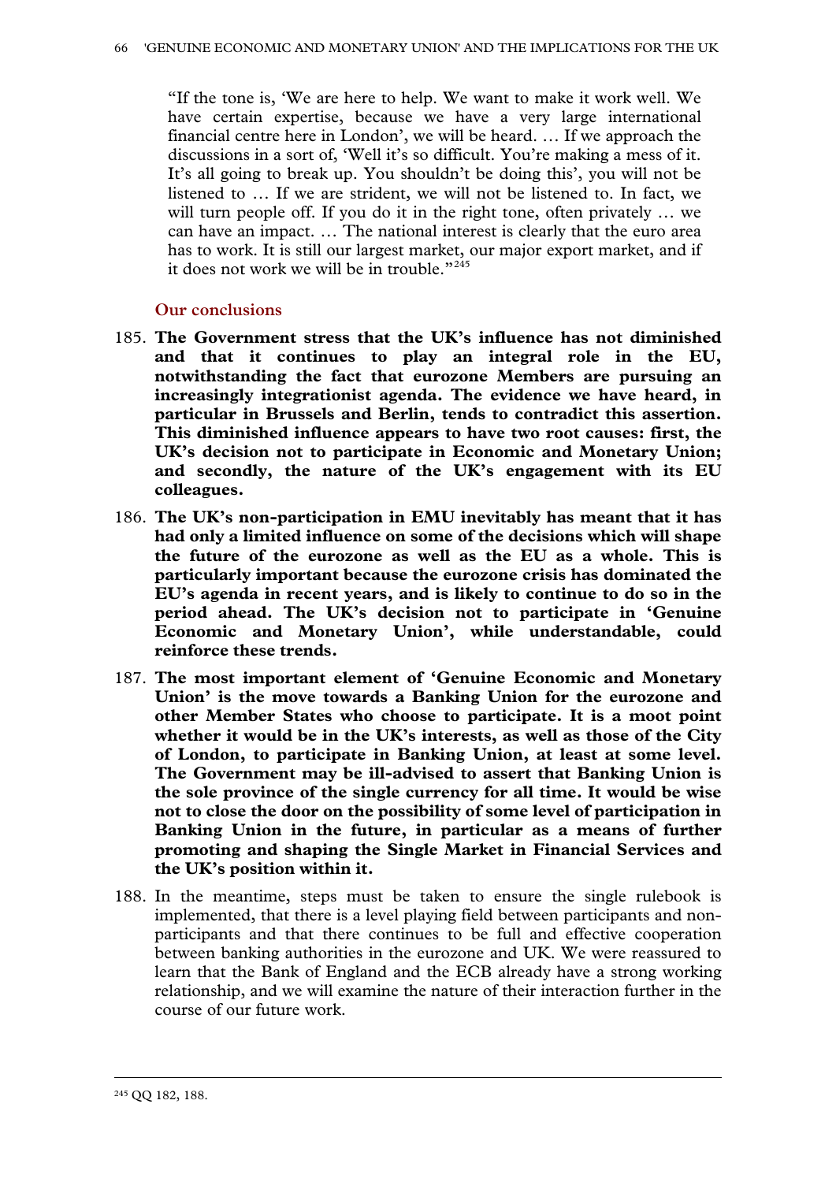"If the tone is, 'We are here to help. We want to make it work well. We have certain expertise, because we have a very large international financial centre here in London', we will be heard. … If we approach the discussions in a sort of, 'Well it's so difficult. You're making a mess of it. It's all going to break up. You shouldn't be doing this', you will not be listened to … If we are strident, we will not be listened to. In fact, we will turn people off. If you do it in the right tone, often privately … we can have an impact. … The national interest is clearly that the euro area has to work. It is still our largest market, our major export market, and if it does not work we will be in trouble."[245]

### Our conclusions

185. **The Government stress that the UK's influence has not diminished and that it continues to play an integral role in the EU, notwithstanding the fact that eurozone Members are pursuing an increasingly integrationist agenda. The evidence we have heard, in particular in Brussels and Berlin, tends to contradict this assertion. This diminished influence appears to have two root causes: first, the UK's decision not to participate in Economic and Monetary Union; and secondly, the nature of the UK's engagement with its EU colleagues.**

186. **The UK's non-participation in EMU inevitably has meant that it has had only a limited influence on some of the decisions which will shape the future of the eurozone as well as the EU as a whole. This is particularly important because the eurozone crisis has dominated the EU's agenda in recent years, and is likely to continue to do so in the period ahead. The UK's decision not to participate in 'Genuine Economic and Monetary Union', while understandable, could reinforce these trends.**

187. **The most important element of 'Genuine Economic and Monetary Union' is the move towards a Banking Union for the eurozone and other Member States who choose to participate. It is a moot point whether it would be in the UK's interests, as well as those of the City of London, to participate in Banking Union, at least at some level. The Government may be ill-advised to assert that Banking Union is the sole province of the single currency for all time. It would be wise not to close the door on the possibility of some level of participation in Banking Union in the future, in particular as a means of further promoting and shaping the Single Market in Financial Services and the UK's position within it.**

188. In the meantime, steps must be taken to ensure the single rulebook is implemented, that there is a level playing field between participants and non-participants and that there continues to be full and effective cooperation between banking authorities in the eurozone and UK. We were reassured to learn that the Bank of England and the ECB already have a strong working relationship, and we will examine the nature of their interaction further in the course of our future work.

---

[245] QQ 182, 188.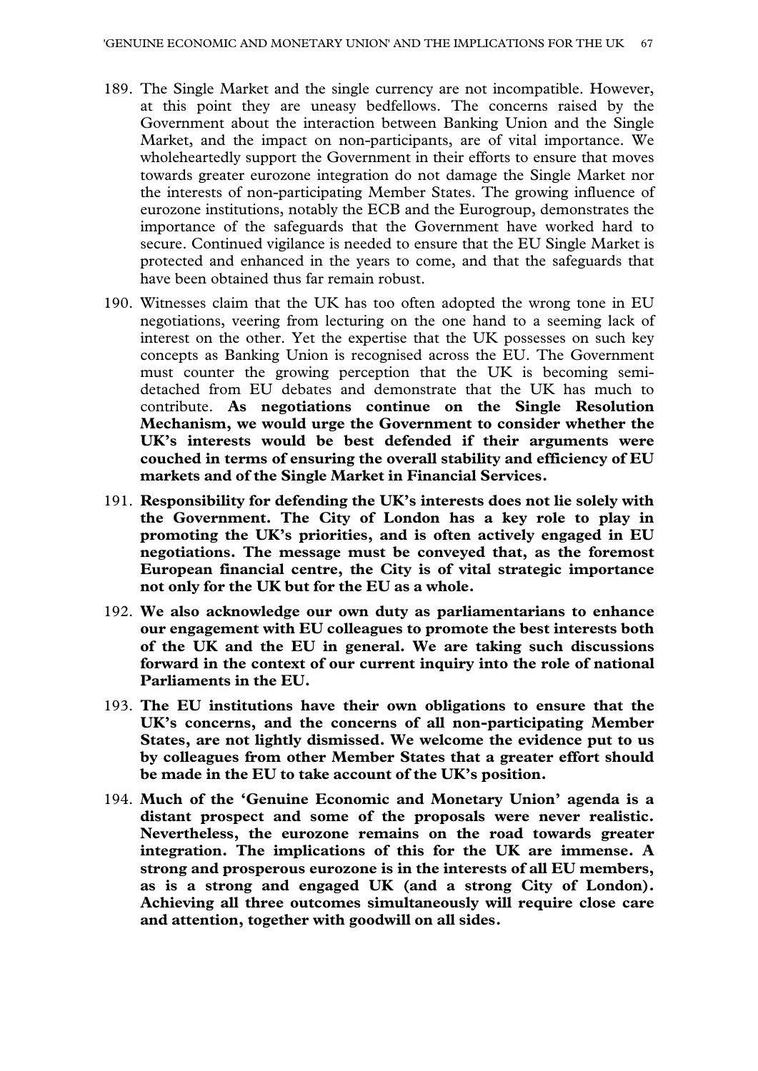189. The Single Market and the single currency are not incompatible. However, at this point they are uneasy bedfellows. The concerns raised by the Government about the interaction between Banking Union and the Single Market, and the impact on non-participants, are of vital importance. We wholeheartedly support the Government in their efforts to ensure that moves towards greater eurozone integration do not damage the Single Market nor the interests of non-participating Member States. The growing influence of eurozone institutions, notably the ECB and the Eurogroup, demonstrates the importance of the safeguards that the Government have worked hard to secure. Continued vigilance is needed to ensure that the EU Single Market is protected and enhanced in the years to come, and that the safeguards that have been obtained thus far remain robust.

190. Witnesses claim that the UK has too often adopted the wrong tone in EU negotiations, veering from lecturing on the one hand to a seeming lack of interest on the other. Yet the expertise that the UK possesses on such key concepts as Banking Union is recognised across the EU. The Government must counter the growing perception that the UK is becoming semi-detached from EU debates and demonstrate that the UK has much to contribute. **As negotiations continue on the Single Resolution Mechanism, we would urge the Government to consider whether the UK's interests would be best defended if their arguments were couched in terms of ensuring the overall stability and efficiency of EU markets and of the Single Market in Financial Services.**

191. **Responsibility for defending the UK's interests does not lie solely with the Government. The City of London has a key role to play in promoting the UK's priorities, and is often actively engaged in EU negotiations. The message must be conveyed that, as the foremost European financial centre, the City is of vital strategic importance not only for the UK but for the EU as a whole.**

192. **We also acknowledge our own duty as parliamentarians to enhance our engagement with EU colleagues to promote the best interests both of the UK and the EU in general. We are taking such discussions forward in the context of our current inquiry into the role of national Parliaments in the EU.**

193. **The EU institutions have their own obligations to ensure that the UK's concerns, and the concerns of all non-participating Member States, are not lightly dismissed. We welcome the evidence put to us by colleagues from other Member States that a greater effort should be made in the EU to take account of the UK's position.**

194. **Much of the 'Genuine Economic and Monetary Union' agenda is a distant prospect and some of the proposals were never realistic. Nevertheless, the eurozone remains on the road towards greater integration. The implications of this for the UK are immense. A strong and prosperous eurozone is in the interests of all EU members, as is a strong and engaged UK (and a strong City of London). Achieving all three outcomes simultaneously will require close care and attention, together with goodwill on all sides.**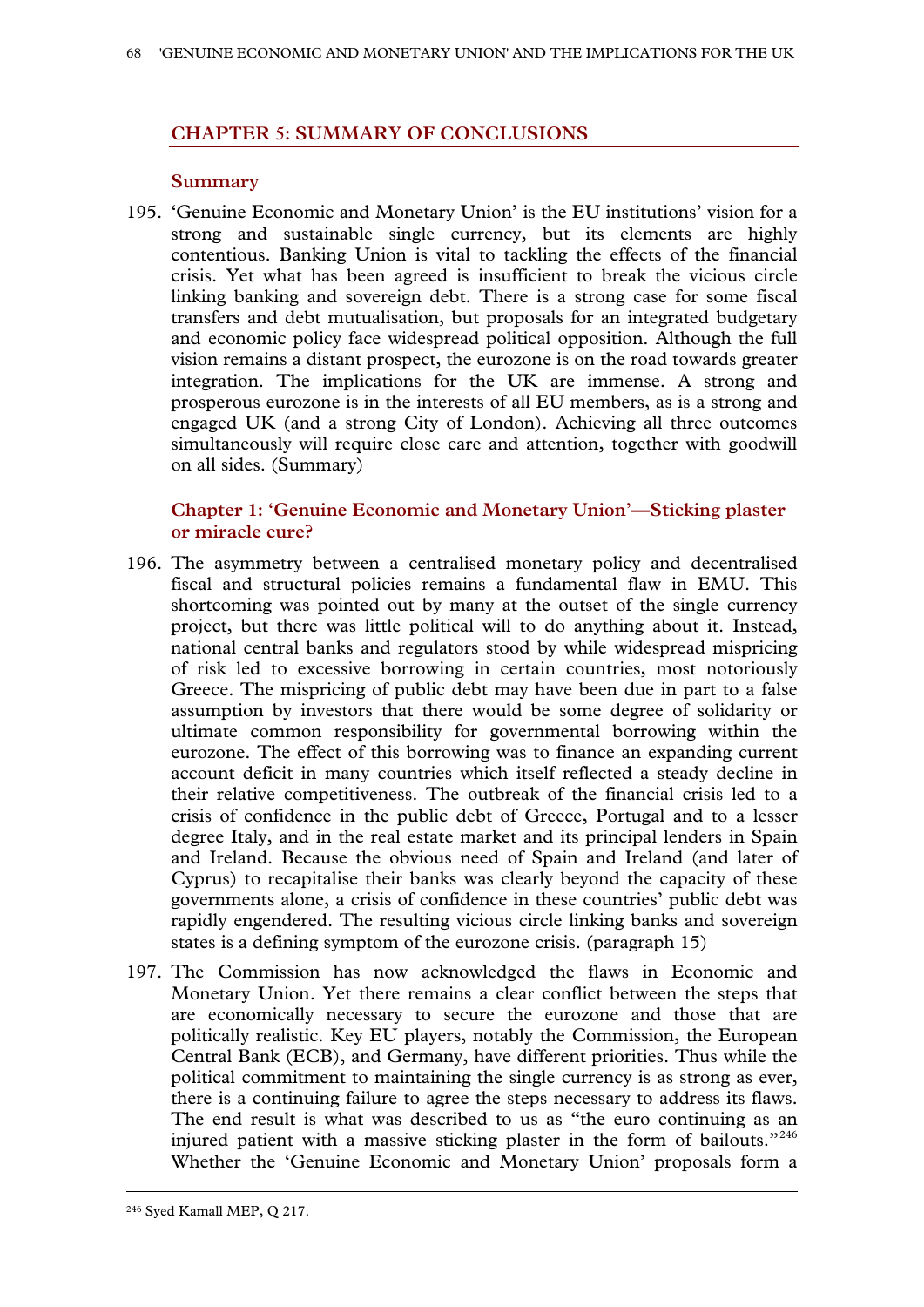## CHAPTER 5: SUMMARY OF CONCLUSIONS

### Summary

195. 'Genuine Economic and Monetary Union' is the EU institutions' vision for a strong and sustainable single currency, but its elements are highly contentious. Banking Union is vital to tackling the effects of the financial crisis. Yet what has been agreed is insufficient to break the vicious circle linking banking and sovereign debt. There is a strong case for some fiscal transfers and debt mutualisation, but proposals for an integrated budgetary and economic policy face widespread political opposition. Although the full vision remains a distant prospect, the eurozone is on the road towards greater integration. The implications for the UK are immense. A strong and prosperous eurozone is in the interests of all EU members, as is a strong and engaged UK (and a strong City of London). Achieving all three outcomes simultaneously will require close care and attention, together with goodwill on all sides. (Summary)

### Chapter 1: 'Genuine Economic and Monetary Union'—Sticking plaster or miracle cure?

196. The asymmetry between a centralised monetary policy and decentralised fiscal and structural policies remains a fundamental flaw in EMU. This shortcoming was pointed out by many at the outset of the single currency project, but there was little political will to do anything about it. Instead, national central banks and regulators stood by while widespread mispricing of risk led to excessive borrowing in certain countries, most notoriously Greece. The mispricing of public debt may have been due in part to a false assumption by investors that there would be some degree of solidarity or ultimate common responsibility for governmental borrowing within the eurozone. The effect of this borrowing was to finance an expanding current account deficit in many countries which itself reflected a steady decline in their relative competitiveness. The outbreak of the financial crisis led to a crisis of confidence in the public debt of Greece, Portugal and to a lesser degree Italy, and in the real estate market and its principal lenders in Spain and Ireland. Because the obvious need of Spain and Ireland (and later of Cyprus) to recapitalise their banks was clearly beyond the capacity of these governments alone, a crisis of confidence in these countries' public debt was rapidly engendered. The resulting vicious circle linking banks and sovereign states is a defining symptom of the eurozone crisis. (paragraph 15)

197. The Commission has now acknowledged the flaws in Economic and Monetary Union. Yet there remains a clear conflict between the steps that are economically necessary to secure the eurozone and those that are politically realistic. Key EU players, notably the Commission, the European Central Bank (ECB), and Germany, have different priorities. Thus while the political commitment to maintaining the single currency is as strong as ever, there is a continuing failure to agree the steps necessary to address its flaws. The end result is what was described to us as "the euro continuing as an injured patient with a massive sticking plaster in the form of bailouts."[246] Whether the 'Genuine Economic and Monetary Union' proposals form a

[246] Syed Kamall MEP, Q 217.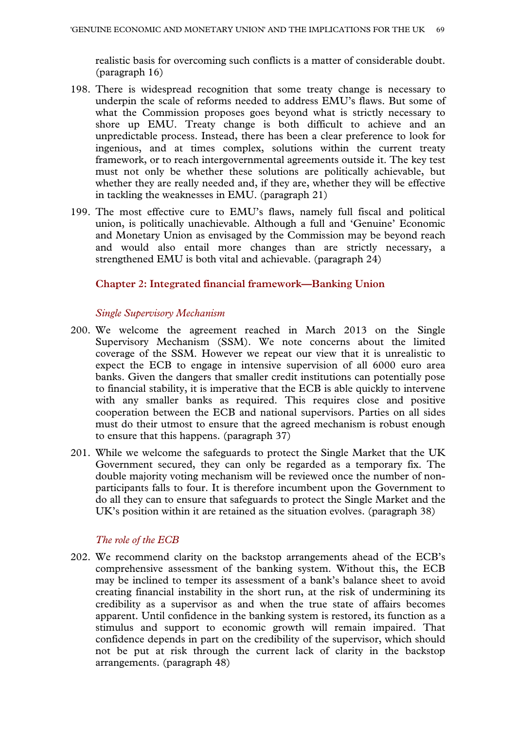realistic basis for overcoming such conflicts is a matter of considerable doubt. (paragraph 16)

198. There is widespread recognition that some treaty change is necessary to underpin the scale of reforms needed to address EMU's flaws. But some of what the Commission proposes goes beyond what is strictly necessary to shore up EMU. Treaty change is both difficult to achieve and an unpredictable process. Instead, there has been a clear preference to look for ingenious, and at times complex, solutions within the current treaty framework, or to reach intergovernmental agreements outside it. The key test must not only be whether these solutions are politically achievable, but whether they are really needed and, if they are, whether they will be effective in tackling the weaknesses in EMU. (paragraph 21)

199. The most effective cure to EMU's flaws, namely full fiscal and political union, is politically unachievable. Although a full and 'Genuine' Economic and Monetary Union as envisaged by the Commission may be beyond reach and would also entail more changes than are strictly necessary, a strengthened EMU is both vital and achievable. (paragraph 24)

## Chapter 2: Integrated financial framework—Banking Union

### *Single Supervisory Mechanism*

200. We welcome the agreement reached in March 2013 on the Single Supervisory Mechanism (SSM). We note concerns about the limited coverage of the SSM. However we repeat our view that it is unrealistic to expect the ECB to engage in intensive supervision of all 6000 euro area banks. Given the dangers that smaller credit institutions can potentially pose to financial stability, it is imperative that the ECB is able quickly to intervene with any smaller banks as required. This requires close and positive cooperation between the ECB and national supervisors. Parties on all sides must do their utmost to ensure that the agreed mechanism is robust enough to ensure that this happens. (paragraph 37)

201. While we welcome the safeguards to protect the Single Market that the UK Government secured, they can only be regarded as a temporary fix. The double majority voting mechanism will be reviewed once the number of non-participants falls to four. It is therefore incumbent upon the Government to do all they can to ensure that safeguards to protect the Single Market and the UK's position within it are retained as the situation evolves. (paragraph 38)

### *The role of the ECB*

202. We recommend clarity on the backstop arrangements ahead of the ECB's comprehensive assessment of the banking system. Without this, the ECB may be inclined to temper its assessment of a bank's balance sheet to avoid creating financial instability in the short run, at the risk of undermining its credibility as a supervisor as and when the true state of affairs becomes apparent. Until confidence in the banking system is restored, its function as a stimulus and support to economic growth will remain impaired. That confidence depends in part on the credibility of the supervisor, which should not be put at risk through the current lack of clarity in the backstop arrangements. (paragraph 48)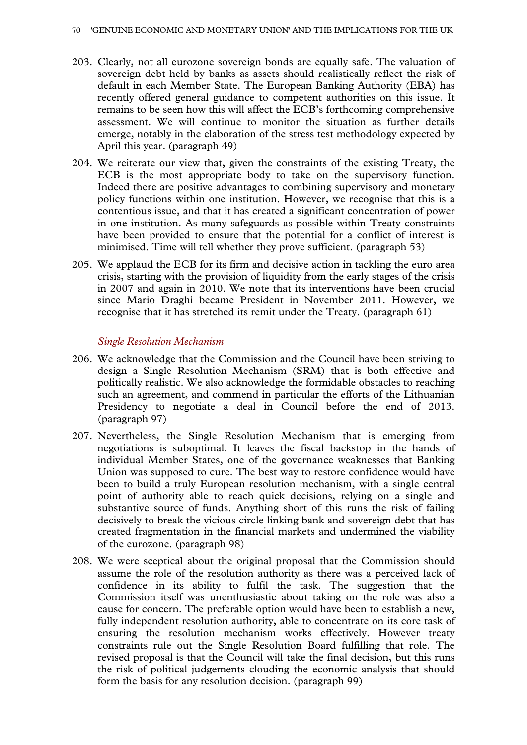203. Clearly, not all eurozone sovereign bonds are equally safe. The valuation of sovereign debt held by banks as assets should realistically reflect the risk of default in each Member State. The European Banking Authority (EBA) has recently offered general guidance to competent authorities on this issue. It remains to be seen how this will affect the ECB's forthcoming comprehensive assessment. We will continue to monitor the situation as further details emerge, notably in the elaboration of the stress test methodology expected by April this year. (paragraph 49)

204. We reiterate our view that, given the constraints of the existing Treaty, the ECB is the most appropriate body to take on the supervisory function. Indeed there are positive advantages to combining supervisory and monetary policy functions within one institution. However, we recognise that this is a contentious issue, and that it has created a significant concentration of power in one institution. As many safeguards as possible within Treaty constraints have been provided to ensure that the potential for a conflict of interest is minimised. Time will tell whether they prove sufficient. (paragraph 53)

205. We applaud the ECB for its firm and decisive action in tackling the euro area crisis, starting with the provision of liquidity from the early stages of the crisis in 2007 and again in 2010. We note that its interventions have been crucial since Mario Draghi became President in November 2011. However, we recognise that it has stretched its remit under the Treaty. (paragraph 61)

*Single Resolution Mechanism*

206. We acknowledge that the Commission and the Council have been striving to design a Single Resolution Mechanism (SRM) that is both effective and politically realistic. We also acknowledge the formidable obstacles to reaching such an agreement, and commend in particular the efforts of the Lithuanian Presidency to negotiate a deal in Council before the end of 2013. (paragraph 97)

207. Nevertheless, the Single Resolution Mechanism that is emerging from negotiations is suboptimal. It leaves the fiscal backstop in the hands of individual Member States, one of the governance weaknesses that Banking Union was supposed to cure. The best way to restore confidence would have been to build a truly European resolution mechanism, with a single central point of authority able to reach quick decisions, relying on a single and substantive source of funds. Anything short of this runs the risk of failing decisively to break the vicious circle linking bank and sovereign debt that has created fragmentation in the financial markets and undermined the viability of the eurozone. (paragraph 98)

208. We were sceptical about the original proposal that the Commission should assume the role of the resolution authority as there was a perceived lack of confidence in its ability to fulfil the task. The suggestion that the Commission itself was unenthusiastic about taking on the role was also a cause for concern. The preferable option would have been to establish a new, fully independent resolution authority, able to concentrate on its core task of ensuring the resolution mechanism works effectively. However treaty constraints rule out the Single Resolution Board fulfilling that role. The revised proposal is that the Council will take the final decision, but this runs the risk of political judgements clouding the economic analysis that should form the basis for any resolution decision. (paragraph 99)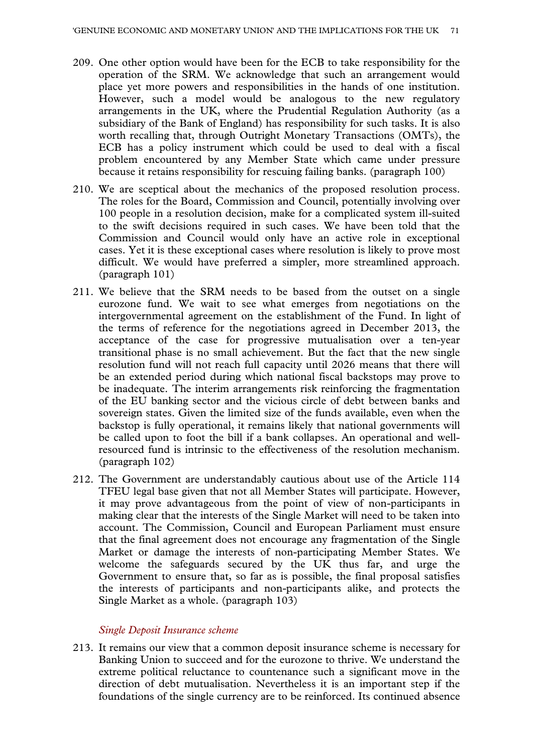209. One other option would have been for the ECB to take responsibility for the operation of the SRM. We acknowledge that such an arrangement would place yet more powers and responsibilities in the hands of one institution. However, such a model would be analogous to the new regulatory arrangements in the UK, where the Prudential Regulation Authority (as a subsidiary of the Bank of England) has responsibility for such tasks. It is also worth recalling that, through Outright Monetary Transactions (OMTs), the ECB has a policy instrument which could be used to deal with a fiscal problem encountered by any Member State which came under pressure because it retains responsibility for rescuing failing banks. (paragraph 100)

210. We are sceptical about the mechanics of the proposed resolution process. The roles for the Board, Commission and Council, potentially involving over 100 people in a resolution decision, make for a complicated system ill-suited to the swift decisions required in such cases. We have been told that the Commission and Council would only have an active role in exceptional cases. Yet it is these exceptional cases where resolution is likely to prove most difficult. We would have preferred a simpler, more streamlined approach. (paragraph 101)

211. We believe that the SRM needs to be based from the outset on a single eurozone fund. We wait to see what emerges from negotiations on the intergovernmental agreement on the establishment of the Fund. In light of the terms of reference for the negotiations agreed in December 2013, the acceptance of the case for progressive mutualisation over a ten-year transitional phase is no small achievement. But the fact that the new single resolution fund will not reach full capacity until 2026 means that there will be an extended period during which national fiscal backstops may prove to be inadequate. The interim arrangements risk reinforcing the fragmentation of the EU banking sector and the vicious circle of debt between banks and sovereign states. Given the limited size of the funds available, even when the backstop is fully operational, it remains likely that national governments will be called upon to foot the bill if a bank collapses. An operational and well-resourced fund is intrinsic to the effectiveness of the resolution mechanism. (paragraph 102)

212. The Government are understandably cautious about use of the Article 114 TFEU legal base given that not all Member States will participate. However, it may prove advantageous from the point of view of non-participants in making clear that the interests of the Single Market will need to be taken into account. The Commission, Council and European Parliament must ensure that the final agreement does not encourage any fragmentation of the Single Market or damage the interests of non-participating Member States. We welcome the safeguards secured by the UK thus far, and urge the Government to ensure that, so far as is possible, the final proposal satisfies the interests of participants and non-participants alike, and protects the Single Market as a whole. (paragraph 103)

### *Single Deposit Insurance scheme*

213. It remains our view that a common deposit insurance scheme is necessary for Banking Union to succeed and for the eurozone to thrive. We understand the extreme political reluctance to countenance such a significant move in the direction of debt mutualisation. Nevertheless it is an important step if the foundations of the single currency are to be reinforced. Its continued absence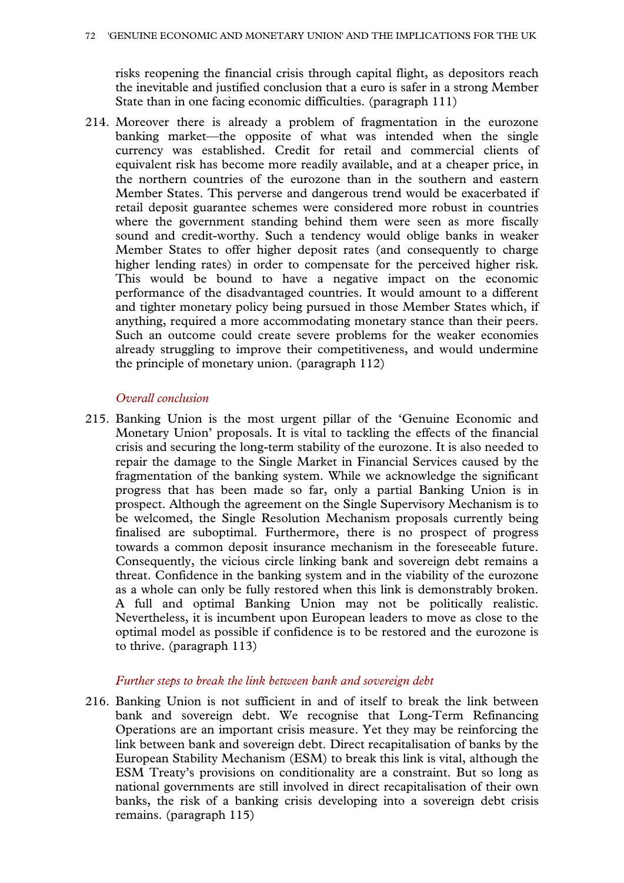risks reopening the financial crisis through capital flight, as depositors reach the inevitable and justified conclusion that a euro is safer in a strong Member State than in one facing economic difficulties. (paragraph 111)

214. Moreover there is already a problem of fragmentation in the eurozone banking market—the opposite of what was intended when the single currency was established. Credit for retail and commercial clients of equivalent risk has become more readily available, and at a cheaper price, in the northern countries of the eurozone than in the southern and eastern Member States. This perverse and dangerous trend would be exacerbated if retail deposit guarantee schemes were considered more robust in countries where the government standing behind them were seen as more fiscally sound and credit-worthy. Such a tendency would oblige banks in weaker Member States to offer higher deposit rates (and consequently to charge higher lending rates) in order to compensate for the perceived higher risk. This would be bound to have a negative impact on the economic performance of the disadvantaged countries. It would amount to a different and tighter monetary policy being pursued in those Member States which, if anything, required a more accommodating monetary stance than their peers. Such an outcome could create severe problems for the weaker economies already struggling to improve their competitiveness, and would undermine the principle of monetary union. (paragraph 112)

*Overall conclusion*

215. Banking Union is the most urgent pillar of the 'Genuine Economic and Monetary Union' proposals. It is vital to tackling the effects of the financial crisis and securing the long-term stability of the eurozone. It is also needed to repair the damage to the Single Market in Financial Services caused by the fragmentation of the banking system. While we acknowledge the significant progress that has been made so far, only a partial Banking Union is in prospect. Although the agreement on the Single Supervisory Mechanism is to be welcomed, the Single Resolution Mechanism proposals currently being finalised are suboptimal. Furthermore, there is no prospect of progress towards a common deposit insurance mechanism in the foreseeable future. Consequently, the vicious circle linking bank and sovereign debt remains a threat. Confidence in the banking system and in the viability of the eurozone as a whole can only be fully restored when this link is demonstrably broken. A full and optimal Banking Union may not be politically realistic. Nevertheless, it is incumbent upon European leaders to move as close to the optimal model as possible if confidence is to be restored and the eurozone is to thrive. (paragraph 113)

*Further steps to break the link between bank and sovereign debt*

216. Banking Union is not sufficient in and of itself to break the link between bank and sovereign debt. We recognise that Long-Term Refinancing Operations are an important crisis measure. Yet they may be reinforcing the link between bank and sovereign debt. Direct recapitalisation of banks by the European Stability Mechanism (ESM) to break this link is vital, although the ESM Treaty's provisions on conditionality are a constraint. But so long as national governments are still involved in direct recapitalisation of their own banks, the risk of a banking crisis developing into a sovereign debt crisis remains. (paragraph 115)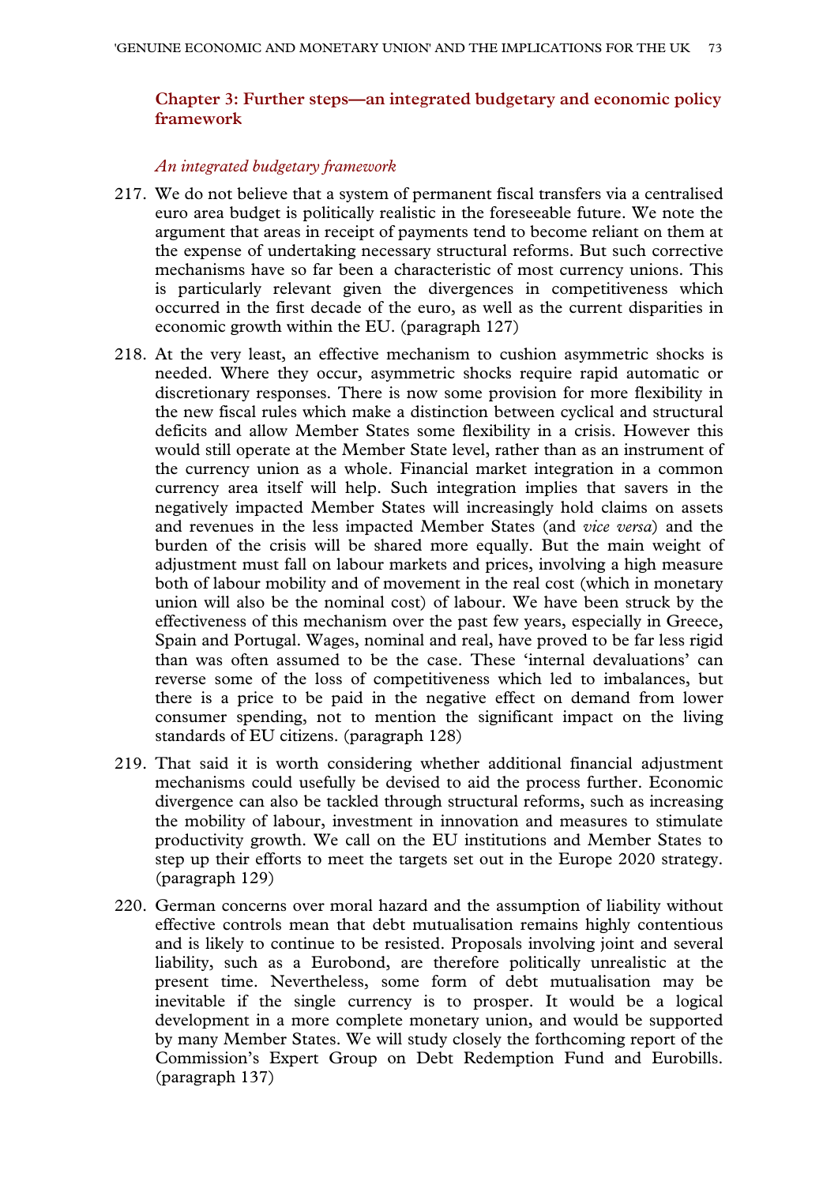## Chapter 3: Further steps—an integrated budgetary and economic policy framework

### *An integrated budgetary framework*

217. We do not believe that a system of permanent fiscal transfers via a centralised euro area budget is politically realistic in the foreseeable future. We note the argument that areas in receipt of payments tend to become reliant on them at the expense of undertaking necessary structural reforms. But such corrective mechanisms have so far been a characteristic of most currency unions. This is particularly relevant given the divergences in competitiveness which occurred in the first decade of the euro, as well as the current disparities in economic growth within the EU. (paragraph 127)

218. At the very least, an effective mechanism to cushion asymmetric shocks is needed. Where they occur, asymmetric shocks require rapid automatic or discretionary responses. There is now some provision for more flexibility in the new fiscal rules which make a distinction between cyclical and structural deficits and allow Member States some flexibility in a crisis. However this would still operate at the Member State level, rather than as an instrument of the currency union as a whole. Financial market integration in a common currency area itself will help. Such integration implies that savers in the negatively impacted Member States will increasingly hold claims on assets and revenues in the less impacted Member States (and *vice versa*) and the burden of the crisis will be shared more equally. But the main weight of adjustment must fall on labour markets and prices, involving a high measure both of labour mobility and of movement in the real cost (which in monetary union will also be the nominal cost) of labour. We have been struck by the effectiveness of this mechanism over the past few years, especially in Greece, Spain and Portugal. Wages, nominal and real, have proved to be far less rigid than was often assumed to be the case. These 'internal devaluations' can reverse some of the loss of competitiveness which led to imbalances, but there is a price to be paid in the negative effect on demand from lower consumer spending, not to mention the significant impact on the living standards of EU citizens. (paragraph 128)

219. That said it is worth considering whether additional financial adjustment mechanisms could usefully be devised to aid the process further. Economic divergence can also be tackled through structural reforms, such as increasing the mobility of labour, investment in innovation and measures to stimulate productivity growth. We call on the EU institutions and Member States to step up their efforts to meet the targets set out in the Europe 2020 strategy. (paragraph 129)

220. German concerns over moral hazard and the assumption of liability without effective controls mean that debt mutualisation remains highly contentious and is likely to continue to be resisted. Proposals involving joint and several liability, such as a Eurobond, are therefore politically unrealistic at the present time. Nevertheless, some form of debt mutualisation may be inevitable if the single currency is to prosper. It would be a logical development in a more complete monetary union, and would be supported by many Member States. We will study closely the forthcoming report of the Commission's Expert Group on Debt Redemption Fund and Eurobills. (paragraph 137)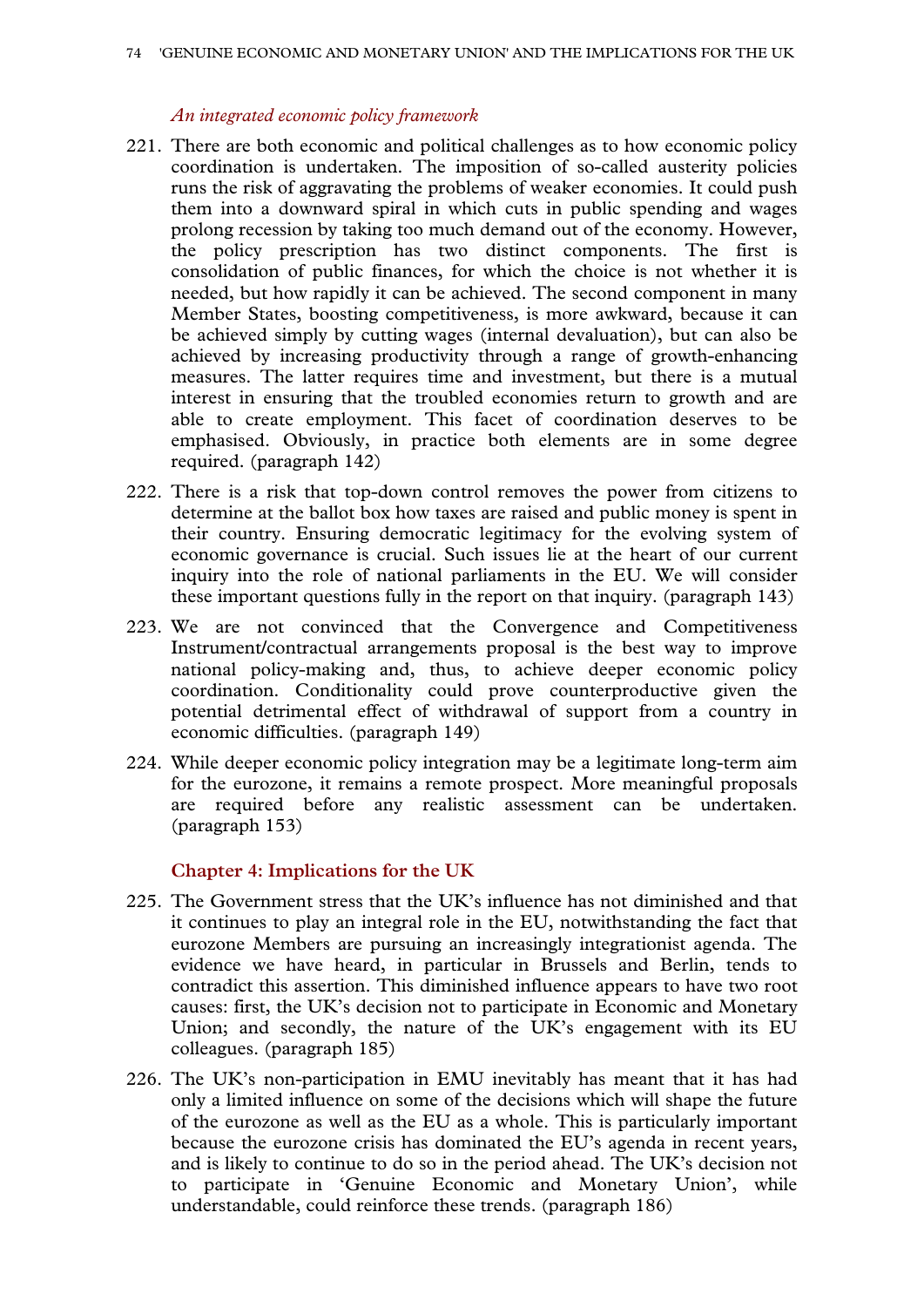*An integrated economic policy framework*

221. There are both economic and political challenges as to how economic policy coordination is undertaken. The imposition of so-called austerity policies runs the risk of aggravating the problems of weaker economies. It could push them into a downward spiral in which cuts in public spending and wages prolong recession by taking too much demand out of the economy. However, the policy prescription has two distinct components. The first is consolidation of public finances, for which the choice is not whether it is needed, but how rapidly it can be achieved. The second component in many Member States, boosting competitiveness, is more awkward, because it can be achieved simply by cutting wages (internal devaluation), but can also be achieved by increasing productivity through a range of growth-enhancing measures. The latter requires time and investment, but there is a mutual interest in ensuring that the troubled economies return to growth and are able to create employment. This facet of coordination deserves to be emphasised. Obviously, in practice both elements are in some degree required. (paragraph 142)

222. There is a risk that top-down control removes the power from citizens to determine at the ballot box how taxes are raised and public money is spent in their country. Ensuring democratic legitimacy for the evolving system of economic governance is crucial. Such issues lie at the heart of our current inquiry into the role of national parliaments in the EU. We will consider these important questions fully in the report on that inquiry. (paragraph 143)

223. We are not convinced that the Convergence and Competitiveness Instrument/contractual arrangements proposal is the best way to improve national policy-making and, thus, to achieve deeper economic policy coordination. Conditionality could prove counterproductive given the potential detrimental effect of withdrawal of support from a country in economic difficulties. (paragraph 149)

224. While deeper economic policy integration may be a legitimate long-term aim for the eurozone, it remains a remote prospect. More meaningful proposals are required before any realistic assessment can be undertaken. (paragraph 153)

## Chapter 4: Implications for the UK

225. The Government stress that the UK's influence has not diminished and that it continues to play an integral role in the EU, notwithstanding the fact that eurozone Members are pursuing an increasingly integrationist agenda. The evidence we have heard, in particular in Brussels and Berlin, tends to contradict this assertion. This diminished influence appears to have two root causes: first, the UK's decision not to participate in Economic and Monetary Union; and secondly, the nature of the UK's engagement with its EU colleagues. (paragraph 185)

226. The UK's non-participation in EMU inevitably has meant that it has had only a limited influence on some of the decisions which will shape the future of the eurozone as well as the EU as a whole. This is particularly important because the eurozone crisis has dominated the EU's agenda in recent years, and is likely to continue to do so in the period ahead. The UK's decision not to participate in 'Genuine Economic and Monetary Union', while understandable, could reinforce these trends. (paragraph 186)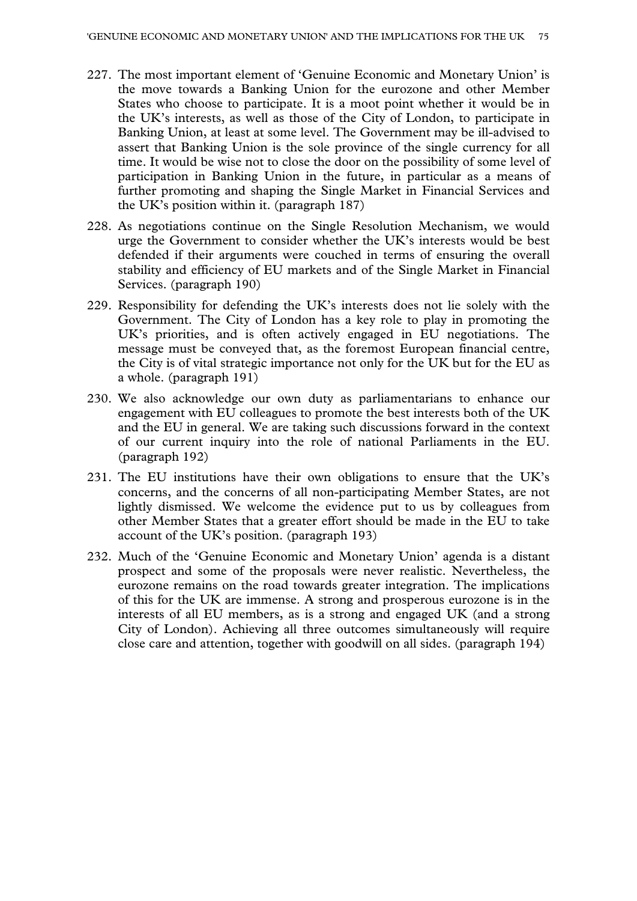227. The most important element of 'Genuine Economic and Monetary Union' is the move towards a Banking Union for the eurozone and other Member States who choose to participate. It is a moot point whether it would be in the UK's interests, as well as those of the City of London, to participate in Banking Union, at least at some level. The Government may be ill-advised to assert that Banking Union is the sole province of the single currency for all time. It would be wise not to close the door on the possibility of some level of participation in Banking Union in the future, in particular as a means of further promoting and shaping the Single Market in Financial Services and the UK's position within it. (paragraph 187)

228. As negotiations continue on the Single Resolution Mechanism, we would urge the Government to consider whether the UK's interests would be best defended if their arguments were couched in terms of ensuring the overall stability and efficiency of EU markets and of the Single Market in Financial Services. (paragraph 190)

229. Responsibility for defending the UK's interests does not lie solely with the Government. The City of London has a key role to play in promoting the UK's priorities, and is often actively engaged in EU negotiations. The message must be conveyed that, as the foremost European financial centre, the City is of vital strategic importance not only for the UK but for the EU as a whole. (paragraph 191)

230. We also acknowledge our own duty as parliamentarians to enhance our engagement with EU colleagues to promote the best interests both of the UK and the EU in general. We are taking such discussions forward in the context of our current inquiry into the role of national Parliaments in the EU. (paragraph 192)

231. The EU institutions have their own obligations to ensure that the UK's concerns, and the concerns of all non-participating Member States, are not lightly dismissed. We welcome the evidence put to us by colleagues from other Member States that a greater effort should be made in the EU to take account of the UK's position. (paragraph 193)

232. Much of the 'Genuine Economic and Monetary Union' agenda is a distant prospect and some of the proposals were never realistic. Nevertheless, the eurozone remains on the road towards greater integration. The implications of this for the UK are immense. A strong and prosperous eurozone is in the interests of all EU members, as is a strong and engaged UK (and a strong City of London). Achieving all three outcomes simultaneously will require close care and attention, together with goodwill on all sides. (paragraph 194)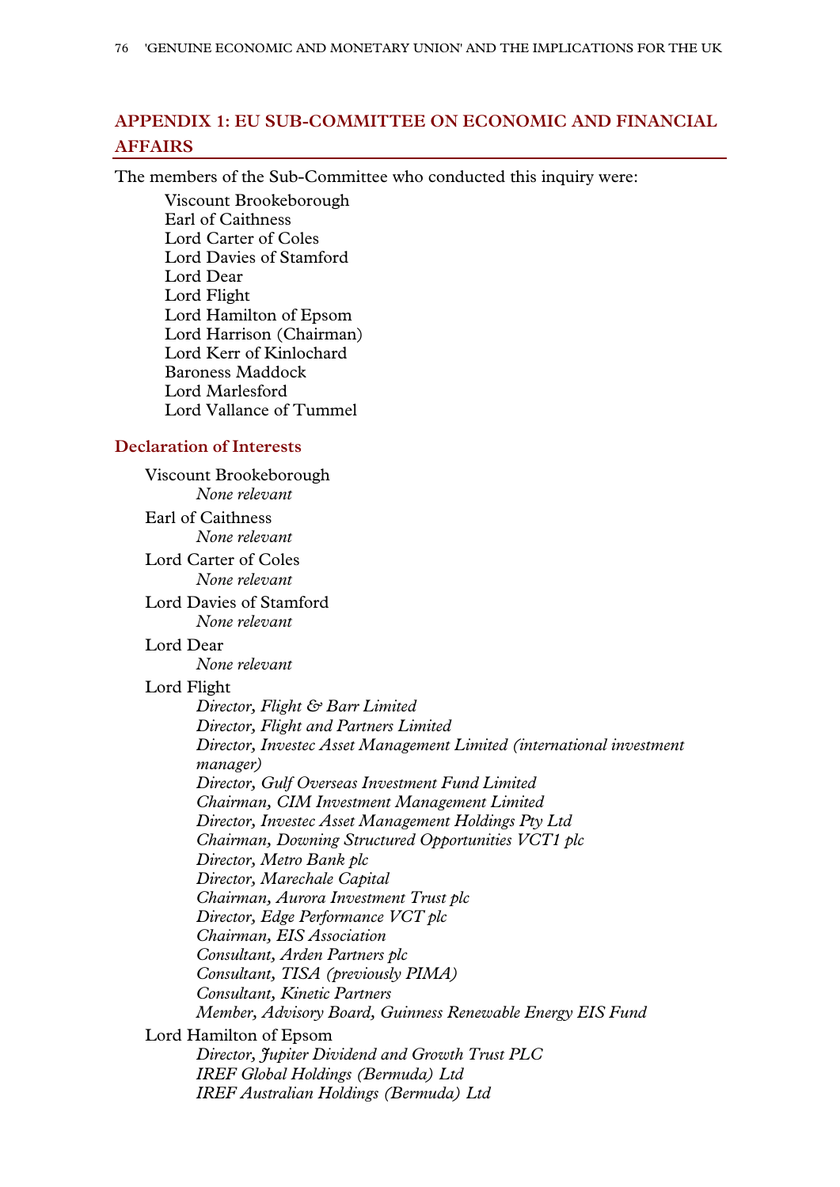## APPENDIX 1: EU SUB-COMMITTEE ON ECONOMIC AND FINANCIAL AFFAIRS

The members of the Sub-Committee who conducted this inquiry were:

Viscount Brookeborough
Earl of Caithness
Lord Carter of Coles
Lord Davies of Stamford
Lord Dear
Lord Flight
Lord Hamilton of Epsom
Lord Harrison (Chairman)
Lord Kerr of Kinlochard
Baroness Maddock
Lord Marlesford
Lord Vallance of Tummel

### Declaration of Interests

Viscount Brookeborough
*None relevant*

Earl of Caithness
*None relevant*

Lord Carter of Coles
*None relevant*

Lord Davies of Stamford
*None relevant*

Lord Dear
*None relevant*

Lord Flight
*Director, Flight & Barr Limited*
*Director, Flight and Partners Limited*
*Director, Investec Asset Management Limited (international investment manager)*
*Director, Gulf Overseas Investment Fund Limited*
*Chairman, CIM Investment Management Limited*
*Director, Investec Asset Management Holdings Pty Ltd*
*Chairman, Downing Structured Opportunities VCT1 plc*
*Director, Metro Bank plc*
*Director, Marechale Capital*
*Chairman, Aurora Investment Trust plc*
*Director, Edge Performance VCT plc*
*Chairman, EIS Association*
*Consultant, Arden Partners plc*
*Consultant, TISA (previously PIMA)*
*Consultant, Kinetic Partners*
*Member, Advisory Board, Guinness Renewable Energy EIS Fund*

Lord Hamilton of Epsom
*Director, Jupiter Dividend and Growth Trust PLC*
*IREF Global Holdings (Bermuda) Ltd*
*IREF Australian Holdings (Bermuda) Ltd*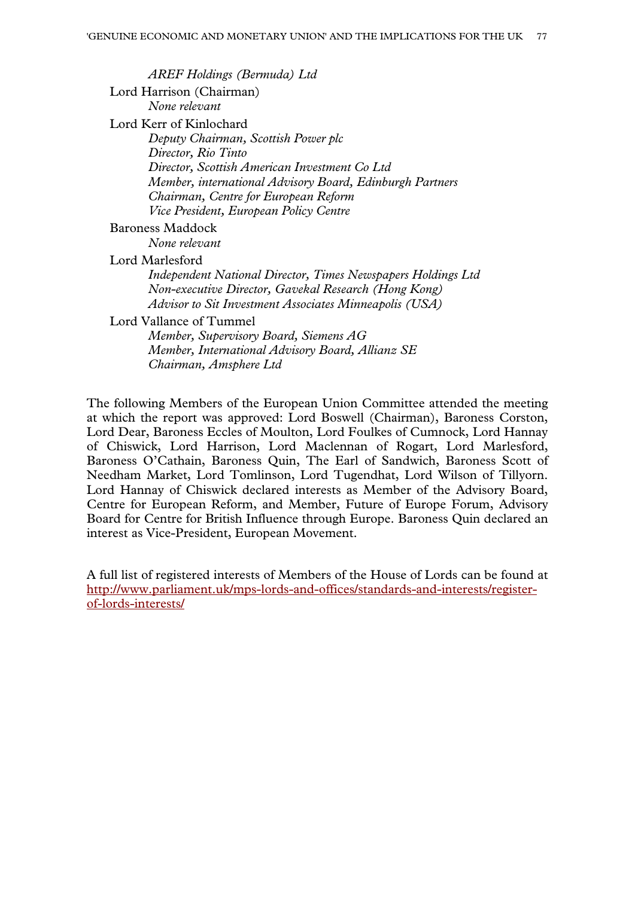*AREF Holdings (Bermuda) Ltd*

Lord Harrison (Chairman)
*None relevant*

Lord Kerr of Kinlochard
*Deputy Chairman, Scottish Power plc*
*Director, Rio Tinto*
*Director, Scottish American Investment Co Ltd*
*Member, international Advisory Board, Edinburgh Partners*
*Chairman, Centre for European Reform*
*Vice President, European Policy Centre*

Baroness Maddock
*None relevant*

Lord Marlesford
*Independent National Director, Times Newspapers Holdings Ltd*
*Non-executive Director, Gavekal Research (Hong Kong)*
*Advisor to Sit Investment Associates Minneapolis (USA)*

Lord Vallance of Tummel
*Member, Supervisory Board, Siemens AG*
*Member, International Advisory Board, Allianz SE*
*Chairman, Amsphere Ltd*

The following Members of the European Union Committee attended the meeting at which the report was approved: Lord Boswell (Chairman), Baroness Corston, Lord Dear, Baroness Eccles of Moulton, Lord Foulkes of Cumnock, Lord Hannay of Chiswick, Lord Harrison, Lord Maclennan of Rogart, Lord Marlesford, Baroness O'Cathain, Baroness Quin, The Earl of Sandwich, Baroness Scott of Needham Market, Lord Tomlinson, Lord Tugendhat, Lord Wilson of Tillyorn. Lord Hannay of Chiswick declared interests as Member of the Advisory Board, Centre for European Reform, and Member, Future of Europe Forum, Advisory Board for Centre for British Influence through Europe. Baroness Quin declared an interest as Vice-President, European Movement.

A full list of registered interests of Members of the House of Lords can be found at [http://www.parliament.uk/mps-lords-and-offices/standards-and-interests/register-of-lords-interests/](http://www.parliament.uk/mps-lords-and-offices/standards-and-interests/register-of-lords-interests/)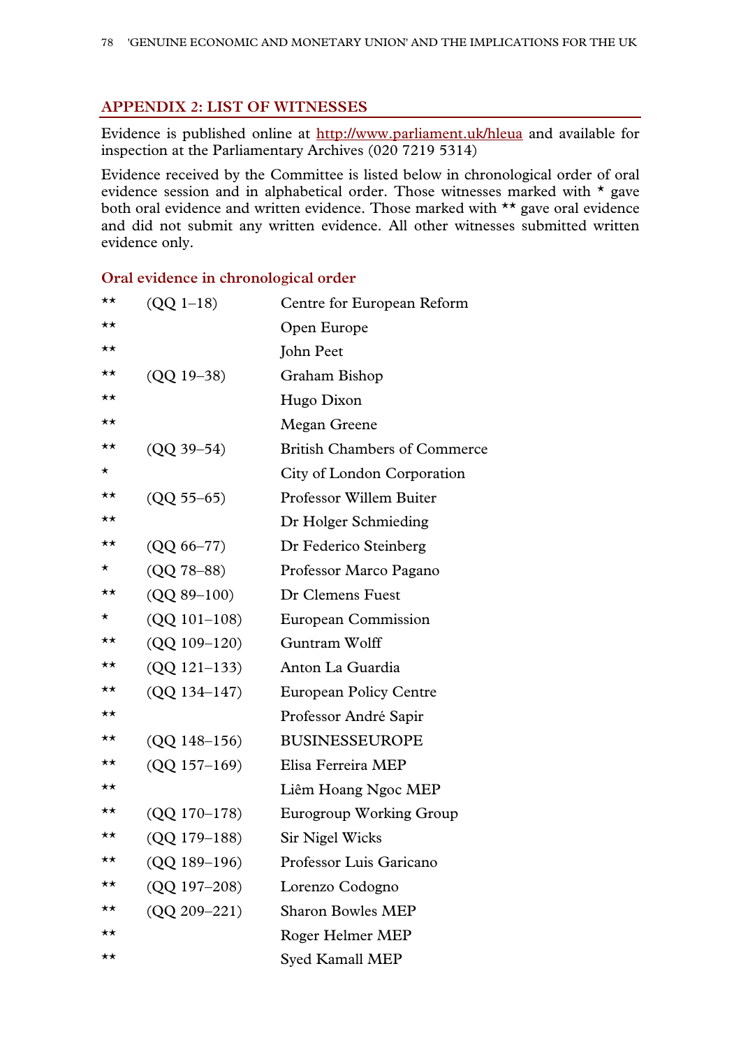## APPENDIX 2: LIST OF WITNESSES

Evidence is published online at http://www.parliament.uk/hleua and available for inspection at the Parliamentary Archives (020 7219 5314)

Evidence received by the Committee is listed below in chronological order of oral evidence session and in alphabetical order. Those witnesses marked with * gave both oral evidence and written evidence. Those marked with ** gave oral evidence and did not submit any written evidence. All other witnesses submitted written evidence only.

### Oral evidence in chronological order

| | | |
|---|---|---|
| ** | (QQ 1–18) | Centre for European Reform |
| ** | | Open Europe |
| ** | | John Peet |
| ** | (QQ 19–38) | Graham Bishop |
| ** | | Hugo Dixon |
| ** | | Megan Greene |
| ** | (QQ 39–54) | British Chambers of Commerce |
| * | | City of London Corporation |
| ** | (QQ 55–65) | Professor Willem Buiter |
| ** | | Dr Holger Schmieding |
| ** | (QQ 66–77) | Dr Federico Steinberg |
| * | (QQ 78–88) | Professor Marco Pagano |
| ** | (QQ 89–100) | Dr Clemens Fuest |
| * | (QQ 101–108) | European Commission |
| ** | (QQ 109–120) | Guntram Wolff |
| ** | (QQ 121–133) | Anton La Guardia |
| ** | (QQ 134–147) | European Policy Centre |
| ** | | Professor André Sapir |
| ** | (QQ 148–156) | BUSINESSEUROPE |
| ** | (QQ 157–169) | Elisa Ferreira MEP |
| ** | | Liêm Hoang Ngoc MEP |
| ** | (QQ 170–178) | Eurogroup Working Group |
| ** | (QQ 179–188) | Sir Nigel Wicks |
| ** | (QQ 189–196) | Professor Luis Garicano |
| ** | (QQ 197–208) | Lorenzo Codogno |
| ** | (QQ 209–221) | Sharon Bowles MEP |
| ** | | Roger Helmer MEP |
| ** | | Syed Kamall MEP |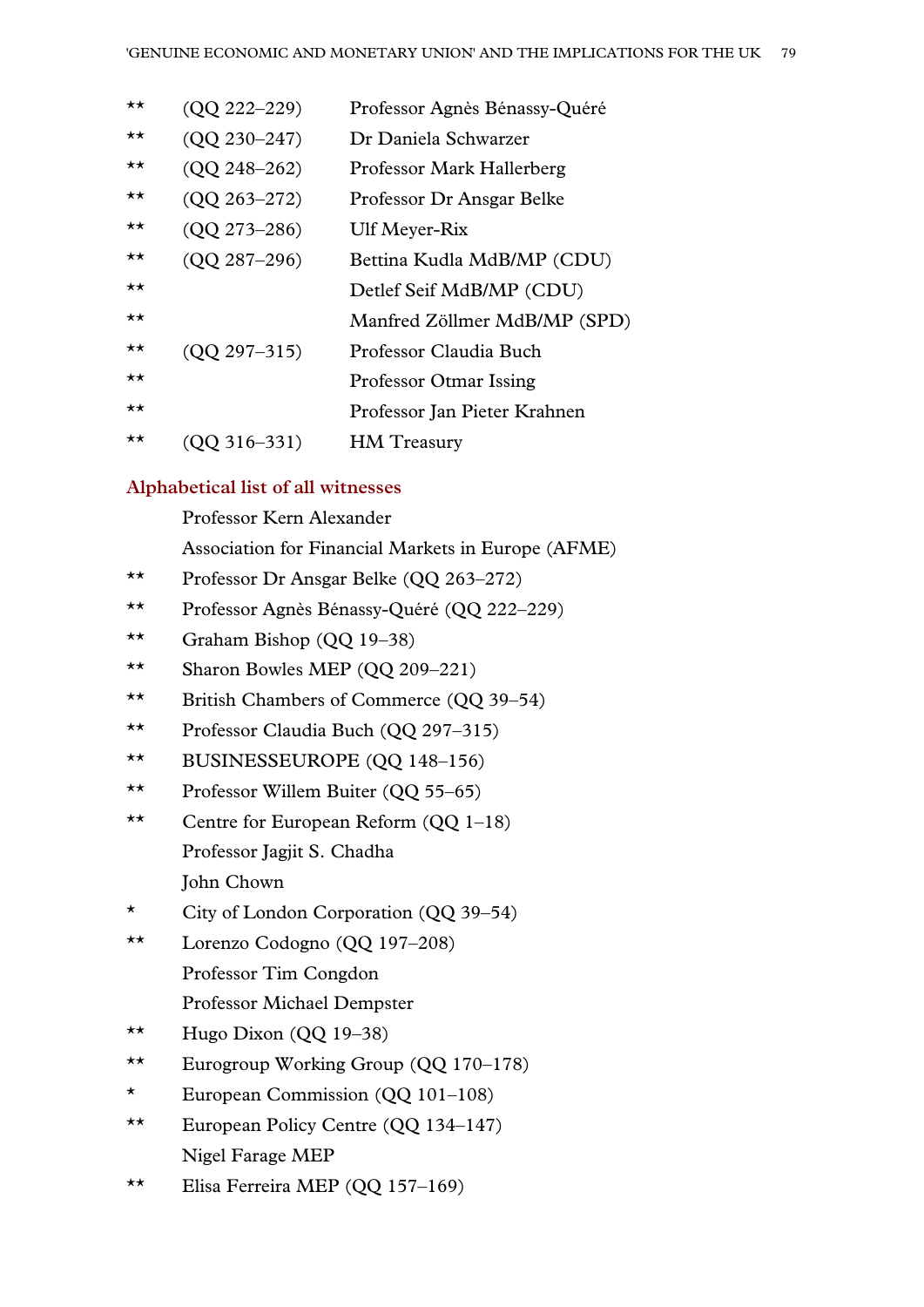| | | |
|---|---|---|
| ** | (QQ 222–229) | Professor Agnès Bénassy-Quéré |
| ** | (QQ 230–247) | Dr Daniela Schwarzer |
| ** | (QQ 248–262) | Professor Mark Hallerberg |
| ** | (QQ 263–272) | Professor Dr Ansgar Belke |
| ** | (QQ 273–286) | Ulf Meyer-Rix |
| ** | (QQ 287–296) | Bettina Kudla MdB/MP (CDU) |
| ** | | Detlef Seif MdB/MP (CDU) |
| ** | | Manfred Zöllmer MdB/MP (SPD) |
| ** | (QQ 297–315) | Professor Claudia Buch |
| ** | | Professor Otmar Issing |
| ** | | Professor Jan Pieter Krahnen |
| ** | (QQ 316–331) | HM Treasury |

## Alphabetical list of all witnesses

| | |
|---|---|
| | Professor Kern Alexander |
| | Association for Financial Markets in Europe (AFME) |
| ** | Professor Dr Ansgar Belke (QQ 263–272) |
| ** | Professor Agnès Bénassy-Quéré (QQ 222–229) |
| ** | Graham Bishop (QQ 19–38) |
| ** | Sharon Bowles MEP (QQ 209–221) |
| ** | British Chambers of Commerce (QQ 39–54) |
| ** | Professor Claudia Buch (QQ 297–315) |
| ** | BUSINESSEUROPE (QQ 148–156) |
| ** | Professor Willem Buiter (QQ 55–65) |
| ** | Centre for European Reform (QQ 1–18) |
| | Professor Jagjit S. Chadha |
| | John Chown |
| * | City of London Corporation (QQ 39–54) |
| ** | Lorenzo Codogno (QQ 197–208) |
| | Professor Tim Congdon |
| | Professor Michael Dempster |
| ** | Hugo Dixon (QQ 19–38) |
| ** | Eurogroup Working Group (QQ 170–178) |
| * | European Commission (QQ 101–108) |
| ** | European Policy Centre (QQ 134–147) |
| | Nigel Farage MEP |
| ** | Elisa Ferreira MEP (QQ 157–169) |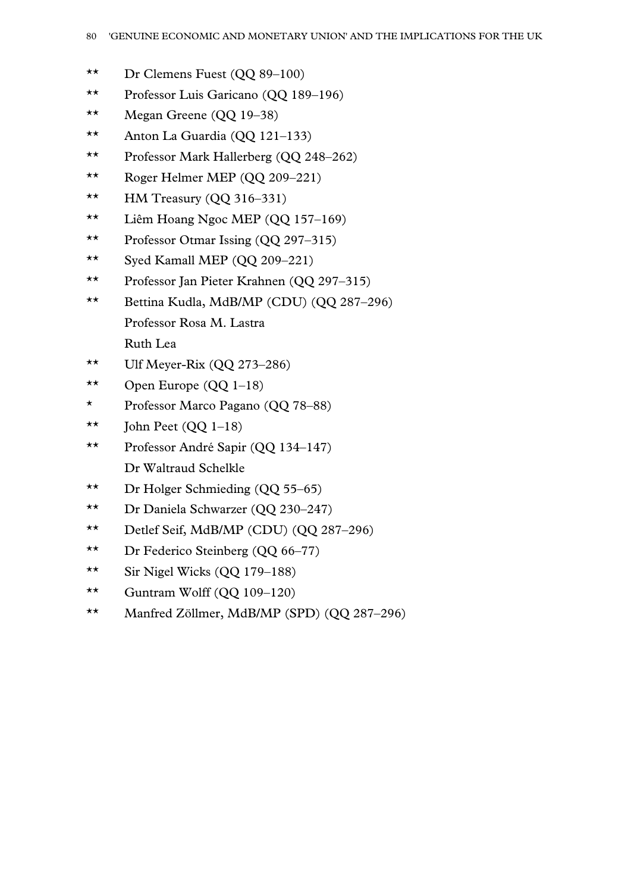** Dr Clemens Fuest (QQ 89–100)

** Professor Luis Garicano (QQ 189–196)

** Megan Greene (QQ 19–38)

** Anton La Guardia (QQ 121–133)

** Professor Mark Hallerberg (QQ 248–262)

** Roger Helmer MEP (QQ 209–221)

** HM Treasury (QQ 316–331)

** Liêm Hoang Ngoc MEP (QQ 157–169)

** Professor Otmar Issing (QQ 297–315)

** Syed Kamall MEP (QQ 209–221)

** Professor Jan Pieter Krahnen (QQ 297–315)

** Bettina Kudla, MdB/MP (CDU) (QQ 287–296)

Professor Rosa M. Lastra

Ruth Lea

** Ulf Meyer-Rix (QQ 273–286)

** Open Europe (QQ 1–18)

* Professor Marco Pagano (QQ 78–88)

** John Peet (QQ 1–18)

** Professor André Sapir (QQ 134–147)

Dr Waltraud Schelkle

** Dr Holger Schmieding (QQ 55–65)

** Dr Daniela Schwarzer (QQ 230–247)

** Detlef Seif, MdB/MP (CDU) (QQ 287–296)

** Dr Federico Steinberg (QQ 66–77)

** Sir Nigel Wicks (QQ 179–188)

** Guntram Wolff (QQ 109–120)

** Manfred Zöllmer, MdB/MP (SPD) (QQ 287–296)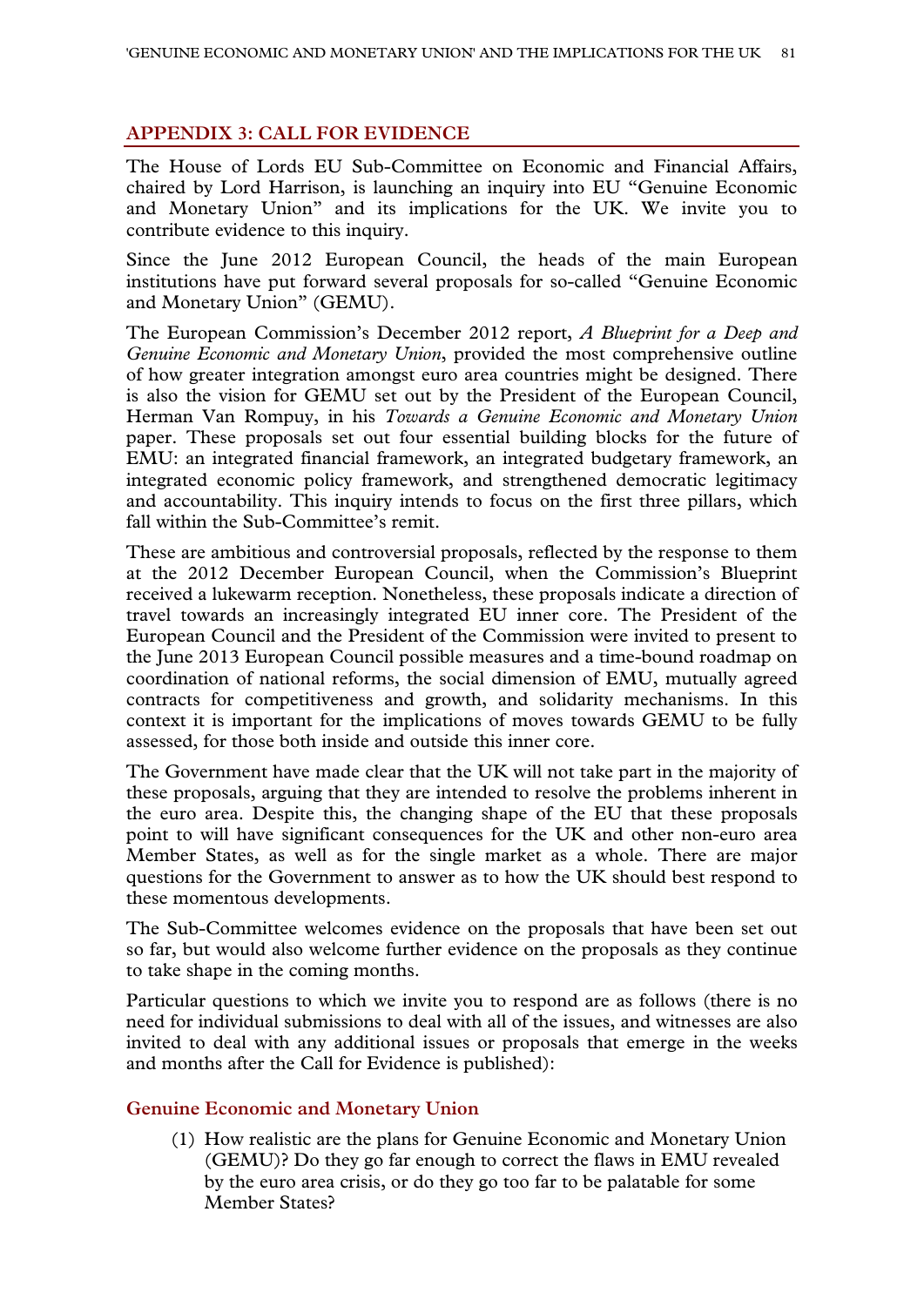## APPENDIX 3: CALL FOR EVIDENCE

The House of Lords EU Sub-Committee on Economic and Financial Affairs, chaired by Lord Harrison, is launching an inquiry into EU "Genuine Economic and Monetary Union" and its implications for the UK. We invite you to contribute evidence to this inquiry.

Since the June 2012 European Council, the heads of the main European institutions have put forward several proposals for so-called "Genuine Economic and Monetary Union" (GEMU).

The European Commission's December 2012 report, *A Blueprint for a Deep and Genuine Economic and Monetary Union*, provided the most comprehensive outline of how greater integration amongst euro area countries might be designed. There is also the vision for GEMU set out by the President of the European Council, Herman Van Rompuy, in his *Towards a Genuine Economic and Monetary Union* paper. These proposals set out four essential building blocks for the future of EMU: an integrated financial framework, an integrated budgetary framework, an integrated economic policy framework, and strengthened democratic legitimacy and accountability. This inquiry intends to focus on the first three pillars, which fall within the Sub-Committee's remit.

These are ambitious and controversial proposals, reflected by the response to them at the 2012 December European Council, when the Commission's Blueprint received a lukewarm reception. Nonetheless, these proposals indicate a direction of travel towards an increasingly integrated EU inner core. The President of the European Council and the President of the Commission were invited to present to the June 2013 European Council possible measures and a time-bound roadmap on coordination of national reforms, the social dimension of EMU, mutually agreed contracts for competitiveness and growth, and solidarity mechanisms. In this context it is important for the implications of moves towards GEMU to be fully assessed, for those both inside and outside this inner core.

The Government have made clear that the UK will not take part in the majority of these proposals, arguing that they are intended to resolve the problems inherent in the euro area. Despite this, the changing shape of the EU that these proposals point to will have significant consequences for the UK and other non-euro area Member States, as well as for the single market as a whole. There are major questions for the Government to answer as to how the UK should best respond to these momentous developments.

The Sub-Committee welcomes evidence on the proposals that have been set out so far, but would also welcome further evidence on the proposals as they continue to take shape in the coming months.

Particular questions to which we invite you to respond are as follows (there is no need for individual submissions to deal with all of the issues, and witnesses are also invited to deal with any additional issues or proposals that emerge in the weeks and months after the Call for Evidence is published):

### Genuine Economic and Monetary Union

(1) How realistic are the plans for Genuine Economic and Monetary Union (GEMU)? Do they go far enough to correct the flaws in EMU revealed by the euro area crisis, or do they go too far to be palatable for some Member States?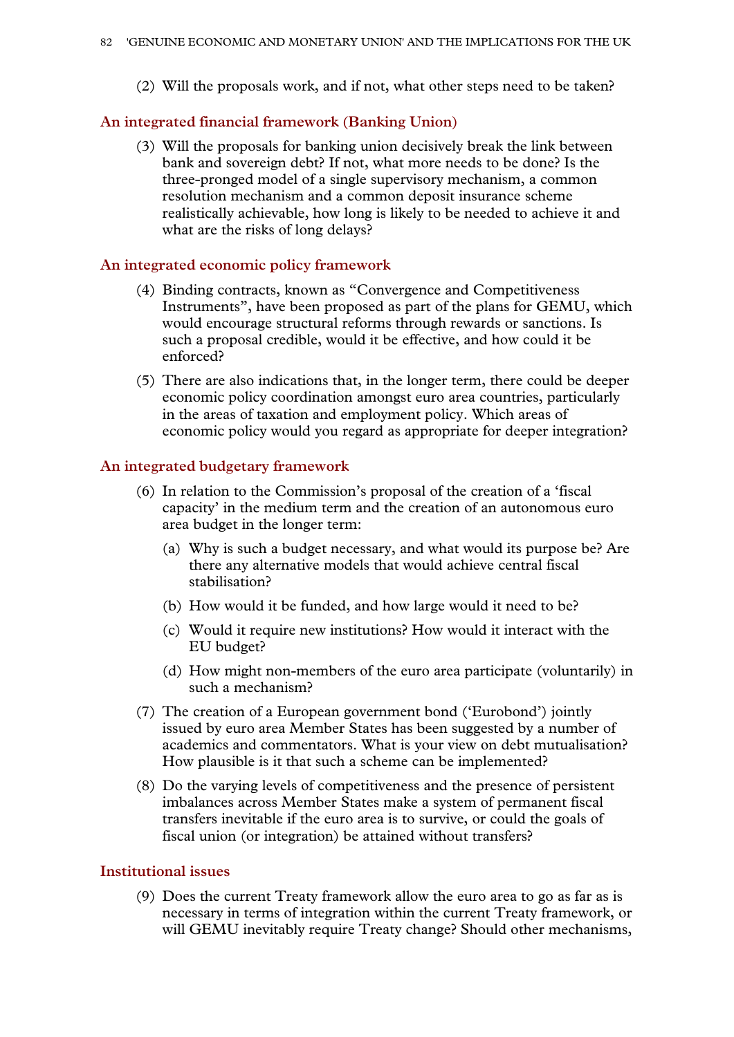(2) Will the proposals work, and if not, what other steps need to be taken?

### An integrated financial framework (Banking Union)

(3) Will the proposals for banking union decisively break the link between bank and sovereign debt? If not, what more needs to be done? Is the three-pronged model of a single supervisory mechanism, a common resolution mechanism and a common deposit insurance scheme realistically achievable, how long is likely to be needed to achieve it and what are the risks of long delays?

### An integrated economic policy framework

(4) Binding contracts, known as "Convergence and Competitiveness Instruments", have been proposed as part of the plans for GEMU, which would encourage structural reforms through rewards or sanctions. Is such a proposal credible, would it be effective, and how could it be enforced?

(5) There are also indications that, in the longer term, there could be deeper economic policy coordination amongst euro area countries, particularly in the areas of taxation and employment policy. Which areas of economic policy would you regard as appropriate for deeper integration?

### An integrated budgetary framework

(6) In relation to the Commission's proposal of the creation of a 'fiscal capacity' in the medium term and the creation of an autonomous euro area budget in the longer term:

   (a) Why is such a budget necessary, and what would its purpose be? Are there any alternative models that would achieve central fiscal stabilisation?

   (b) How would it be funded, and how large would it need to be?

   (c) Would it require new institutions? How would it interact with the EU budget?

   (d) How might non-members of the euro area participate (voluntarily) in such a mechanism?

(7) The creation of a European government bond ('Eurobond') jointly issued by euro area Member States has been suggested by a number of academics and commentators. What is your view on debt mutualisation? How plausible is it that such a scheme can be implemented?

(8) Do the varying levels of competitiveness and the presence of persistent imbalances across Member States make a system of permanent fiscal transfers inevitable if the euro area is to survive, or could the goals of fiscal union (or integration) be attained without transfers?

### Institutional issues

(9) Does the current Treaty framework allow the euro area to go as far as is necessary in terms of integration within the current Treaty framework, or will GEMU inevitably require Treaty change? Should other mechanisms,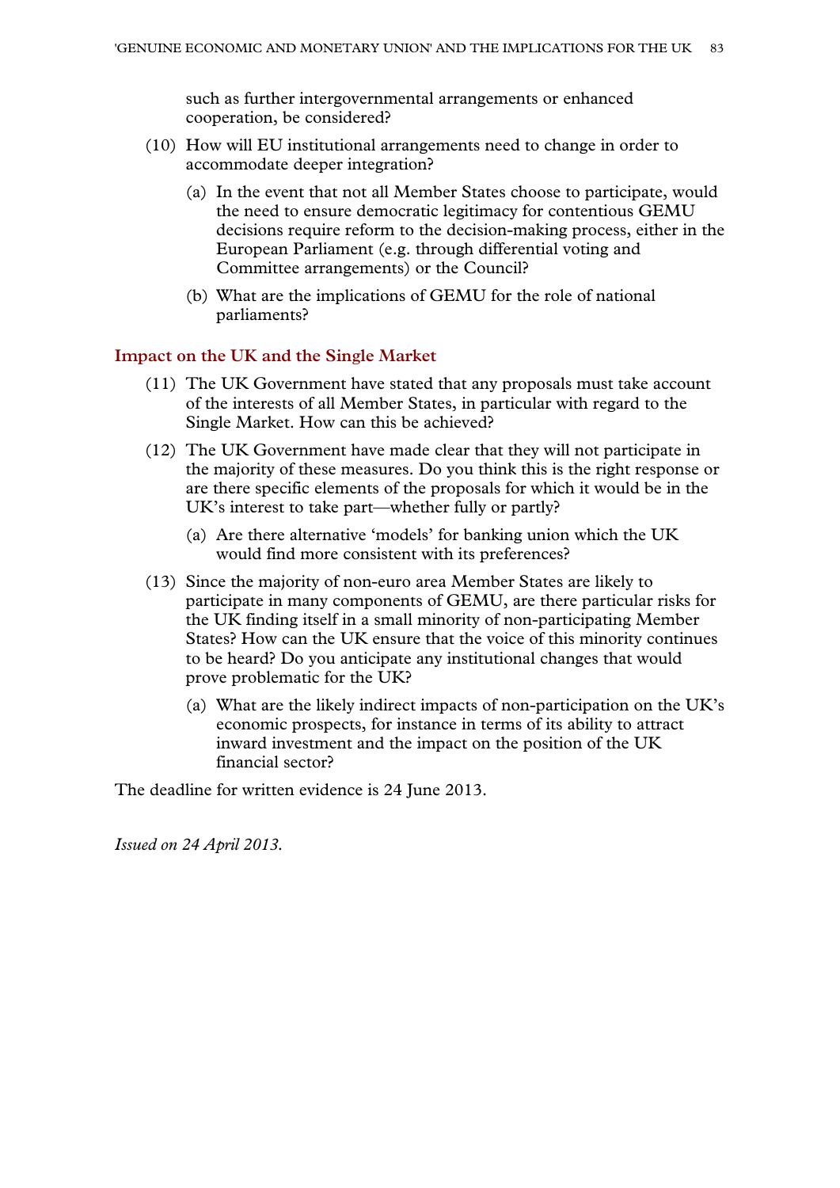such as further intergovernmental arrangements or enhanced cooperation, be considered?

(10) How will EU institutional arrangements need to change in order to accommodate deeper integration?

 (a) In the event that not all Member States choose to participate, would the need to ensure democratic legitimacy for contentious GEMU decisions require reform to the decision-making process, either in the European Parliament (e.g. through differential voting and Committee arrangements) or the Council?

 (b) What are the implications of GEMU for the role of national parliaments?

### Impact on the UK and the Single Market

(11) The UK Government have stated that any proposals must take account of the interests of all Member States, in particular with regard to the Single Market. How can this be achieved?

(12) The UK Government have made clear that they will not participate in the majority of these measures. Do you think this is the right response or are there specific elements of the proposals for which it would be in the UK's interest to take part—whether fully or partly?

 (a) Are there alternative 'models' for banking union which the UK would find more consistent with its preferences?

(13) Since the majority of non-euro area Member States are likely to participate in many components of GEMU, are there particular risks for the UK finding itself in a small minority of non-participating Member States? How can the UK ensure that the voice of this minority continues to be heard? Do you anticipate any institutional changes that would prove problematic for the UK?

 (a) What are the likely indirect impacts of non-participation on the UK's economic prospects, for instance in terms of its ability to attract inward investment and the impact on the position of the UK financial sector?

The deadline for written evidence is 24 June 2013.

*Issued on 24 April 2013.*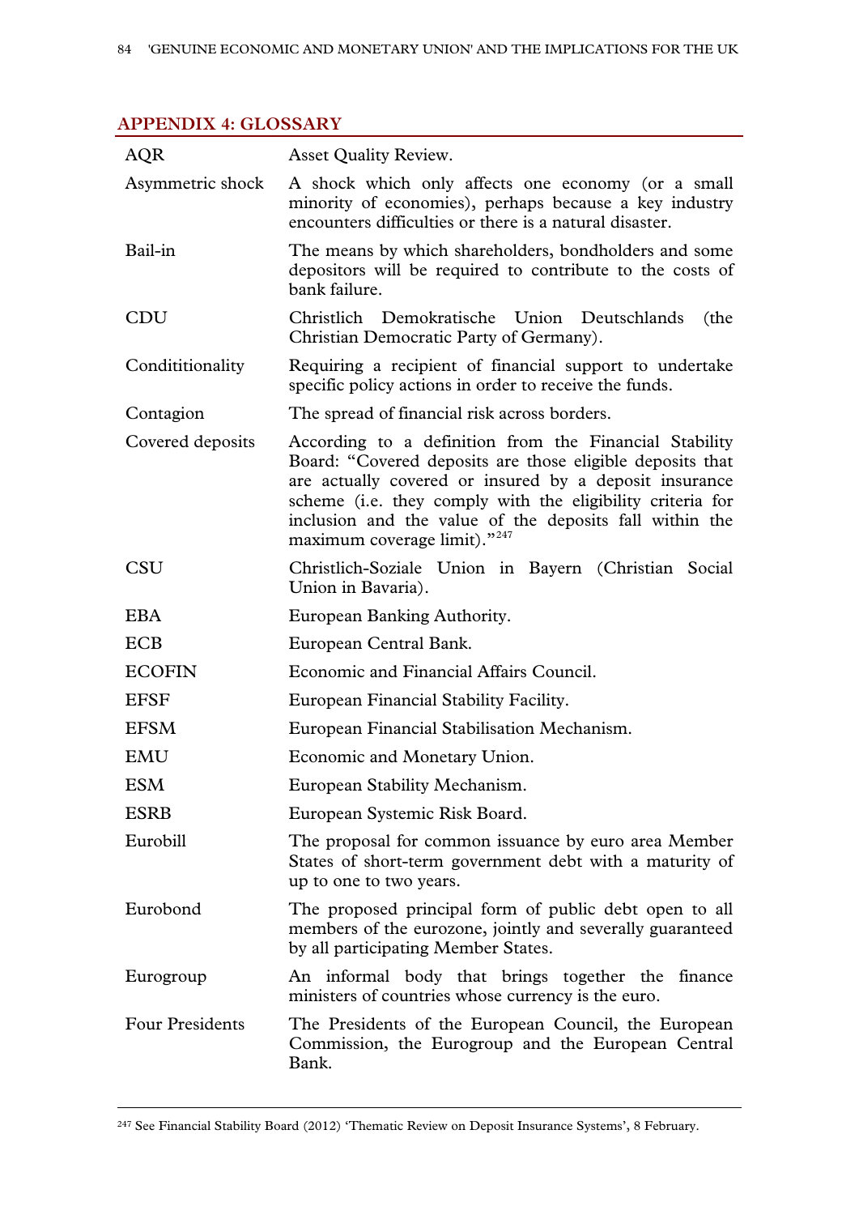## APPENDIX 4: GLOSSARY

| | |
|---|---|
| AQR | Asset Quality Review. |
| Asymmetric shock | A shock which only affects one economy (or a small minority of economies), perhaps because a key industry encounters difficulties or there is a natural disaster. |
| Bail-in | The means by which shareholders, bondholders and some depositors will be required to contribute to the costs of bank failure. |
| CDU | Christlich Demokratische Union Deutschlands (the Christian Democratic Party of Germany). |
| Condititionality | Requiring a recipient of financial support to undertake specific policy actions in order to receive the funds. |
| Contagion | The spread of financial risk across borders. |
| Covered deposits | According to a definition from the Financial Stability Board: "Covered deposits are those eligible deposits that are actually covered or insured by a deposit insurance scheme (i.e. they comply with the eligibility criteria for inclusion and the value of the deposits fall within the maximum coverage limit)."[247] |
| CSU | Christlich-Soziale Union in Bayern (Christian Social Union in Bavaria). |
| EBA | European Banking Authority. |
| ECB | European Central Bank. |
| ECOFIN | Economic and Financial Affairs Council. |
| EFSF | European Financial Stability Facility. |
| EFSM | European Financial Stabilisation Mechanism. |
| EMU | Economic and Monetary Union. |
| ESM | European Stability Mechanism. |
| ESRB | European Systemic Risk Board. |
| Eurobill | The proposal for common issuance by euro area Member States of short-term government debt with a maturity of up to one to two years. |
| Eurobond | The proposed principal form of public debt open to all members of the eurozone, jointly and severally guaranteed by all participating Member States. |
| Eurogroup | An informal body that brings together the finance ministers of countries whose currency is the euro. |
| Four Presidents | The Presidents of the European Council, the European Commission, the Eurogroup and the European Central Bank. |

[247] See Financial Stability Board (2012) 'Thematic Review on Deposit Insurance Systems', 8 February.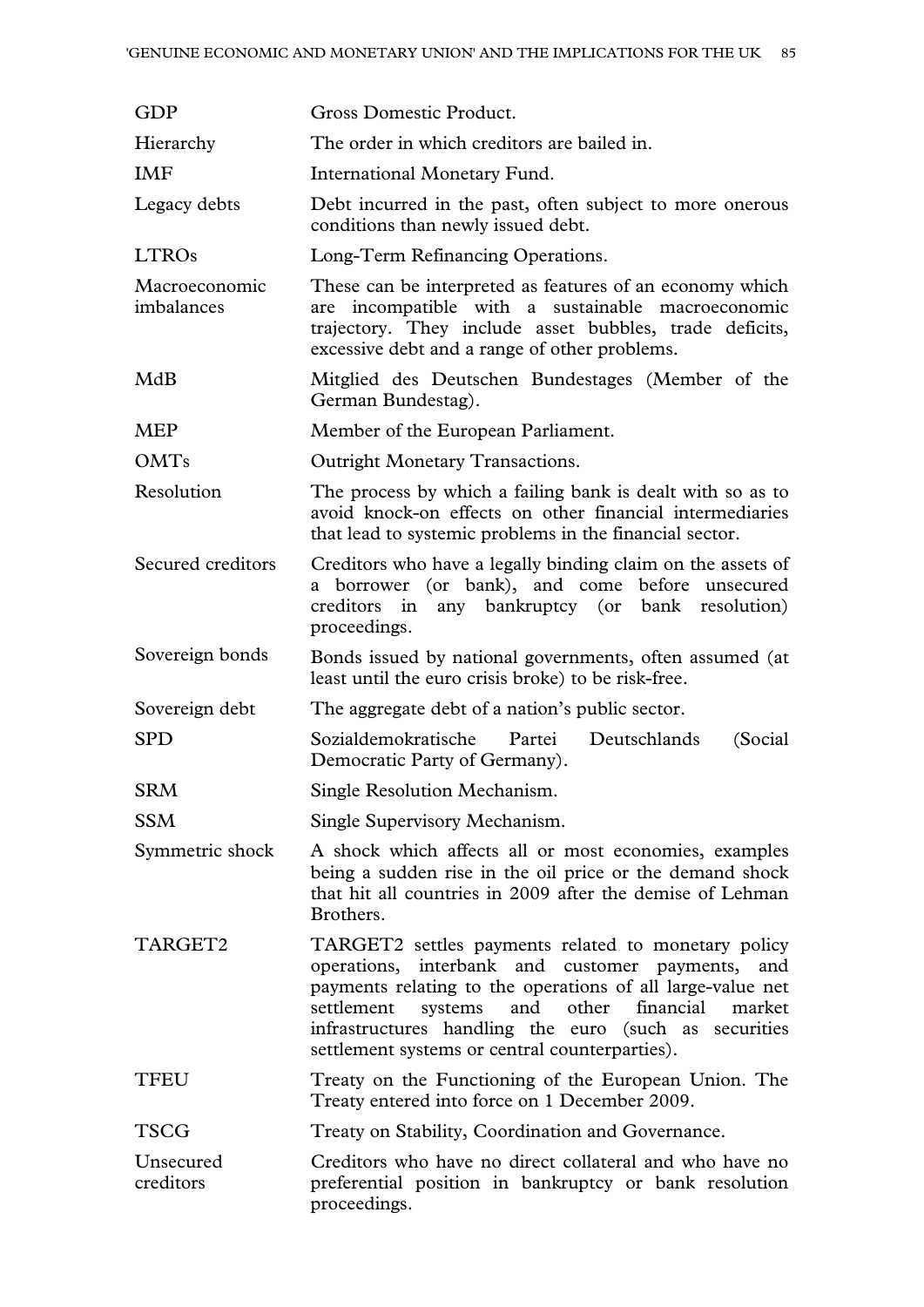| | |
|---|---|
| GDP | Gross Domestic Product. |
| Hierarchy | The order in which creditors are bailed in. |
| IMF | International Monetary Fund. |
| Legacy debts | Debt incurred in the past, often subject to more onerous conditions than newly issued debt. |
| LTROs | Long-Term Refinancing Operations. |
| Macroeconomic imbalances | These can be interpreted as features of an economy which are incompatible with a sustainable macroeconomic trajectory. They include asset bubbles, trade deficits, excessive debt and a range of other problems. |
| MdB | Mitglied des Deutschen Bundestages (Member of the German Bundestag). |
| MEP | Member of the European Parliament. |
| OMTs | Outright Monetary Transactions. |
| Resolution | The process by which a failing bank is dealt with so as to avoid knock-on effects on other financial intermediaries that lead to systemic problems in the financial sector. |
| Secured creditors | Creditors who have a legally binding claim on the assets of a borrower (or bank), and come before unsecured creditors in any bankruptcy (or bank resolution) proceedings. |
| Sovereign bonds | Bonds issued by national governments, often assumed (at least until the euro crisis broke) to be risk-free. |
| Sovereign debt | The aggregate debt of a nation's public sector. |
| SPD | Sozialdemokratische Partei Deutschlands (Social Democratic Party of Germany). |
| SRM | Single Resolution Mechanism. |
| SSM | Single Supervisory Mechanism. |
| Symmetric shock | A shock which affects all or most economies, examples being a sudden rise in the oil price or the demand shock that hit all countries in 2009 after the demise of Lehman Brothers. |
| TARGET2 | TARGET2 settles payments related to monetary policy operations, interbank and customer payments, and payments relating to the operations of all large-value net settlement systems and other financial market infrastructures handling the euro (such as securities settlement systems or central counterparties). |
| TFEU | Treaty on the Functioning of the European Union. The Treaty entered into force on 1 December 2009. |
| TSCG | Treaty on Stability, Coordination and Governance. |
| Unsecured creditors | Creditors who have no direct collateral and who have no preferential position in bankruptcy or bank resolution proceedings. |